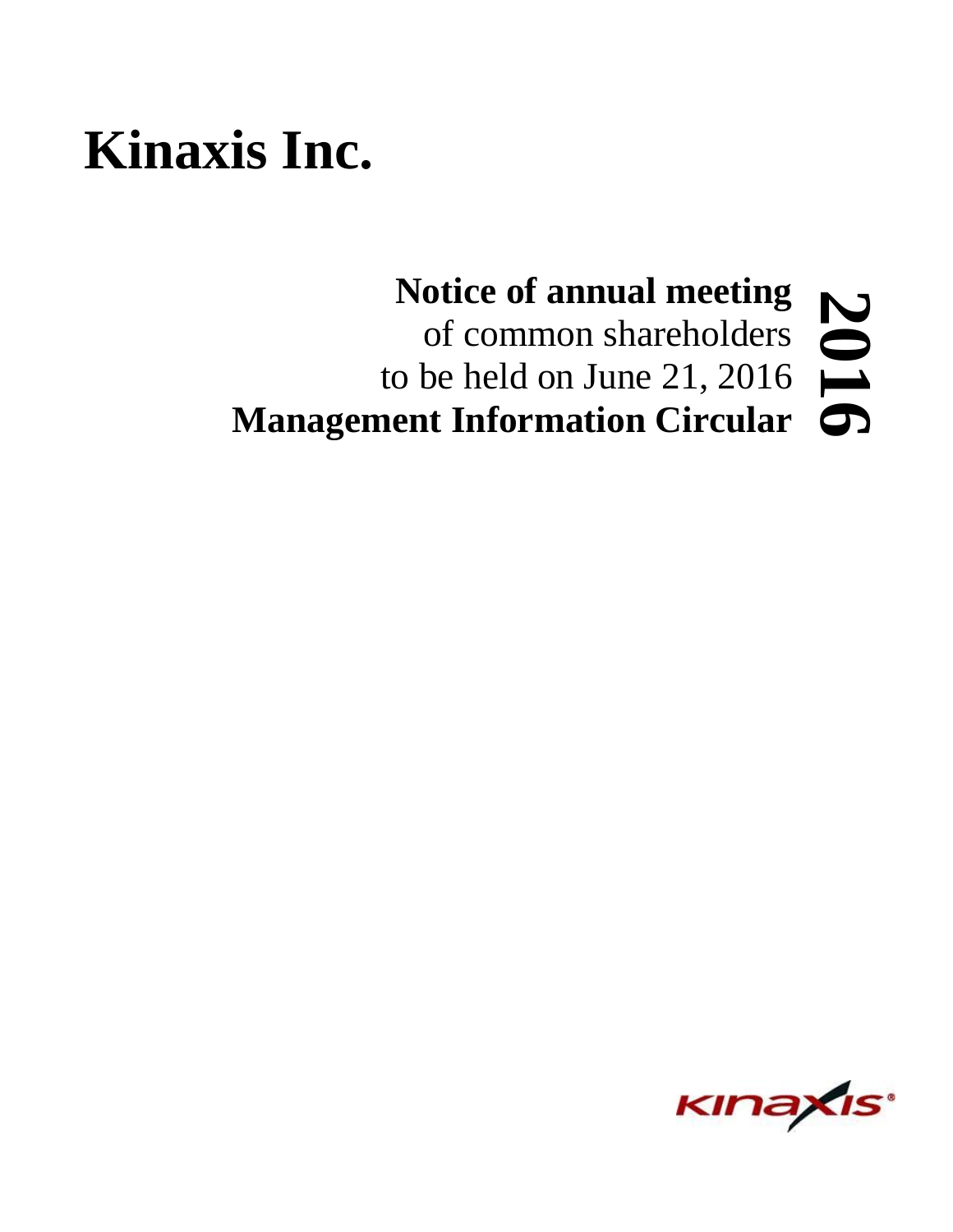# Kinaxis Inc.

## Notice of annual meeting

of common shareholders

to be held on June 21, 2016

## Management Information Circular

**2016**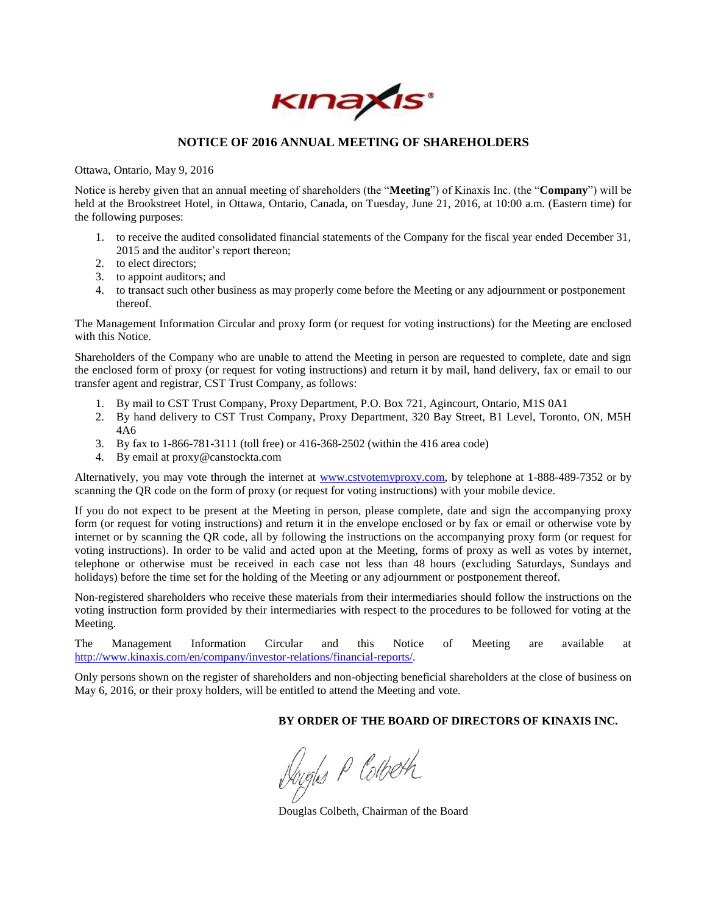# NOTICE OF 2016 ANNUAL MEETING OF SHAREHOLDERS

Ottawa, Ontario, May 9, 2016

Notice is hereby given that an annual meeting of shareholders (the "**Meeting**") of Kinaxis Inc. (the "**Company**") will be held at the Brookstreet Hotel, in Ottawa, Ontario, Canada, on Tuesday, June 21, 2016, at 10:00 a.m. (Eastern time) for the following purposes:

1. to receive the audited consolidated financial statements of the Company for the fiscal year ended December 31, 2015 and the auditor's report thereon;
2. to elect directors;
3. to appoint auditors; and
4. to transact such other business as may properly come before the Meeting or any adjournment or postponement thereof.

The Management Information Circular and proxy form (or request for voting instructions) for the Meeting are enclosed with this Notice.

Shareholders of the Company who are unable to attend the Meeting in person are requested to complete, date and sign the enclosed form of proxy (or request for voting instructions) and return it by mail, hand delivery, fax or email to our transfer agent and registrar, CST Trust Company, as follows:

1. By mail to CST Trust Company, Proxy Department, P.O. Box 721, Agincourt, Ontario, M1S 0A1
2. By hand delivery to CST Trust Company, Proxy Department, 320 Bay Street, B1 Level, Toronto, ON, M5H 4A6
3. By fax to 1-866-781-3111 (toll free) or 416-368-2502 (within the 416 area code)
4. By email at proxy@canstockta.com

Alternatively, you may vote through the internet at www.cstvotemyproxy.com, by telephone at 1-888-489-7352 or by scanning the QR code on the form of proxy (or request for voting instructions) with your mobile device.

If you do not expect to be present at the Meeting in person, please complete, date and sign the accompanying proxy form (or request for voting instructions) and return it in the envelope enclosed or by fax or email or otherwise vote by internet or by scanning the QR code, all by following the instructions on the accompanying proxy form (or request for voting instructions). In order to be valid and acted upon at the Meeting, forms of proxy as well as votes by internet, telephone or otherwise must be received in each case not less than 48 hours (excluding Saturdays, Sundays and holidays) before the time set for the holding of the Meeting or any adjournment or postponement thereof.

Non-registered shareholders who receive these materials from their intermediaries should follow the instructions on the voting instruction form provided by their intermediaries with respect to the procedures to be followed for voting at the Meeting.

The Management Information Circular and this Notice of Meeting are available at http://www.kinaxis.com/en/company/investor-relations/financial-reports/.

Only persons shown on the register of shareholders and non-objecting beneficial shareholders at the close of business on May 6, 2016, or their proxy holders, will be entitled to attend the Meeting and vote.

**BY ORDER OF THE BOARD OF DIRECTORS OF KINAXIS INC.**

Douglas P Colbeth

Douglas Colbeth, Chairman of the Board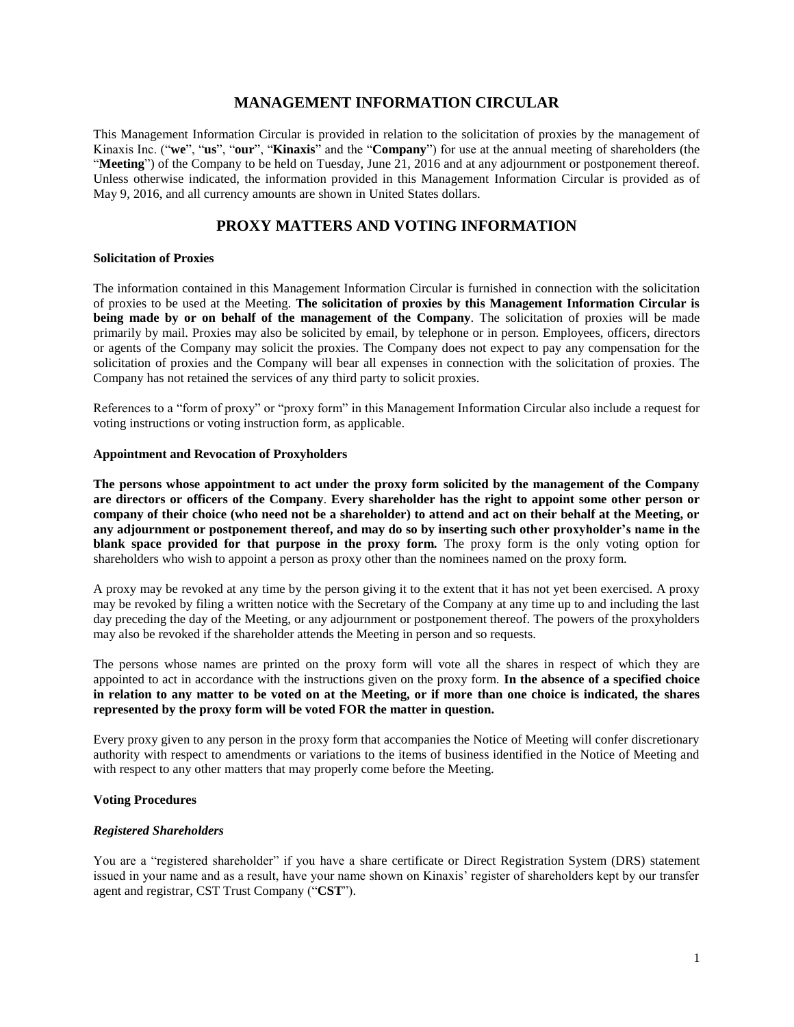# MANAGEMENT INFORMATION CIRCULAR

This Management Information Circular is provided in relation to the solicitation of proxies by the management of Kinaxis Inc. ("**we**", "**us**", "**our**", "**Kinaxis**" and the "**Company**") for use at the annual meeting of shareholders (the "**Meeting**") of the Company to be held on Tuesday, June 21, 2016 and at any adjournment or postponement thereof. Unless otherwise indicated, the information provided in this Management Information Circular is provided as of May 9, 2016, and all currency amounts are shown in United States dollars.

# PROXY MATTERS AND VOTING INFORMATION

### Solicitation of Proxies

The information contained in this Management Information Circular is furnished in connection with the solicitation of proxies to be used at the Meeting. **The solicitation of proxies by this Management Information Circular is being made by or on behalf of the management of the Company**. The solicitation of proxies will be made primarily by mail. Proxies may also be solicited by email, by telephone or in person. Employees, officers, directors or agents of the Company may solicit the proxies. The Company does not expect to pay any compensation for the solicitation of proxies and the Company will bear all expenses in connection with the solicitation of proxies. The Company has not retained the services of any third party to solicit proxies.

References to a "form of proxy" or "proxy form" in this Management Information Circular also include a request for voting instructions or voting instruction form, as applicable.

### Appointment and Revocation of Proxyholders

**The persons whose appointment to act under the proxy form solicited by the management of the Company are directors or officers of the Company**. **Every shareholder has the right to appoint some other person or company of their choice (who need not be a shareholder) to attend and act on their behalf at the Meeting, or any adjournment or postponement thereof, and may do so by inserting such other proxyholder's name in the blank space provided for that purpose in the proxy form.** The proxy form is the only voting option for shareholders who wish to appoint a person as proxy other than the nominees named on the proxy form.

A proxy may be revoked at any time by the person giving it to the extent that it has not yet been exercised. A proxy may be revoked by filing a written notice with the Secretary of the Company at any time up to and including the last day preceding the day of the Meeting, or any adjournment or postponement thereof. The powers of the proxyholders may also be revoked if the shareholder attends the Meeting in person and so requests.

The persons whose names are printed on the proxy form will vote all the shares in respect of which they are appointed to act in accordance with the instructions given on the proxy form. **In the absence of a specified choice in relation to any matter to be voted on at the Meeting, or if more than one choice is indicated, the shares represented by the proxy form will be voted FOR the matter in question.**

Every proxy given to any person in the proxy form that accompanies the Notice of Meeting will confer discretionary authority with respect to amendments or variations to the items of business identified in the Notice of Meeting and with respect to any other matters that may properly come before the Meeting.

### Voting Procedures

#### *Registered Shareholders*

You are a "registered shareholder" if you have a share certificate or Direct Registration System (DRS) statement issued in your name and as a result, have your name shown on Kinaxis' register of shareholders kept by our transfer agent and registrar, CST Trust Company ("**CST**").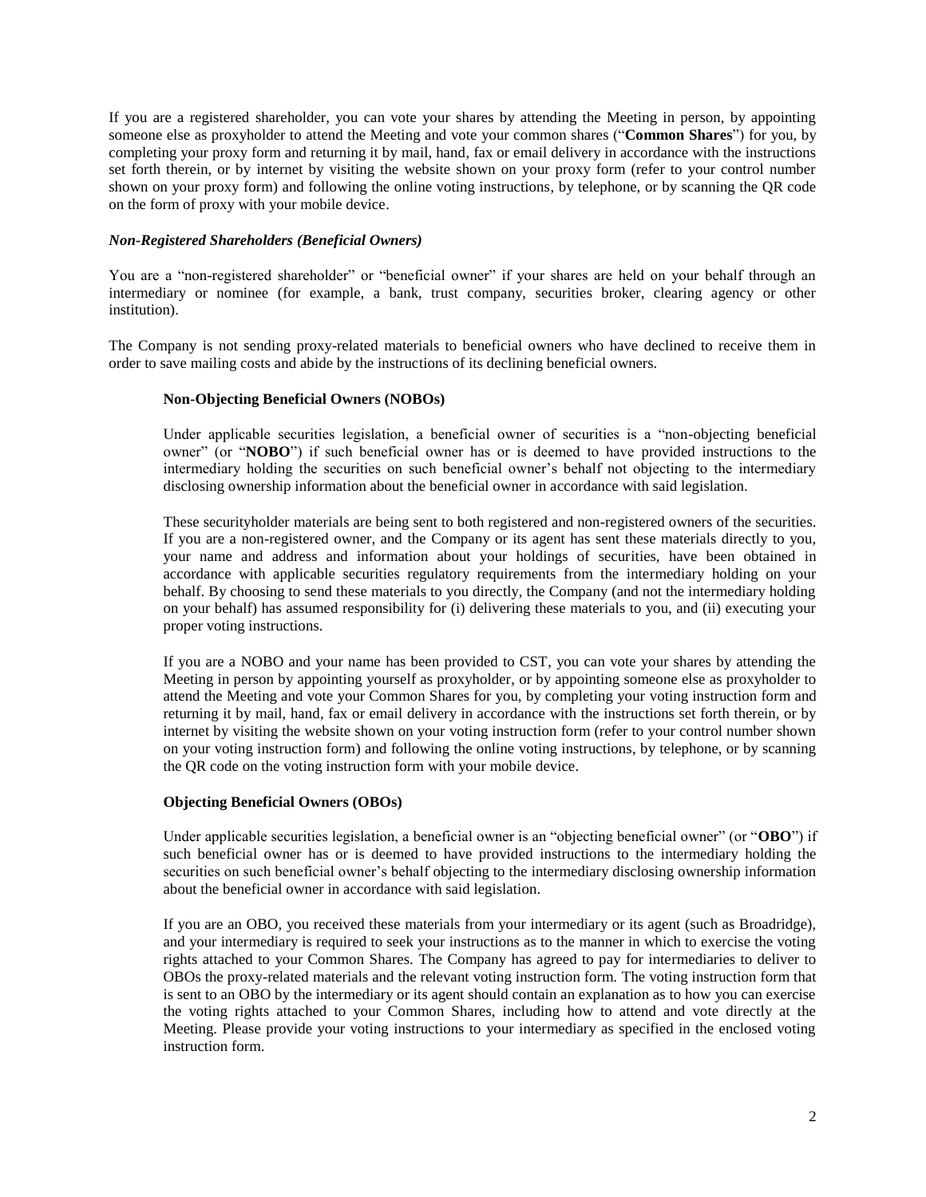If you are a registered shareholder, you can vote your shares by attending the Meeting in person, by appointing someone else as proxyholder to attend the Meeting and vote your common shares ("**Common Shares**") for you, by completing your proxy form and returning it by mail, hand, fax or email delivery in accordance with the instructions set forth therein, or by internet by visiting the website shown on your proxy form (refer to your control number shown on your proxy form) and following the online voting instructions, by telephone, or by scanning the QR code on the form of proxy with your mobile device.

***Non-Registered Shareholders (Beneficial Owners)***

You are a "non-registered shareholder" or "beneficial owner" if your shares are held on your behalf through an intermediary or nominee (for example, a bank, trust company, securities broker, clearing agency or other institution).

The Company is not sending proxy-related materials to beneficial owners who have declined to receive them in order to save mailing costs and abide by the instructions of its declining beneficial owners.

**Non-Objecting Beneficial Owners (NOBOs)**

Under applicable securities legislation, a beneficial owner of securities is a "non-objecting beneficial owner" (or "**NOBO**") if such beneficial owner has or is deemed to have provided instructions to the intermediary holding the securities on such beneficial owner's behalf not objecting to the intermediary disclosing ownership information about the beneficial owner in accordance with said legislation.

These securityholder materials are being sent to both registered and non-registered owners of the securities. If you are a non-registered owner, and the Company or its agent has sent these materials directly to you, your name and address and information about your holdings of securities, have been obtained in accordance with applicable securities regulatory requirements from the intermediary holding on your behalf. By choosing to send these materials to you directly, the Company (and not the intermediary holding on your behalf) has assumed responsibility for (i) delivering these materials to you, and (ii) executing your proper voting instructions.

If you are a NOBO and your name has been provided to CST, you can vote your shares by attending the Meeting in person by appointing yourself as proxyholder, or by appointing someone else as proxyholder to attend the Meeting and vote your Common Shares for you, by completing your voting instruction form and returning it by mail, hand, fax or email delivery in accordance with the instructions set forth therein, or by internet by visiting the website shown on your voting instruction form (refer to your control number shown on your voting instruction form) and following the online voting instructions, by telephone, or by scanning the QR code on the voting instruction form with your mobile device.

**Objecting Beneficial Owners (OBOs)**

Under applicable securities legislation, a beneficial owner is an "objecting beneficial owner" (or "**OBO**") if such beneficial owner has or is deemed to have provided instructions to the intermediary holding the securities on such beneficial owner's behalf objecting to the intermediary disclosing ownership information about the beneficial owner in accordance with said legislation.

If you are an OBO, you received these materials from your intermediary or its agent (such as Broadridge), and your intermediary is required to seek your instructions as to the manner in which to exercise the voting rights attached to your Common Shares. The Company has agreed to pay for intermediaries to deliver to OBOs the proxy-related materials and the relevant voting instruction form. The voting instruction form that is sent to an OBO by the intermediary or its agent should contain an explanation as to how you can exercise the voting rights attached to your Common Shares, including how to attend and vote directly at the Meeting. Please provide your voting instructions to your intermediary as specified in the enclosed voting instruction form.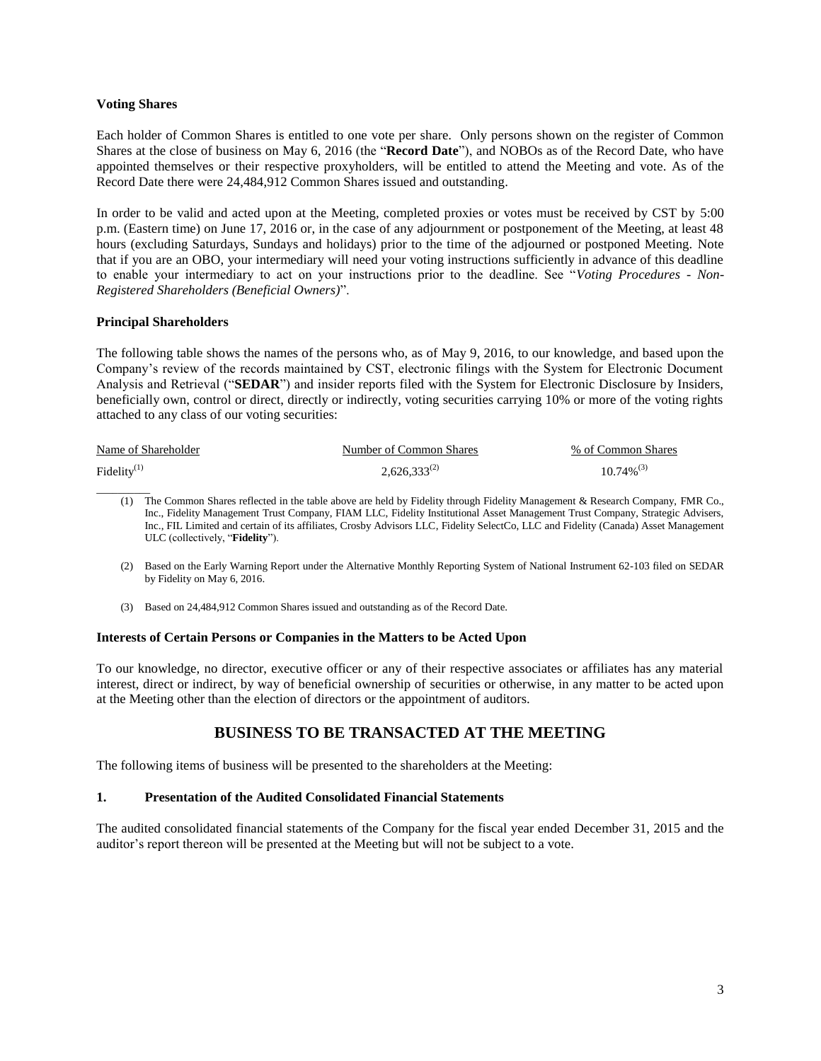### Voting Shares

Each holder of Common Shares is entitled to one vote per share. Only persons shown on the register of Common Shares at the close of business on May 6, 2016 (the "**Record Date**"), and NOBOs as of the Record Date, who have appointed themselves or their respective proxyholders, will be entitled to attend the Meeting and vote. As of the Record Date there were 24,484,912 Common Shares issued and outstanding.

In order to be valid and acted upon at the Meeting, completed proxies or votes must be received by CST by 5:00 p.m. (Eastern time) on June 17, 2016 or, in the case of any adjournment or postponement of the Meeting, at least 48 hours (excluding Saturdays, Sundays and holidays) prior to the time of the adjourned or postponed Meeting. Note that if you are an OBO, your intermediary will need your voting instructions sufficiently in advance of this deadline to enable your intermediary to act on your instructions prior to the deadline. See "*Voting Procedures - Non-Registered Shareholders (Beneficial Owners)*".

### Principal Shareholders

The following table shows the names of the persons who, as of May 9, 2016, to our knowledge, and based upon the Company's review of the records maintained by CST, electronic filings with the System for Electronic Document Analysis and Retrieval ("**SEDAR**") and insider reports filed with the System for Electronic Disclosure by Insiders, beneficially own, control or direct, directly or indirectly, voting securities carrying 10% or more of the voting rights attached to any class of our voting securities:

| Name of Shareholder | Number of Common Shares | % of Common Shares |
|---|---|---|
| Fidelity(1) | 2,626,333(2) | 10.74%(3) |

(1) The Common Shares reflected in the table above are held by Fidelity through Fidelity Management & Research Company, FMR Co., Inc., Fidelity Management Trust Company, FIAM LLC, Fidelity Institutional Asset Management Trust Company, Strategic Advisers, Inc., FIL Limited and certain of its affiliates, Crosby Advisors LLC, Fidelity SelectCo, LLC and Fidelity (Canada) Asset Management ULC (collectively, "**Fidelity**").

(2) Based on the Early Warning Report under the Alternative Monthly Reporting System of National Instrument 62-103 filed on SEDAR by Fidelity on May 6, 2016.

(3) Based on 24,484,912 Common Shares issued and outstanding as of the Record Date.

### Interests of Certain Persons or Companies in the Matters to be Acted Upon

To our knowledge, no director, executive officer or any of their respective associates or affiliates has any material interest, direct or indirect, by way of beneficial ownership of securities or otherwise, in any matter to be acted upon at the Meeting other than the election of directors or the appointment of auditors.

## BUSINESS TO BE TRANSACTED AT THE MEETING

The following items of business will be presented to the shareholders at the Meeting:

### 1. Presentation of the Audited Consolidated Financial Statements

The audited consolidated financial statements of the Company for the fiscal year ended December 31, 2015 and the auditor's report thereon will be presented at the Meeting but will not be subject to a vote.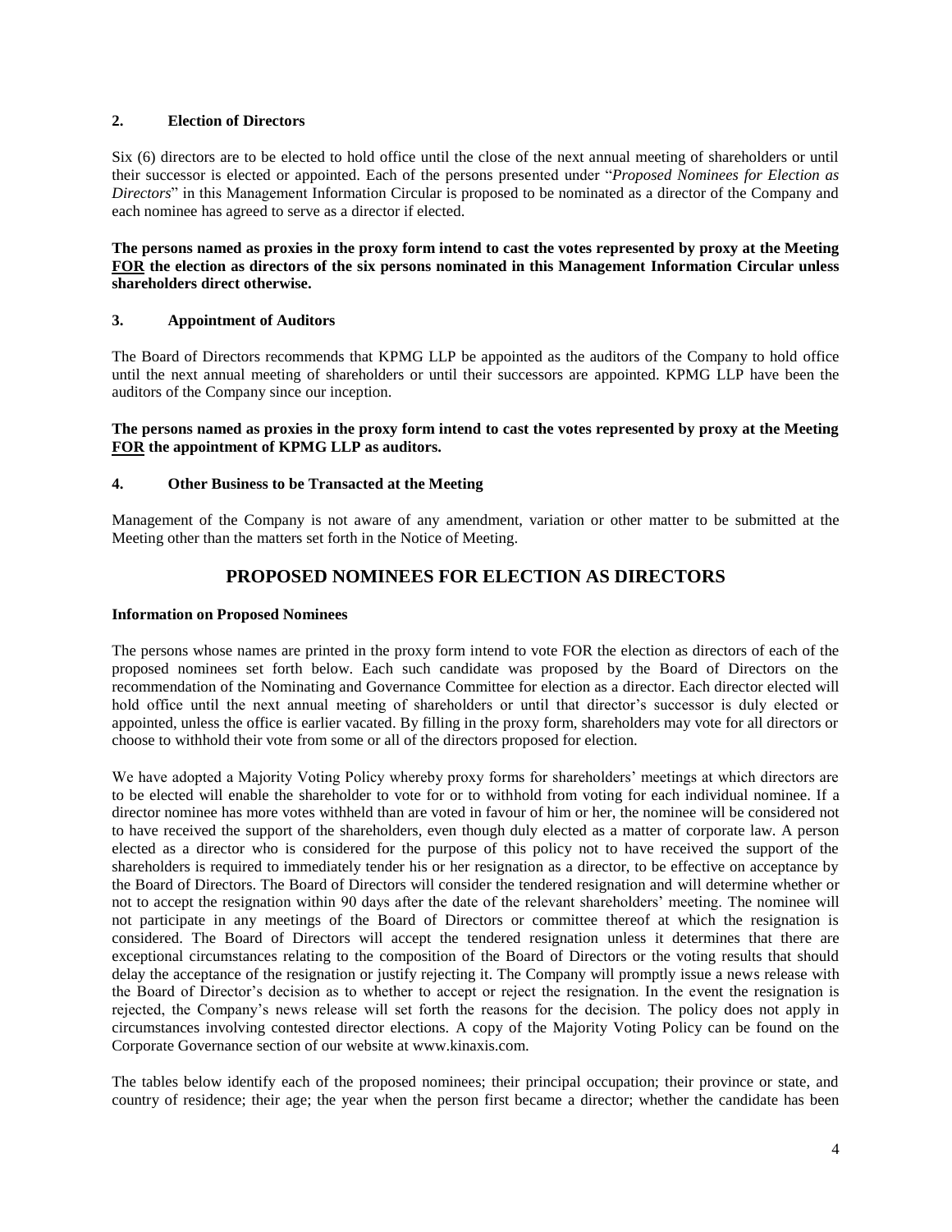### 2. Election of Directors

Six (6) directors are to be elected to hold office until the close of the next annual meeting of shareholders or until their successor is elected or appointed. Each of the persons presented under "*Proposed Nominees for Election as Directors*" in this Management Information Circular is proposed to be nominated as a director of the Company and each nominee has agreed to serve as a director if elected.

**The persons named as proxies in the proxy form intend to cast the votes represented by proxy at the Meeting FOR the election as directors of the six persons nominated in this Management Information Circular unless shareholders direct otherwise.**

### 3. Appointment of Auditors

The Board of Directors recommends that KPMG LLP be appointed as the auditors of the Company to hold office until the next annual meeting of shareholders or until their successors are appointed. KPMG LLP have been the auditors of the Company since our inception.

**The persons named as proxies in the proxy form intend to cast the votes represented by proxy at the Meeting FOR the appointment of KPMG LLP as auditors.**

### 4. Other Business to be Transacted at the Meeting

Management of the Company is not aware of any amendment, variation or other matter to be submitted at the Meeting other than the matters set forth in the Notice of Meeting.

## PROPOSED NOMINEES FOR ELECTION AS DIRECTORS

### Information on Proposed Nominees

The persons whose names are printed in the proxy form intend to vote FOR the election as directors of each of the proposed nominees set forth below. Each such candidate was proposed by the Board of Directors on the recommendation of the Nominating and Governance Committee for election as a director. Each director elected will hold office until the next annual meeting of shareholders or until that director's successor is duly elected or appointed, unless the office is earlier vacated. By filling in the proxy form, shareholders may vote for all directors or choose to withhold their vote from some or all of the directors proposed for election.

We have adopted a Majority Voting Policy whereby proxy forms for shareholders' meetings at which directors are to be elected will enable the shareholder to vote for or to withhold from voting for each individual nominee. If a director nominee has more votes withheld than are voted in favour of him or her, the nominee will be considered not to have received the support of the shareholders, even though duly elected as a matter of corporate law. A person elected as a director who is considered for the purpose of this policy not to have received the support of the shareholders is required to immediately tender his or her resignation as a director, to be effective on acceptance by the Board of Directors. The Board of Directors will consider the tendered resignation and will determine whether or not to accept the resignation within 90 days after the date of the relevant shareholders' meeting. The nominee will not participate in any meetings of the Board of Directors or committee thereof at which the resignation is considered. The Board of Directors will accept the tendered resignation unless it determines that there are exceptional circumstances relating to the composition of the Board of Directors or the voting results that should delay the acceptance of the resignation or justify rejecting it. The Company will promptly issue a news release with the Board of Director's decision as to whether to accept or reject the resignation. In the event the resignation is rejected, the Company's news release will set forth the reasons for the decision. The policy does not apply in circumstances involving contested director elections. A copy of the Majority Voting Policy can be found on the Corporate Governance section of our website at www.kinaxis.com.

The tables below identify each of the proposed nominees; their principal occupation; their province or state, and country of residence; their age; the year when the person first became a director; whether the candidate has been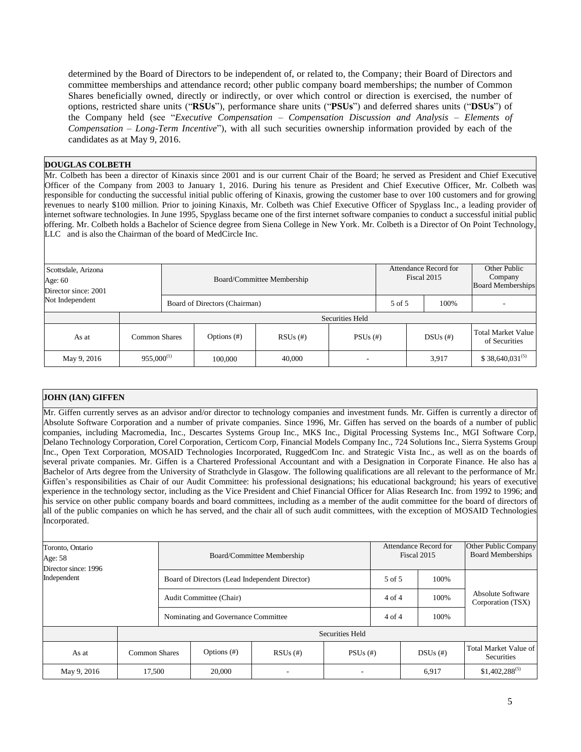determined by the Board of Directors to be independent of, or related to, the Company; their Board of Directors and committee memberships and attendance record; other public company board memberships; the number of Common Shares beneficially owned, directly or indirectly, or over which control or direction is exercised, the number of options, restricted share units ("**RSUs**"), performance share units ("**PSUs**") and deferred shares units ("**DSUs**") of the Company held (see "*Executive Compensation – Compensation Discussion and Analysis – Elements of Compensation – Long-Term Incentive*"), with all such securities ownership information provided by each of the candidates as at May 9, 2016.

**DOUGLAS COLBETH**

Mr. Colbeth has been a director of Kinaxis since 2001 and is our current Chair of the Board; he served as President and Chief Executive Officer of the Company from 2003 to January 1, 2016. During his tenure as President and Chief Executive Officer, Mr. Colbeth was responsible for conducting the successful initial public offering of Kinaxis, growing the customer base to over 100 customers and for growing revenues to nearly $100 million. Prior to joining Kinaxis, Mr. Colbeth was Chief Executive Officer of Spyglass Inc., a leading provider of internet software technologies. In June 1995, Spyglass became one of the first internet software companies to conduct a successful initial public offering. Mr. Colbeth holds a Bachelor of Science degree from Siena College in New York. Mr. Colbeth is a Director of On Point Technology, LLC and is also the Chairman of the board of MedCircle Inc.

| Scottsdale, Arizona<br>Age: 60<br>Director since: 2001<br>Not Independent | Board/Committee Membership | Attendance Record for Fiscal 2015 | | Other Public Company Board Memberships |
|---|---|---|---|---|
| | Board of Directors (Chairman) | 5 of 5 | 100% | - |

| | Securities Held | | | | | |
|---|---|---|---|---|---|---|
| As at | Common Shares | Options (#) | RSUs (#) | PSUs (#) | DSUs (#) | Total Market Value of Securities |
| May 9, 2016 | 955,000[(1)] | 100,000 | 40,000 | - | 3,917 | $ 38,640,031[(5)] |

**JOHN (IAN) GIFFEN**

Mr. Giffen currently serves as an advisor and/or director to technology companies and investment funds. Mr. Giffen is currently a director of Absolute Software Corporation and a number of private companies. Since 1996, Mr. Giffen has served on the boards of a number of public companies, including Macromedia, Inc., Descartes Systems Group Inc., MKS Inc., Digital Processing Systems Inc., MGI Software Corp, Delano Technology Corporation, Corel Corporation, Certicom Corp, Financial Models Company Inc., 724 Solutions Inc., Sierra Systems Group Inc., Open Text Corporation, MOSAID Technologies Incorporated, RuggedCom Inc. and Strategic Vista Inc., as well as on the boards of several private companies. Mr. Giffen is a Chartered Professional Accountant and with a Designation in Corporate Finance. He also has a Bachelor of Arts degree from the University of Strathclyde in Glasgow. The following qualifications are all relevant to the performance of Mr. Giffen's responsibilities as Chair of our Audit Committee: his professional designations; his educational background; his years of executive experience in the technology sector, including as the Vice President and Chief Financial Officer for Alias Research Inc. from 1992 to 1996; and his service on other public company boards and board committees, including as a member of the audit committee for the board of directors of all of the public companies on which he has served, and the chair all of such audit committees, with the exception of MOSAID Technologies Incorporated.

| Toronto, Ontario<br>Age: 58<br>Director since: 1996<br>Independent | Board/Committee Membership | Attendance Record for Fiscal 2015 | | Other Public Company Board Memberships |
|---|---|---|---|---|
| | Board of Directors (Lead Independent Director) | 5 of 5 | 100% | Absolute Software Corporation (TSX) |
| | Audit Committee (Chair) | 4 of 4 | 100% | |
| | Nominating and Governance Committee | 4 of 4 | 100% | |

| | Securities Held | | | | | |
|---|---|---|---|---|---|---|
| As at | Common Shares | Options (#) | RSUs (#) | PSUs (#) | DSUs (#) | Total Market Value of Securities |
| May 9, 2016 | 17,500 | 20,000 | - | - | 6,917 | $1,402,288[(5)] |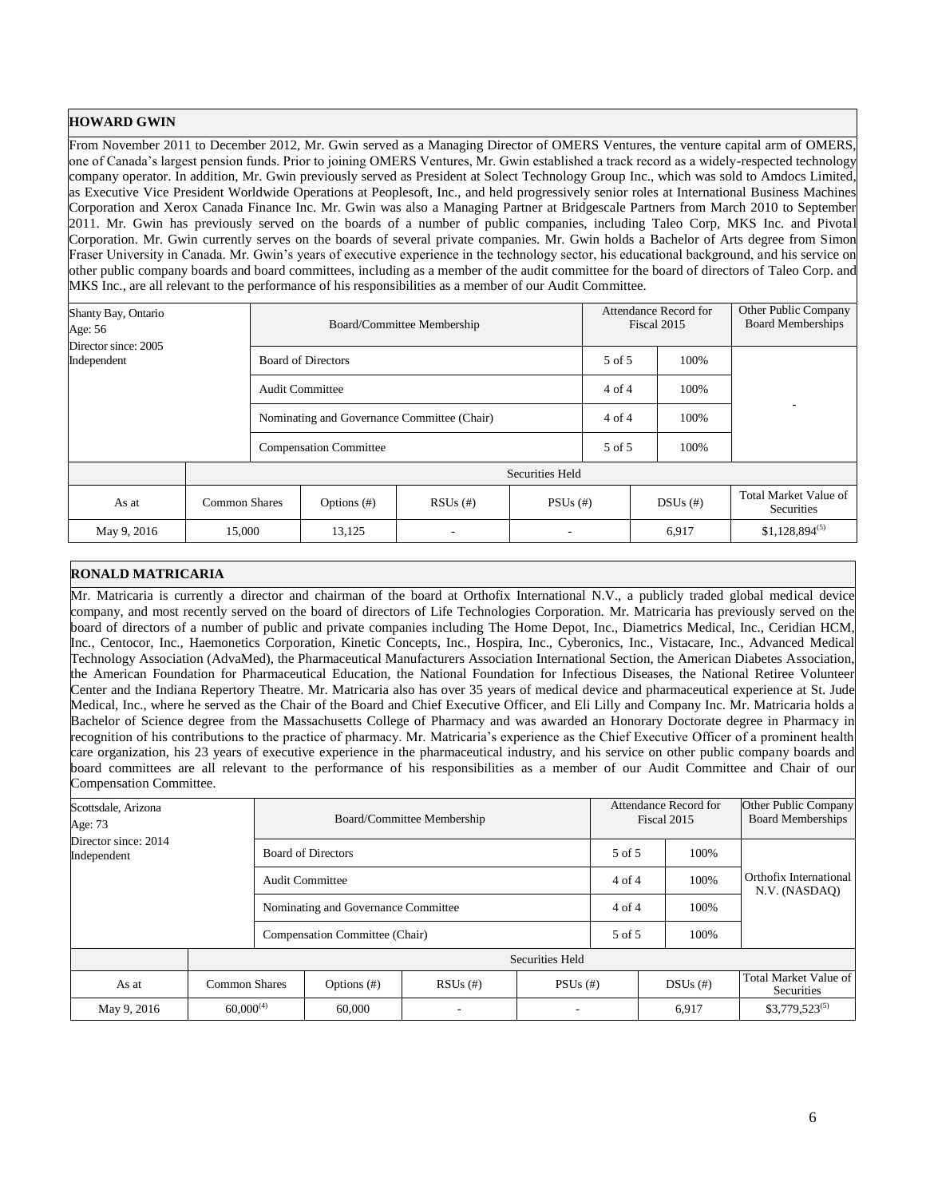## HOWARD GWIN

From November 2011 to December 2012, Mr. Gwin served as a Managing Director of OMERS Ventures, the venture capital arm of OMERS, one of Canada's largest pension funds. Prior to joining OMERS Ventures, Mr. Gwin established a track record as a widely-respected technology company operator. In addition, Mr. Gwin previously served as President at Solect Technology Group Inc., which was sold to Amdocs Limited, as Executive Vice President Worldwide Operations at Peoplesoft, Inc., and held progressively senior roles at International Business Machines Corporation and Xerox Canada Finance Inc. Mr. Gwin was also a Managing Partner at Bridgescale Partners from March 2010 to September 2011. Mr. Gwin has previously served on the boards of a number of public companies, including Taleo Corp, MKS Inc. and Pivotal Corporation. Mr. Gwin currently serves on the boards of several private companies. Mr. Gwin holds a Bachelor of Arts degree from Simon Fraser University in Canada. Mr. Gwin's years of executive experience in the technology sector, his educational background, and his service on other public company boards and board committees, including as a member of the audit committee for the board of directors of Taleo Corp. and MKS Inc., are all relevant to the performance of his responsibilities as a member of our Audit Committee.

| Shanty Bay, Ontario<br>Age: 56<br>Director since: 2005<br>Independent | Board/Committee Membership | Attendance Record for Fiscal 2015 | | Other Public Company Board Memberships |
|---|---|---|---|---|
| | Board of Directors | 5 of 5 | 100% | - |
| | Audit Committee | 4 of 4 | 100% | |
| | Nominating and Governance Committee (Chair) | 4 of 4 | 100% | |
| | Compensation Committee | 5 of 5 | 100% | |

| | Securities Held | | | | | |
|---|---|---|---|---|---|---|
| As at | Common Shares | Options (#) | RSUs (#) | PSUs (#) | DSUs (#) | Total Market Value of Securities |
| May 9, 2016 | 15,000 | 13,125 | - | - | 6,917 | $1,128,894[5] |

## RONALD MATRICARIA

Mr. Matricaria is currently a director and chairman of the board at Orthofix International N.V., a publicly traded global medical device company, and most recently served on the board of directors of Life Technologies Corporation. Mr. Matricaria has previously served on the board of directors of a number of public and private companies including The Home Depot, Inc., Diametrics Medical, Inc., Ceridian HCM, Inc., Centocor, Inc., Haemonetics Corporation, Kinetic Concepts, Inc., Hospira, Inc., Cyberonics, Inc., Vistacare, Inc., Advanced Medical Technology Association (AdvaMed), the Pharmaceutical Manufacturers Association International Section, the American Diabetes Association, the American Foundation for Pharmaceutical Education, the National Foundation for Infectious Diseases, the National Retiree Volunteer Center and the Indiana Repertory Theatre. Mr. Matricaria also has over 35 years of medical device and pharmaceutical experience at St. Jude Medical, Inc., where he served as the Chair of the Board and Chief Executive Officer, and Eli Lilly and Company Inc. Mr. Matricaria holds a Bachelor of Science degree from the Massachusetts College of Pharmacy and was awarded an Honorary Doctorate degree in Pharmacy in recognition of his contributions to the practice of pharmacy. Mr. Matricaria's experience as the Chief Executive Officer of a prominent health care organization, his 23 years of executive experience in the pharmaceutical industry, and his service on other public company boards and board committees are all relevant to the performance of his responsibilities as a member of our Audit Committee and Chair of our Compensation Committee.

| Scottsdale, Arizona<br>Age: 73<br>Director since: 2014<br>Independent | Board/Committee Membership | Attendance Record for Fiscal 2015 | | Other Public Company Board Memberships |
|---|---|---|---|---|
| | Board of Directors | 5 of 5 | 100% | Orthofix International N.V. (NASDAQ) |
| | Audit Committee | 4 of 4 | 100% | |
| | Nominating and Governance Committee | 4 of 4 | 100% | |
| | Compensation Committee (Chair) | 5 of 5 | 100% | |

| | Securities Held | | | | | |
|---|---|---|---|---|---|---|
| As at | Common Shares | Options (#) | RSUs (#) | PSUs (#) | DSUs (#) | Total Market Value of Securities |
| May 9, 2016 | 60,000[4] | 60,000 | - | - | 6,917 | $3,779,523[5] |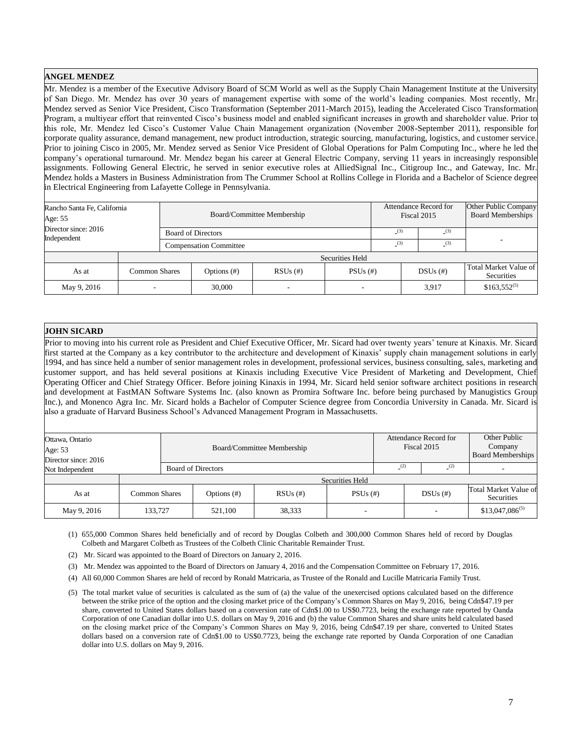**ANGEL MENDEZ**

Mr. Mendez is a member of the Executive Advisory Board of SCM World as well as the Supply Chain Management Institute at the University of San Diego. Mr. Mendez has over 30 years of management expertise with some of the world's leading companies. Most recently, Mr. Mendez served as Senior Vice President, Cisco Transformation (September 2011-March 2015), leading the Accelerated Cisco Transformation Program, a multiyear effort that reinvented Cisco's business model and enabled significant increases in growth and shareholder value. Prior to this role, Mr. Mendez led Cisco's Customer Value Chain Management organization (November 2008-September 2011), responsible for corporate quality assurance, demand management, new product introduction, strategic sourcing, manufacturing, logistics, and customer service. Prior to joining Cisco in 2005, Mr. Mendez served as Senior Vice President of Global Operations for Palm Computing Inc., where he led the company's operational turnaround. Mr. Mendez began his career at General Electric Company, serving 11 years in increasingly responsible assignments. Following General Electric, he served in senior executive roles at AlliedSignal Inc., Citigroup Inc., and Gateway, Inc. Mr. Mendez holds a Masters in Business Administration from The Crummer School at Rollins College in Florida and a Bachelor of Science degree in Electrical Engineering from Lafayette College in Pennsylvania.

| Rancho Santa Fe, California<br>Age: 55<br>Director since: 2016<br>Independent | Board/Committee Membership | Attendance Record for Fiscal 2015 | | Other Public Company Board Memberships |
|---|---|---|---|---|
| | Board of Directors | -[3] | -[3] | - |
| | Compensation Committee | -[3] | -[3] | |

| | Securities Held | | | | | |
|---|---|---|---|---|---|---|
| As at | Common Shares | Options (#) | RSUs (#) | PSUs (#) | DSUs (#) | Total Market Value of Securities |
| May 9, 2016 | - | 30,000 | - | - | 3,917 | $163,552[5] |

**JOHN SICARD**

Prior to moving into his current role as President and Chief Executive Officer, Mr. Sicard had over twenty years' tenure at Kinaxis. Mr. Sicard first started at the Company as a key contributor to the architecture and development of Kinaxis' supply chain management solutions in early 1994, and has since held a number of senior management roles in development, professional services, business consulting, sales, marketing and customer support, and has held several positions at Kinaxis including Executive Vice President of Marketing and Development, Chief Operating Officer and Chief Strategy Officer. Before joining Kinaxis in 1994, Mr. Sicard held senior software architect positions in research and development at FastMAN Software Systems Inc. (also known as Promira Software Inc. before being purchased by Manugistics Group Inc.), and Monenco Agra Inc. Mr. Sicard holds a Bachelor of Computer Science degree from Concordia University in Canada. Mr. Sicard is also a graduate of Harvard Business School's Advanced Management Program in Massachusetts.

| Ottawa, Ontario<br>Age: 53<br>Director since: 2016<br>Not Independent | Board/Committee Membership | Attendance Record for Fiscal 2015 | | Other Public Company Board Memberships |
|---|---|---|---|---|
| | Board of Directors | -[2] | -[2] | - |

| | Securities Held | | | | | |
|---|---|---|---|---|---|---|
| As at | Common Shares | Options (#) | RSUs (#) | PSUs (#) | DSUs (#) | Total Market Value of Securities |
| May 9, 2016 | 133,727 | 521,100 | 38,333 | - | - | $13,047,086[5] |

(1) 655,000 Common Shares held beneficially and of record by Douglas Colbeth and 300,000 Common Shares held of record by Douglas Colbeth and Margaret Colbeth as Trustees of the Colbeth Clinic Charitable Remainder Trust.

(2) Mr. Sicard was appointed to the Board of Directors on January 2, 2016.

(3) Mr. Mendez was appointed to the Board of Directors on January 4, 2016 and the Compensation Committee on February 17, 2016.

(4) All 60,000 Common Shares are held of record by Ronald Matricaria, as Trustee of the Ronald and Lucille Matricaria Family Trust.

(5) The total market value of securities is calculated as the sum of (a) the value of the unexercised options calculated based on the difference between the strike price of the option and the closing market price of the Company's Common Shares on May 9, 2016, being Cdn$47.19 per share, converted to United States dollars based on a conversion rate of Cdn$1.00 to US$0.7723, being the exchange rate reported by Oanda Corporation of one Canadian dollar into U.S. dollars on May 9, 2016 and (b) the value Common Shares and share units held calculated based on the closing market price of the Company's Common Shares on May 9, 2016, being Cdn$47.19 per share, converted to United States dollars based on a conversion rate of Cdn$1.00 to US$0.7723, being the exchange rate reported by Oanda Corporation of one Canadian dollar into U.S. dollars on May 9, 2016.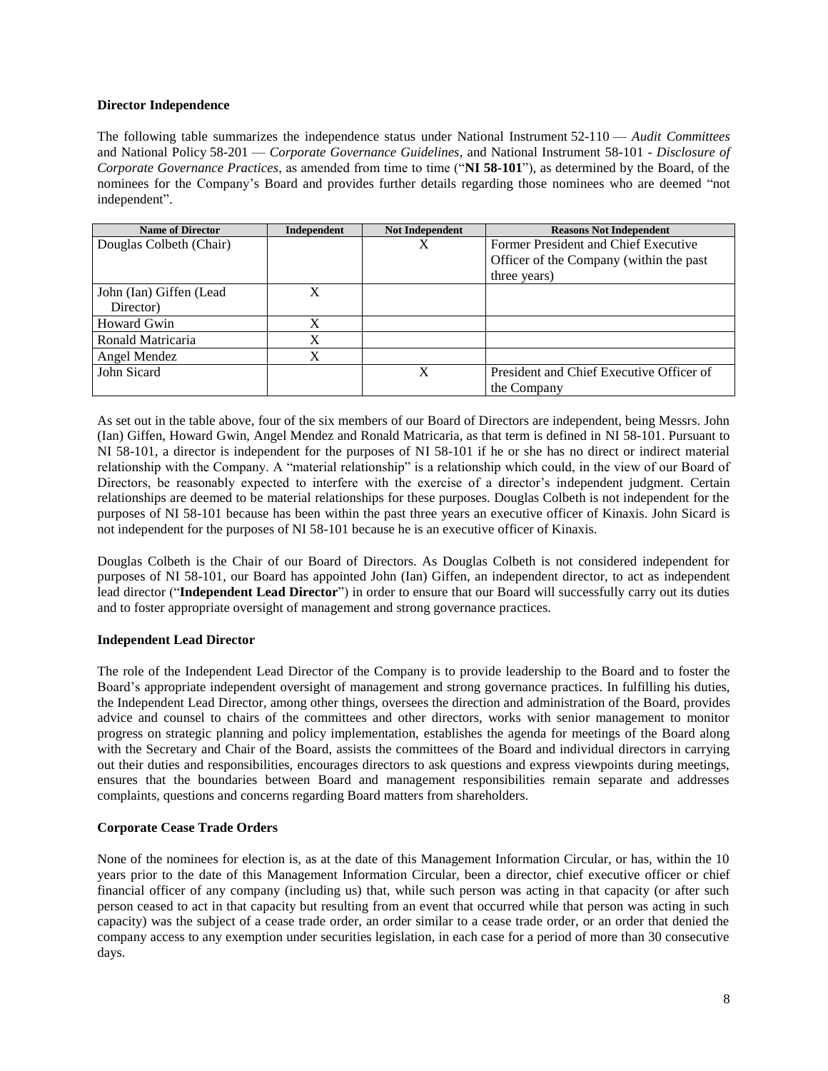**Director Independence**

The following table summarizes the independence status under National Instrument 52-110 — *Audit Committees* and National Policy 58-201 — *Corporate Governance Guidelines*, and National Instrument 58-101 - *Disclosure of Corporate Governance Practices*, as amended from time to time ("**NI 58-101**"), as determined by the Board, of the nominees for the Company's Board and provides further details regarding those nominees who are deemed "not independent".

| Name of Director | Independent | Not Independent | Reasons Not Independent |
| --- | --- | --- | --- |
| Douglas Colbeth (Chair) | | X | Former President and Chief Executive Officer of the Company (within the past three years) |
| John (Ian) Giffen (Lead Director) | X | | |
| Howard Gwin | X | | |
| Ronald Matricaria | X | | |
| Angel Mendez | X | | |
| John Sicard | | X | President and Chief Executive Officer of the Company |

As set out in the table above, four of the six members of our Board of Directors are independent, being Messrs. John (Ian) Giffen, Howard Gwin, Angel Mendez and Ronald Matricaria, as that term is defined in NI 58-101. Pursuant to NI 58-101, a director is independent for the purposes of NI 58-101 if he or she has no direct or indirect material relationship with the Company. A "material relationship" is a relationship which could, in the view of our Board of Directors, be reasonably expected to interfere with the exercise of a director's independent judgment. Certain relationships are deemed to be material relationships for these purposes. Douglas Colbeth is not independent for the purposes of NI 58-101 because has been within the past three years an executive officer of Kinaxis. John Sicard is not independent for the purposes of NI 58-101 because he is an executive officer of Kinaxis.

Douglas Colbeth is the Chair of our Board of Directors. As Douglas Colbeth is not considered independent for purposes of NI 58-101, our Board has appointed John (Ian) Giffen, an independent director, to act as independent lead director ("**Independent Lead Director**") in order to ensure that our Board will successfully carry out its duties and to foster appropriate oversight of management and strong governance practices.

**Independent Lead Director**

The role of the Independent Lead Director of the Company is to provide leadership to the Board and to foster the Board's appropriate independent oversight of management and strong governance practices. In fulfilling his duties, the Independent Lead Director, among other things, oversees the direction and administration of the Board, provides advice and counsel to chairs of the committees and other directors, works with senior management to monitor progress on strategic planning and policy implementation, establishes the agenda for meetings of the Board along with the Secretary and Chair of the Board, assists the committees of the Board and individual directors in carrying out their duties and responsibilities, encourages directors to ask questions and express viewpoints during meetings, ensures that the boundaries between Board and management responsibilities remain separate and addresses complaints, questions and concerns regarding Board matters from shareholders.

**Corporate Cease Trade Orders**

None of the nominees for election is, as at the date of this Management Information Circular, or has, within the 10 years prior to the date of this Management Information Circular, been a director, chief executive officer or chief financial officer of any company (including us) that, while such person was acting in that capacity (or after such person ceased to act in that capacity but resulting from an event that occurred while that person was acting in such capacity) was the subject of a cease trade order, an order similar to a cease trade order, or an order that denied the company access to any exemption under securities legislation, in each case for a period of more than 30 consecutive days.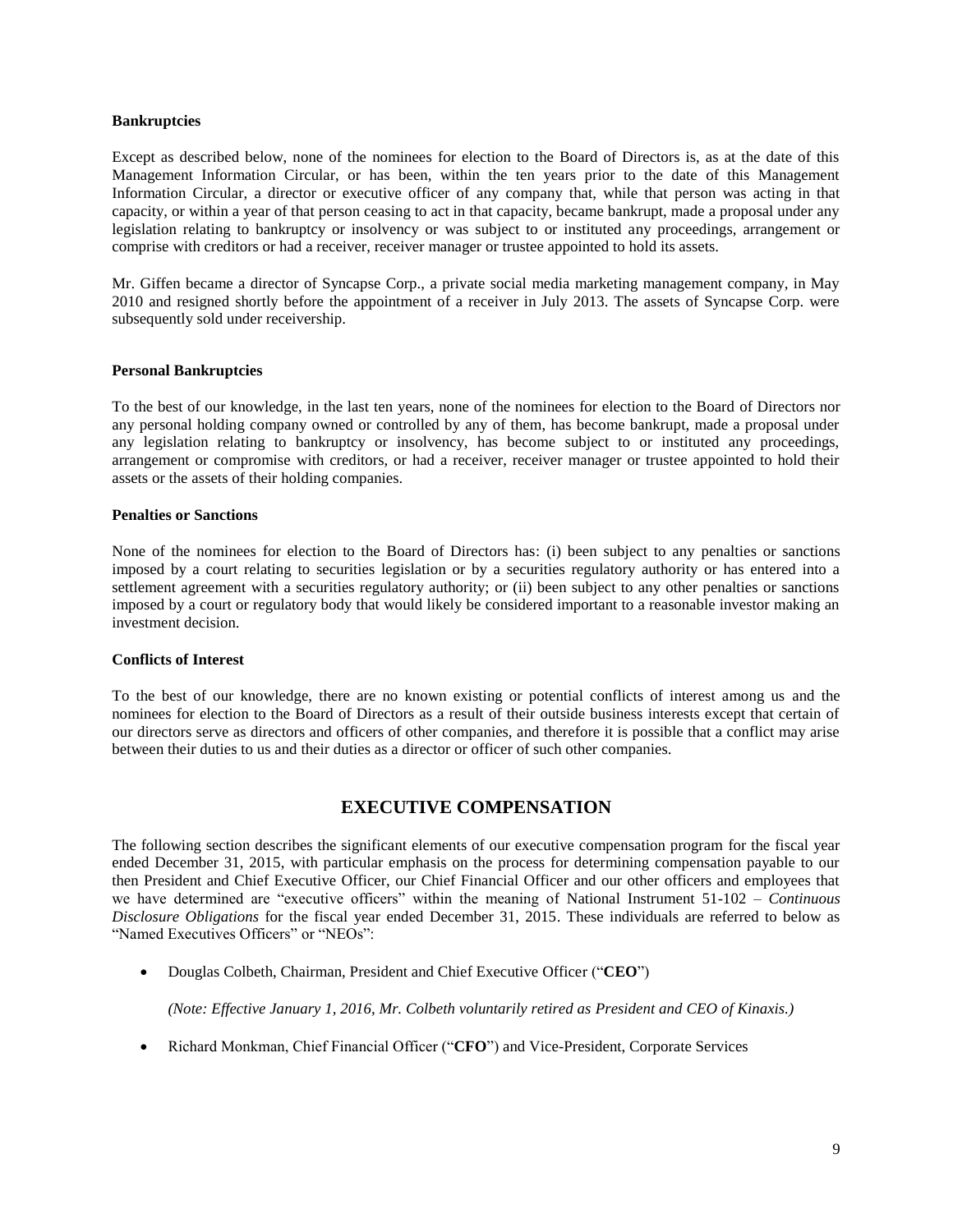**Bankruptcies**

Except as described below, none of the nominees for election to the Board of Directors is, as at the date of this Management Information Circular, or has been, within the ten years prior to the date of this Management Information Circular, a director or executive officer of any company that, while that person was acting in that capacity, or within a year of that person ceasing to act in that capacity, became bankrupt, made a proposal under any legislation relating to bankruptcy or insolvency or was subject to or instituted any proceedings, arrangement or comprise with creditors or had a receiver, receiver manager or trustee appointed to hold its assets.

Mr. Giffen became a director of Syncapse Corp., a private social media marketing management company, in May 2010 and resigned shortly before the appointment of a receiver in July 2013. The assets of Syncapse Corp. were subsequently sold under receivership.

**Personal Bankruptcies**

To the best of our knowledge, in the last ten years, none of the nominees for election to the Board of Directors nor any personal holding company owned or controlled by any of them, has become bankrupt, made a proposal under any legislation relating to bankruptcy or insolvency, has become subject to or instituted any proceedings, arrangement or compromise with creditors, or had a receiver, receiver manager or trustee appointed to hold their assets or the assets of their holding companies.

**Penalties or Sanctions**

None of the nominees for election to the Board of Directors has: (i) been subject to any penalties or sanctions imposed by a court relating to securities legislation or by a securities regulatory authority or has entered into a settlement agreement with a securities regulatory authority; or (ii) been subject to any other penalties or sanctions imposed by a court or regulatory body that would likely be considered important to a reasonable investor making an investment decision.

**Conflicts of Interest**

To the best of our knowledge, there are no known existing or potential conflicts of interest among us and the nominees for election to the Board of Directors as a result of their outside business interests except that certain of our directors serve as directors and officers of other companies, and therefore it is possible that a conflict may arise between their duties to us and their duties as a director or officer of such other companies.

## EXECUTIVE COMPENSATION

The following section describes the significant elements of our executive compensation program for the fiscal year ended December 31, 2015, with particular emphasis on the process for determining compensation payable to our then President and Chief Executive Officer, our Chief Financial Officer and our other officers and employees that we have determined are "executive officers" within the meaning of National Instrument 51-102 – *Continuous Disclosure Obligations* for the fiscal year ended December 31, 2015. These individuals are referred to below as "Named Executives Officers" or "NEOs":

- Douglas Colbeth, Chairman, President and Chief Executive Officer ("**CEO**")

  *(Note: Effective January 1, 2016, Mr. Colbeth voluntarily retired as President and CEO of Kinaxis.)*

- Richard Monkman, Chief Financial Officer ("**CFO**") and Vice-President, Corporate Services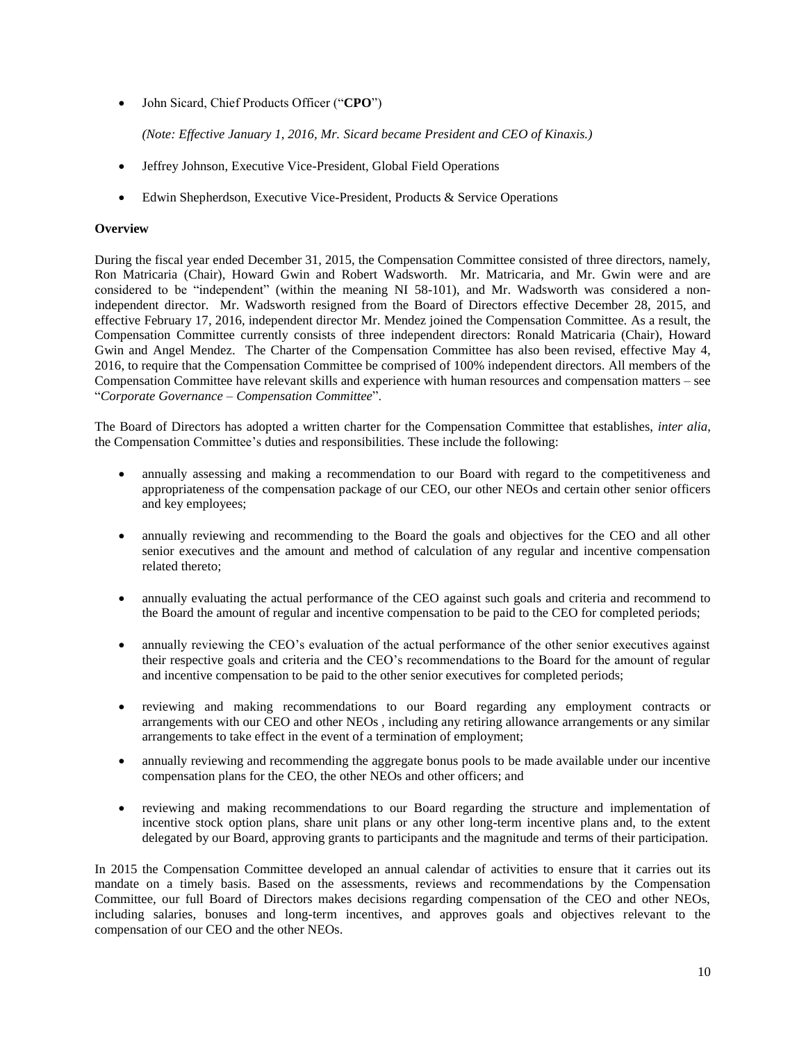- John Sicard, Chief Products Officer ("**CPO**")

  *(Note: Effective January 1, 2016, Mr. Sicard became President and CEO of Kinaxis.)*

- Jeffrey Johnson, Executive Vice-President, Global Field Operations

- Edwin Shepherdson, Executive Vice-President, Products & Service Operations

**Overview**

During the fiscal year ended December 31, 2015, the Compensation Committee consisted of three directors, namely, Ron Matricaria (Chair), Howard Gwin and Robert Wadsworth. Mr. Matricaria, and Mr. Gwin were and are considered to be "independent" (within the meaning NI 58-101), and Mr. Wadsworth was considered a non-independent director. Mr. Wadsworth resigned from the Board of Directors effective December 28, 2015, and effective February 17, 2016, independent director Mr. Mendez joined the Compensation Committee. As a result, the Compensation Committee currently consists of three independent directors: Ronald Matricaria (Chair), Howard Gwin and Angel Mendez. The Charter of the Compensation Committee has also been revised, effective May 4, 2016, to require that the Compensation Committee be comprised of 100% independent directors. All members of the Compensation Committee have relevant skills and experience with human resources and compensation matters – see "*Corporate Governance – Compensation Committee*".

The Board of Directors has adopted a written charter for the Compensation Committee that establishes, *inter alia*, the Compensation Committee's duties and responsibilities. These include the following:

- annually assessing and making a recommendation to our Board with regard to the competitiveness and appropriateness of the compensation package of our CEO, our other NEOs and certain other senior officers and key employees;

- annually reviewing and recommending to the Board the goals and objectives for the CEO and all other senior executives and the amount and method of calculation of any regular and incentive compensation related thereto;

- annually evaluating the actual performance of the CEO against such goals and criteria and recommend to the Board the amount of regular and incentive compensation to be paid to the CEO for completed periods;

- annually reviewing the CEO's evaluation of the actual performance of the other senior executives against their respective goals and criteria and the CEO's recommendations to the Board for the amount of regular and incentive compensation to be paid to the other senior executives for completed periods;

- reviewing and making recommendations to our Board regarding any employment contracts or arrangements with our CEO and other NEOs , including any retiring allowance arrangements or any similar arrangements to take effect in the event of a termination of employment;

- annually reviewing and recommending the aggregate bonus pools to be made available under our incentive compensation plans for the CEO, the other NEOs and other officers; and

- reviewing and making recommendations to our Board regarding the structure and implementation of incentive stock option plans, share unit plans or any other long-term incentive plans and, to the extent delegated by our Board, approving grants to participants and the magnitude and terms of their participation.

In 2015 the Compensation Committee developed an annual calendar of activities to ensure that it carries out its mandate on a timely basis. Based on the assessments, reviews and recommendations by the Compensation Committee, our full Board of Directors makes decisions regarding compensation of the CEO and other NEOs, including salaries, bonuses and long-term incentives, and approves goals and objectives relevant to the compensation of our CEO and the other NEOs.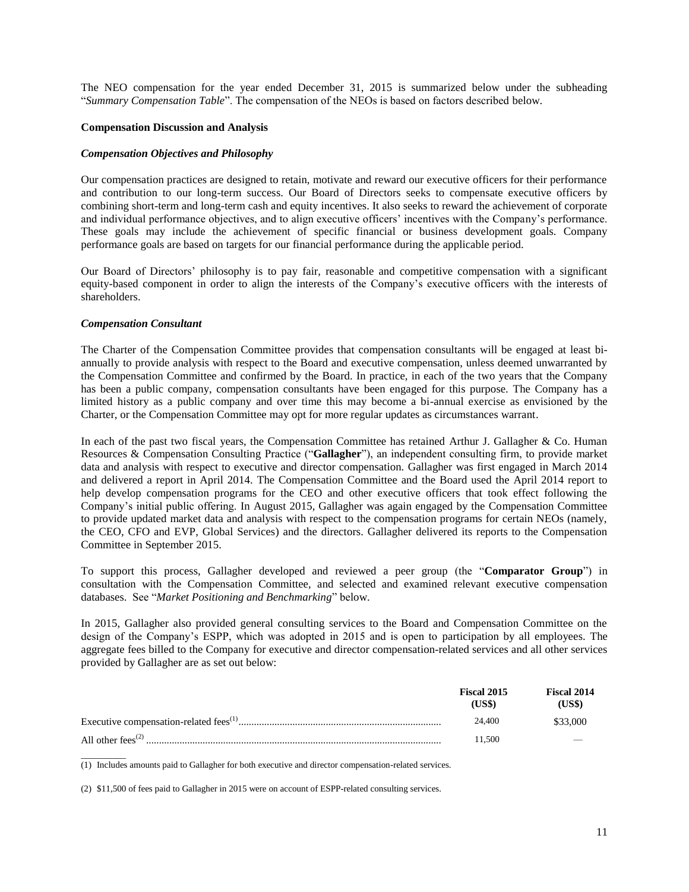The NEO compensation for the year ended December 31, 2015 is summarized below under the subheading "*Summary Compensation Table*". The compensation of the NEOs is based on factors described below.

**Compensation Discussion and Analysis**

***Compensation Objectives and Philosophy***

Our compensation practices are designed to retain, motivate and reward our executive officers for their performance and contribution to our long-term success. Our Board of Directors seeks to compensate executive officers by combining short-term and long-term cash and equity incentives. It also seeks to reward the achievement of corporate and individual performance objectives, and to align executive officers' incentives with the Company's performance. These goals may include the achievement of specific financial or business development goals. Company performance goals are based on targets for our financial performance during the applicable period.

Our Board of Directors' philosophy is to pay fair, reasonable and competitive compensation with a significant equity-based component in order to align the interests of the Company's executive officers with the interests of shareholders.

***Compensation Consultant***

The Charter of the Compensation Committee provides that compensation consultants will be engaged at least bi-annually to provide analysis with respect to the Board and executive compensation, unless deemed unwarranted by the Compensation Committee and confirmed by the Board. In practice, in each of the two years that the Company has been a public company, compensation consultants have been engaged for this purpose. The Company has a limited history as a public company and over time this may become a bi-annual exercise as envisioned by the Charter, or the Compensation Committee may opt for more regular updates as circumstances warrant.

In each of the past two fiscal years, the Compensation Committee has retained Arthur J. Gallagher & Co. Human Resources & Compensation Consulting Practice ("**Gallagher**"), an independent consulting firm, to provide market data and analysis with respect to executive and director compensation. Gallagher was first engaged in March 2014 and delivered a report in April 2014. The Compensation Committee and the Board used the April 2014 report to help develop compensation programs for the CEO and other executive officers that took effect following the Company's initial public offering. In August 2015, Gallagher was again engaged by the Compensation Committee to provide updated market data and analysis with respect to the compensation programs for certain NEOs (namely, the CEO, CFO and EVP, Global Services) and the directors. Gallagher delivered its reports to the Compensation Committee in September 2015.

To support this process, Gallagher developed and reviewed a peer group (the "**Comparator Group**") in consultation with the Compensation Committee, and selected and examined relevant executive compensation databases. See "*Market Positioning and Benchmarking*" below.

In 2015, Gallagher also provided general consulting services to the Board and Compensation Committee on the design of the Company's ESPP, which was adopted in 2015 and is open to participation by all employees. The aggregate fees billed to the Company for executive and director compensation-related services and all other services provided by Gallagher are as set out below:

| | Fiscal 2015 (US$) | Fiscal 2014 (US$) |
|---|---|---|
| Executive compensation-related fees[(1)] | 24,400 | $33,000 |
| All other fees[(2)] | 11,500 | — |

(1) Includes amounts paid to Gallagher for both executive and director compensation-related services.

(2) $11,500 of fees paid to Gallagher in 2015 were on account of ESPP-related consulting services.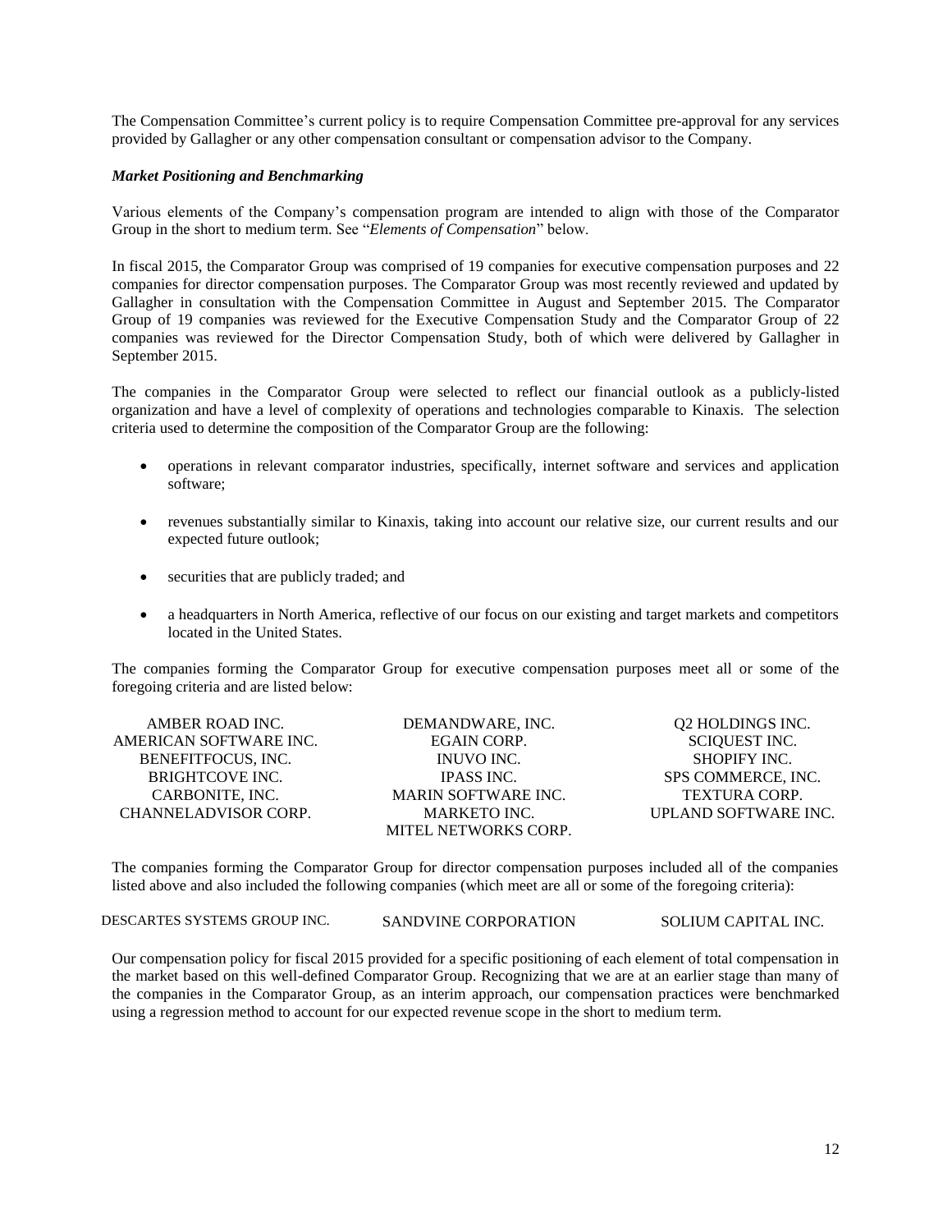The Compensation Committee's current policy is to require Compensation Committee pre-approval for any services provided by Gallagher or any other compensation consultant or compensation advisor to the Company.

***Market Positioning and Benchmarking***

Various elements of the Company's compensation program are intended to align with those of the Comparator Group in the short to medium term. See "*Elements of Compensation*" below.

In fiscal 2015, the Comparator Group was comprised of 19 companies for executive compensation purposes and 22 companies for director compensation purposes. The Comparator Group was most recently reviewed and updated by Gallagher in consultation with the Compensation Committee in August and September 2015. The Comparator Group of 19 companies was reviewed for the Executive Compensation Study and the Comparator Group of 22 companies was reviewed for the Director Compensation Study, both of which were delivered by Gallagher in September 2015.

The companies in the Comparator Group were selected to reflect our financial outlook as a publicly-listed organization and have a level of complexity of operations and technologies comparable to Kinaxis. The selection criteria used to determine the composition of the Comparator Group are the following:

- operations in relevant comparator industries, specifically, internet software and services and application software;
- revenues substantially similar to Kinaxis, taking into account our relative size, our current results and our expected future outlook;
- securities that are publicly traded; and
- a headquarters in North America, reflective of our focus on our existing and target markets and competitors located in the United States.

The companies forming the Comparator Group for executive compensation purposes meet all or some of the foregoing criteria and are listed below:

| | | |
|---|---|---|
| AMBER ROAD INC. | DEMANDWARE, INC. | Q2 HOLDINGS INC. |
| AMERICAN SOFTWARE INC. | EGAIN CORP. | SCIQUEST INC. |
| BENEFITFOCUS, INC. | INUVO INC. | SHOPIFY INC. |
| BRIGHTCOVE INC. | IPASS INC. | SPS COMMERCE, INC. |
| CARBONITE, INC. | MARIN SOFTWARE INC. | TEXTURA CORP. |
| CHANNELADVISOR CORP. | MARKETO INC. | UPLAND SOFTWARE INC. |
| | MITEL NETWORKS CORP. | |

The companies forming the Comparator Group for director compensation purposes included all of the companies listed above and also included the following companies (which meet are all or some of the foregoing criteria):

| | | |
|---|---|---|
| DESCARTES SYSTEMS GROUP INC. | SANDVINE CORPORATION | SOLIUM CAPITAL INC. |

Our compensation policy for fiscal 2015 provided for a specific positioning of each element of total compensation in the market based on this well-defined Comparator Group. Recognizing that we are at an earlier stage than many of the companies in the Comparator Group, as an interim approach, our compensation practices were benchmarked using a regression method to account for our expected revenue scope in the short to medium term.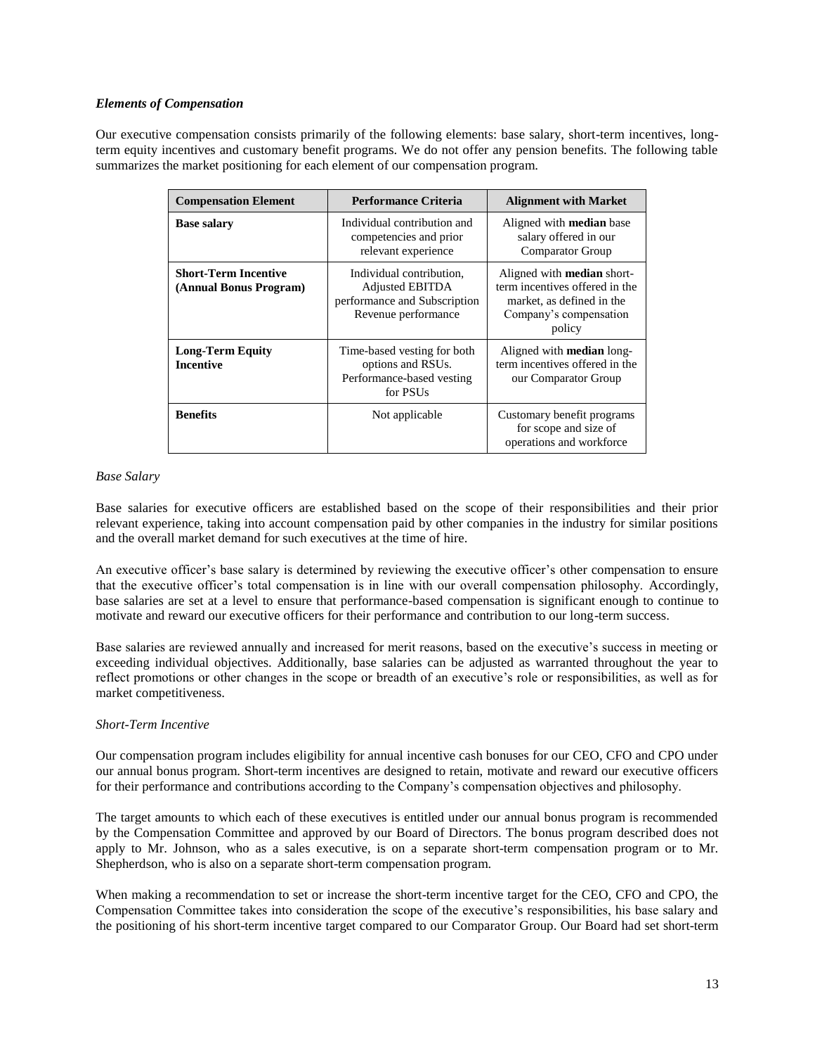### *Elements of Compensation*

Our executive compensation consists primarily of the following elements: base salary, short-term incentives, long-term equity incentives and customary benefit programs. We do not offer any pension benefits. The following table summarizes the market positioning for each element of our compensation program.

| Compensation Element | Performance Criteria | Alignment with Market |
|---|---|---|
| **Base salary** | Individual contribution and competencies and prior relevant experience | Aligned with **median** base salary offered in our Comparator Group |
| **Short-Term Incentive (Annual Bonus Program)** | Individual contribution, Adjusted EBITDA performance and Subscription Revenue performance | Aligned with **median** short-term incentives offered in the market, as defined in the Company's compensation policy |
| **Long-Term Equity Incentive** | Time-based vesting for both options and RSUs. Performance-based vesting for PSUs | Aligned with **median** long-term incentives offered in the our Comparator Group |
| **Benefits** | Not applicable | Customary benefit programs for scope and size of operations and workforce |

*Base Salary*

Base salaries for executive officers are established based on the scope of their responsibilities and their prior relevant experience, taking into account compensation paid by other companies in the industry for similar positions and the overall market demand for such executives at the time of hire.

An executive officer's base salary is determined by reviewing the executive officer's other compensation to ensure that the executive officer's total compensation is in line with our overall compensation philosophy. Accordingly, base salaries are set at a level to ensure that performance-based compensation is significant enough to continue to motivate and reward our executive officers for their performance and contribution to our long-term success.

Base salaries are reviewed annually and increased for merit reasons, based on the executive's success in meeting or exceeding individual objectives. Additionally, base salaries can be adjusted as warranted throughout the year to reflect promotions or other changes in the scope or breadth of an executive's role or responsibilities, as well as for market competitiveness.

*Short-Term Incentive*

Our compensation program includes eligibility for annual incentive cash bonuses for our CEO, CFO and CPO under our annual bonus program. Short-term incentives are designed to retain, motivate and reward our executive officers for their performance and contributions according to the Company's compensation objectives and philosophy.

The target amounts to which each of these executives is entitled under our annual bonus program is recommended by the Compensation Committee and approved by our Board of Directors. The bonus program described does not apply to Mr. Johnson, who as a sales executive, is on a separate short-term compensation program or to Mr. Shepherdson, who is also on a separate short-term compensation program.

When making a recommendation to set or increase the short-term incentive target for the CEO, CFO and CPO, the Compensation Committee takes into consideration the scope of the executive's responsibilities, his base salary and the positioning of his short-term incentive target compared to our Comparator Group. Our Board had set short-term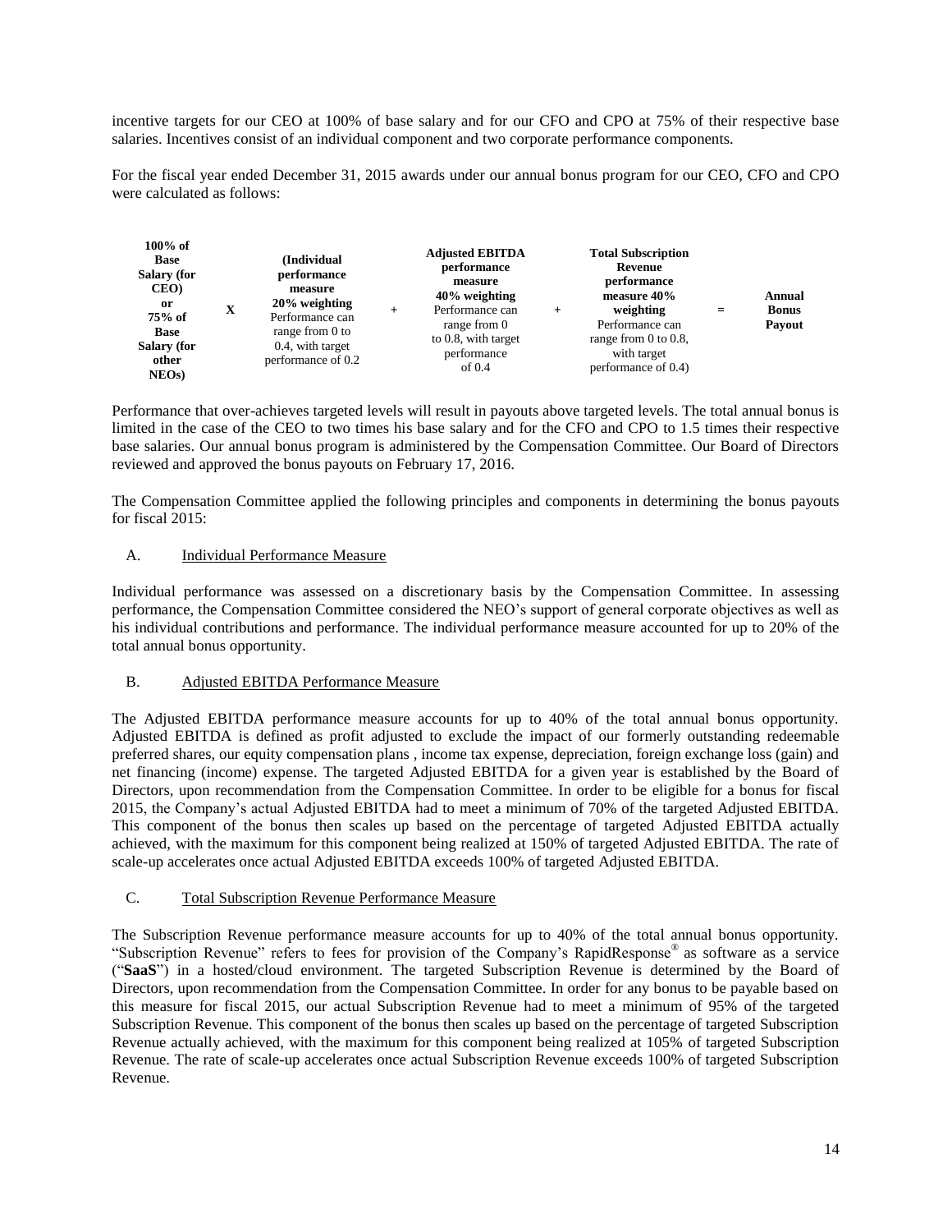incentive targets for our CEO at 100% of base salary and for our CFO and CPO at 75% of their respective base salaries. Incentives consist of an individual component and two corporate performance components.

For the fiscal year ended December 31, 2015 awards under our annual bonus program for our CEO, CFO and CPO were calculated as follows:

| **100% of Base Salary (for CEO) or 75% of Base Salary (for other NEOs)** | **X** | **(Individual performance measure 20% weighting** Performance can range from 0 to 0.4, with target performance of 0.2 | **+** | **Adjusted EBITDA performance measure 40% weighting** Performance can range from 0 to 0.8, with target performance of 0.4 | **+** | **Total Subscription Revenue performance measure 40% weighting** Performance can range from 0 to 0.8, with target performance of 0.4) | **=** | **Annual Bonus Payout** |
|---|---|---|---|---|---|---|---|---|

Performance that over-achieves targeted levels will result in payouts above targeted levels. The total annual bonus is limited in the case of the CEO to two times his base salary and for the CFO and CPO to 1.5 times their respective base salaries. Our annual bonus program is administered by the Compensation Committee. Our Board of Directors reviewed and approved the bonus payouts on February 17, 2016.

The Compensation Committee applied the following principles and components in determining the bonus payouts for fiscal 2015:

A. Individual Performance Measure

Individual performance was assessed on a discretionary basis by the Compensation Committee. In assessing performance, the Compensation Committee considered the NEO's support of general corporate objectives as well as his individual contributions and performance. The individual performance measure accounted for up to 20% of the total annual bonus opportunity.

B. Adjusted EBITDA Performance Measure

The Adjusted EBITDA performance measure accounts for up to 40% of the total annual bonus opportunity. Adjusted EBITDA is defined as profit adjusted to exclude the impact of our formerly outstanding redeemable preferred shares, our equity compensation plans , income tax expense, depreciation, foreign exchange loss (gain) and net financing (income) expense. The targeted Adjusted EBITDA for a given year is established by the Board of Directors, upon recommendation from the Compensation Committee. In order to be eligible for a bonus for fiscal 2015, the Company's actual Adjusted EBITDA had to meet a minimum of 70% of the targeted Adjusted EBITDA. This component of the bonus then scales up based on the percentage of targeted Adjusted EBITDA actually achieved, with the maximum for this component being realized at 150% of targeted Adjusted EBITDA. The rate of scale-up accelerates once actual Adjusted EBITDA exceeds 100% of targeted Adjusted EBITDA.

C. Total Subscription Revenue Performance Measure

The Subscription Revenue performance measure accounts for up to 40% of the total annual bonus opportunity. "Subscription Revenue" refers to fees for provision of the Company's RapidResponse® as software as a service ("**SaaS**") in a hosted/cloud environment. The targeted Subscription Revenue is determined by the Board of Directors, upon recommendation from the Compensation Committee. In order for any bonus to be payable based on this measure for fiscal 2015, our actual Subscription Revenue had to meet a minimum of 95% of the targeted Subscription Revenue. This component of the bonus then scales up based on the percentage of targeted Subscription Revenue actually achieved, with the maximum for this component being realized at 105% of targeted Subscription Revenue. The rate of scale-up accelerates once actual Subscription Revenue exceeds 100% of targeted Subscription Revenue.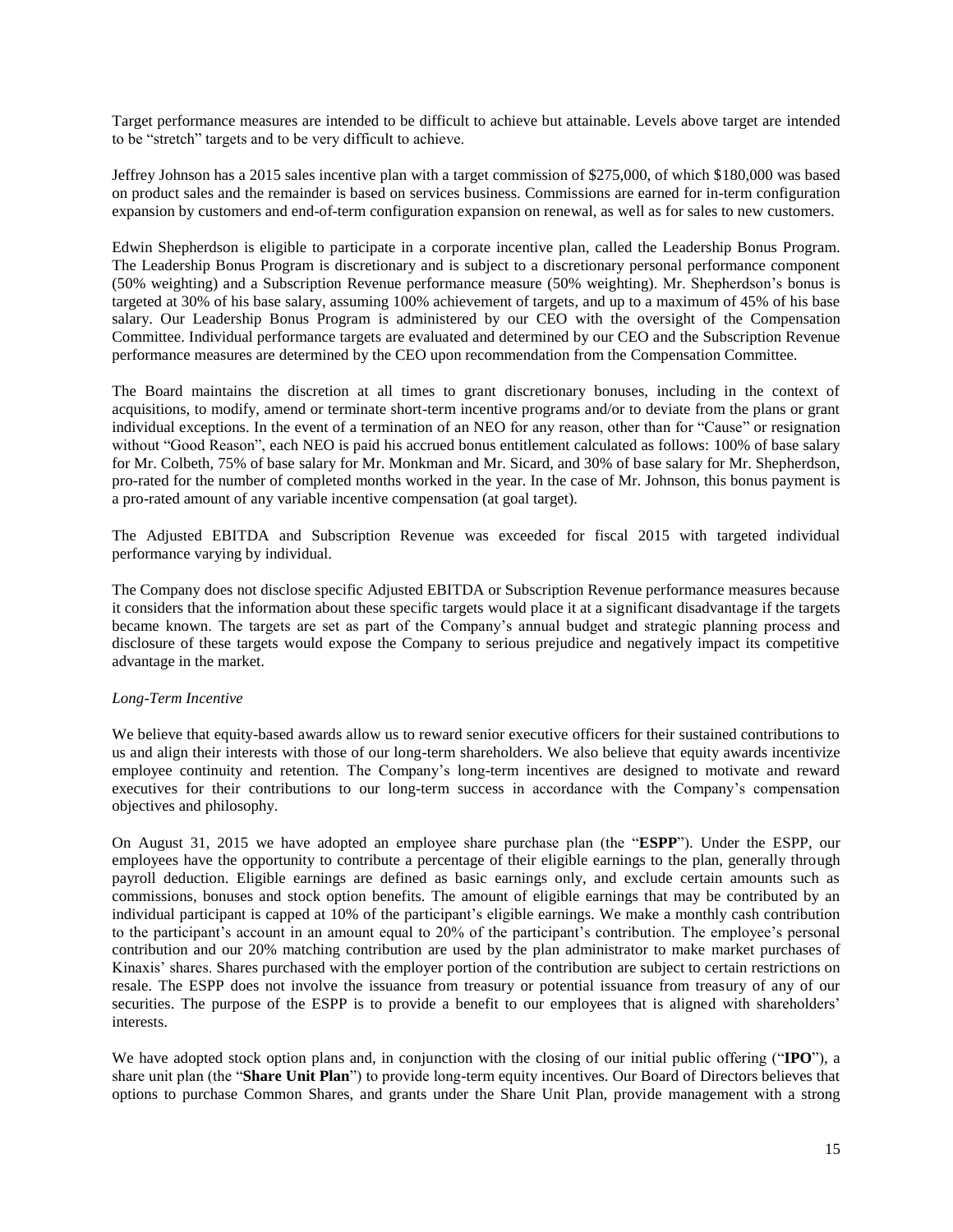Target performance measures are intended to be difficult to achieve but attainable. Levels above target are intended to be "stretch" targets and to be very difficult to achieve.

Jeffrey Johnson has a 2015 sales incentive plan with a target commission of $275,000, of which $180,000 was based on product sales and the remainder is based on services business. Commissions are earned for in-term configuration expansion by customers and end-of-term configuration expansion on renewal, as well as for sales to new customers.

Edwin Shepherdson is eligible to participate in a corporate incentive plan, called the Leadership Bonus Program. The Leadership Bonus Program is discretionary and is subject to a discretionary personal performance component (50% weighting) and a Subscription Revenue performance measure (50% weighting). Mr. Shepherdson's bonus is targeted at 30% of his base salary, assuming 100% achievement of targets, and up to a maximum of 45% of his base salary. Our Leadership Bonus Program is administered by our CEO with the oversight of the Compensation Committee. Individual performance targets are evaluated and determined by our CEO and the Subscription Revenue performance measures are determined by the CEO upon recommendation from the Compensation Committee.

The Board maintains the discretion at all times to grant discretionary bonuses, including in the context of acquisitions, to modify, amend or terminate short-term incentive programs and/or to deviate from the plans or grant individual exceptions. In the event of a termination of an NEO for any reason, other than for "Cause" or resignation without "Good Reason", each NEO is paid his accrued bonus entitlement calculated as follows: 100% of base salary for Mr. Colbeth, 75% of base salary for Mr. Monkman and Mr. Sicard, and 30% of base salary for Mr. Shepherdson, pro-rated for the number of completed months worked in the year. In the case of Mr. Johnson, this bonus payment is a pro-rated amount of any variable incentive compensation (at goal target).

The Adjusted EBITDA and Subscription Revenue was exceeded for fiscal 2015 with targeted individual performance varying by individual.

The Company does not disclose specific Adjusted EBITDA or Subscription Revenue performance measures because it considers that the information about these specific targets would place it at a significant disadvantage if the targets became known. The targets are set as part of the Company's annual budget and strategic planning process and disclosure of these targets would expose the Company to serious prejudice and negatively impact its competitive advantage in the market.

*Long-Term Incentive*

We believe that equity-based awards allow us to reward senior executive officers for their sustained contributions to us and align their interests with those of our long-term shareholders. We also believe that equity awards incentivize employee continuity and retention. The Company's long-term incentives are designed to motivate and reward executives for their contributions to our long-term success in accordance with the Company's compensation objectives and philosophy.

On August 31, 2015 we have adopted an employee share purchase plan (the "**ESPP**"). Under the ESPP, our employees have the opportunity to contribute a percentage of their eligible earnings to the plan, generally through payroll deduction. Eligible earnings are defined as basic earnings only, and exclude certain amounts such as commissions, bonuses and stock option benefits. The amount of eligible earnings that may be contributed by an individual participant is capped at 10% of the participant's eligible earnings. We make a monthly cash contribution to the participant's account in an amount equal to 20% of the participant's contribution. The employee's personal contribution and our 20% matching contribution are used by the plan administrator to make market purchases of Kinaxis' shares. Shares purchased with the employer portion of the contribution are subject to certain restrictions on resale. The ESPP does not involve the issuance from treasury or potential issuance from treasury of any of our securities. The purpose of the ESPP is to provide a benefit to our employees that is aligned with shareholders' interests.

We have adopted stock option plans and, in conjunction with the closing of our initial public offering ("**IPO**"), a share unit plan (the "**Share Unit Plan**") to provide long-term equity incentives. Our Board of Directors believes that options to purchase Common Shares, and grants under the Share Unit Plan, provide management with a strong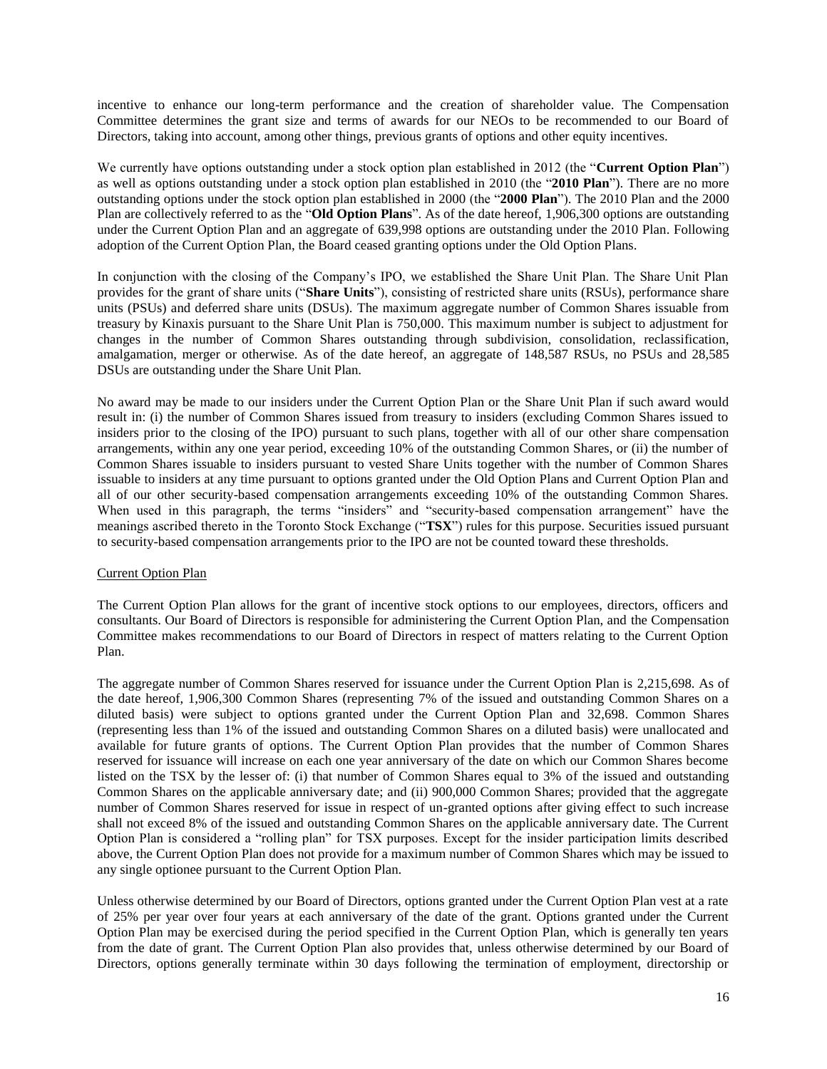incentive to enhance our long-term performance and the creation of shareholder value. The Compensation Committee determines the grant size and terms of awards for our NEOs to be recommended to our Board of Directors, taking into account, among other things, previous grants of options and other equity incentives.

We currently have options outstanding under a stock option plan established in 2012 (the "**Current Option Plan**") as well as options outstanding under a stock option plan established in 2010 (the "**2010 Plan**"). There are no more outstanding options under the stock option plan established in 2000 (the "**2000 Plan**"). The 2010 Plan and the 2000 Plan are collectively referred to as the "**Old Option Plans**". As of the date hereof, 1,906,300 options are outstanding under the Current Option Plan and an aggregate of 639,998 options are outstanding under the 2010 Plan. Following adoption of the Current Option Plan, the Board ceased granting options under the Old Option Plans.

In conjunction with the closing of the Company's IPO, we established the Share Unit Plan. The Share Unit Plan provides for the grant of share units ("**Share Units**"), consisting of restricted share units (RSUs), performance share units (PSUs) and deferred share units (DSUs). The maximum aggregate number of Common Shares issuable from treasury by Kinaxis pursuant to the Share Unit Plan is 750,000. This maximum number is subject to adjustment for changes in the number of Common Shares outstanding through subdivision, consolidation, reclassification, amalgamation, merger or otherwise. As of the date hereof, an aggregate of 148,587 RSUs, no PSUs and 28,585 DSUs are outstanding under the Share Unit Plan.

No award may be made to our insiders under the Current Option Plan or the Share Unit Plan if such award would result in: (i) the number of Common Shares issued from treasury to insiders (excluding Common Shares issued to insiders prior to the closing of the IPO) pursuant to such plans, together with all of our other share compensation arrangements, within any one year period, exceeding 10% of the outstanding Common Shares, or (ii) the number of Common Shares issuable to insiders pursuant to vested Share Units together with the number of Common Shares issuable to insiders at any time pursuant to options granted under the Old Option Plans and Current Option Plan and all of our other security-based compensation arrangements exceeding 10% of the outstanding Common Shares. When used in this paragraph, the terms "insiders" and "security-based compensation arrangement" have the meanings ascribed thereto in the Toronto Stock Exchange ("**TSX**") rules for this purpose. Securities issued pursuant to security-based compensation arrangements prior to the IPO are not be counted toward these thresholds.

Current Option Plan

The Current Option Plan allows for the grant of incentive stock options to our employees, directors, officers and consultants. Our Board of Directors is responsible for administering the Current Option Plan, and the Compensation Committee makes recommendations to our Board of Directors in respect of matters relating to the Current Option Plan.

The aggregate number of Common Shares reserved for issuance under the Current Option Plan is 2,215,698. As of the date hereof, 1,906,300 Common Shares (representing 7% of the issued and outstanding Common Shares on a diluted basis) were subject to options granted under the Current Option Plan and 32,698. Common Shares (representing less than 1% of the issued and outstanding Common Shares on a diluted basis) were unallocated and available for future grants of options. The Current Option Plan provides that the number of Common Shares reserved for issuance will increase on each one year anniversary of the date on which our Common Shares become listed on the TSX by the lesser of: (i) that number of Common Shares equal to 3% of the issued and outstanding Common Shares on the applicable anniversary date; and (ii) 900,000 Common Shares; provided that the aggregate number of Common Shares reserved for issue in respect of un-granted options after giving effect to such increase shall not exceed 8% of the issued and outstanding Common Shares on the applicable anniversary date. The Current Option Plan is considered a "rolling plan" for TSX purposes. Except for the insider participation limits described above, the Current Option Plan does not provide for a maximum number of Common Shares which may be issued to any single optionee pursuant to the Current Option Plan.

Unless otherwise determined by our Board of Directors, options granted under the Current Option Plan vest at a rate of 25% per year over four years at each anniversary of the date of the grant. Options granted under the Current Option Plan may be exercised during the period specified in the Current Option Plan, which is generally ten years from the date of grant. The Current Option Plan also provides that, unless otherwise determined by our Board of Directors, options generally terminate within 30 days following the termination of employment, directorship or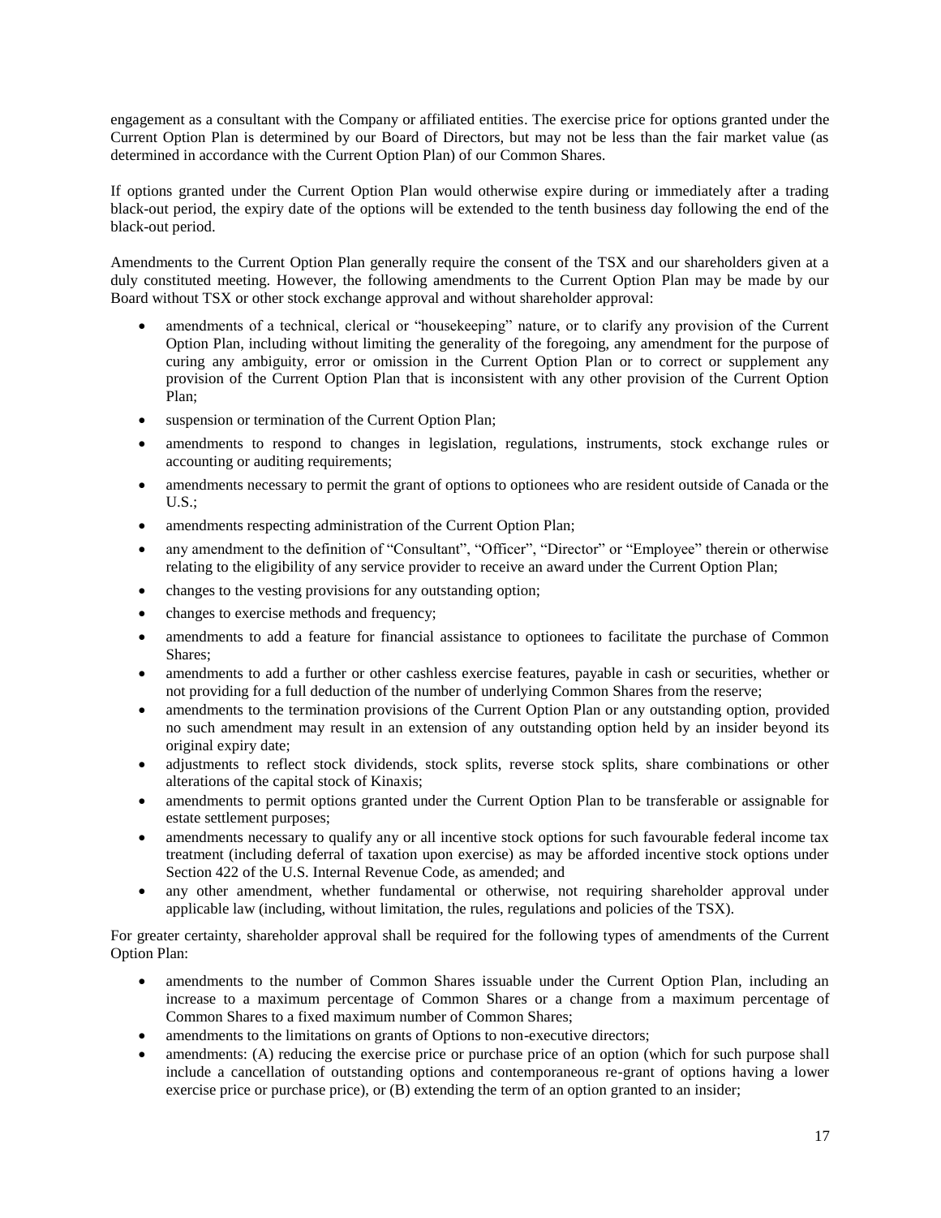engagement as a consultant with the Company or affiliated entities. The exercise price for options granted under the Current Option Plan is determined by our Board of Directors, but may not be less than the fair market value (as determined in accordance with the Current Option Plan) of our Common Shares.

If options granted under the Current Option Plan would otherwise expire during or immediately after a trading black-out period, the expiry date of the options will be extended to the tenth business day following the end of the black-out period.

Amendments to the Current Option Plan generally require the consent of the TSX and our shareholders given at a duly constituted meeting. However, the following amendments to the Current Option Plan may be made by our Board without TSX or other stock exchange approval and without shareholder approval:

- amendments of a technical, clerical or "housekeeping" nature, or to clarify any provision of the Current Option Plan, including without limiting the generality of the foregoing, any amendment for the purpose of curing any ambiguity, error or omission in the Current Option Plan or to correct or supplement any provision of the Current Option Plan that is inconsistent with any other provision of the Current Option Plan;
- suspension or termination of the Current Option Plan;
- amendments to respond to changes in legislation, regulations, instruments, stock exchange rules or accounting or auditing requirements;
- amendments necessary to permit the grant of options to optionees who are resident outside of Canada or the U.S.;
- amendments respecting administration of the Current Option Plan;
- any amendment to the definition of "Consultant", "Officer", "Director" or "Employee" therein or otherwise relating to the eligibility of any service provider to receive an award under the Current Option Plan;
- changes to the vesting provisions for any outstanding option;
- changes to exercise methods and frequency;
- amendments to add a feature for financial assistance to optionees to facilitate the purchase of Common Shares;
- amendments to add a further or other cashless exercise features, payable in cash or securities, whether or not providing for a full deduction of the number of underlying Common Shares from the reserve;
- amendments to the termination provisions of the Current Option Plan or any outstanding option, provided no such amendment may result in an extension of any outstanding option held by an insider beyond its original expiry date;
- adjustments to reflect stock dividends, stock splits, reverse stock splits, share combinations or other alterations of the capital stock of Kinaxis;
- amendments to permit options granted under the Current Option Plan to be transferable or assignable for estate settlement purposes;
- amendments necessary to qualify any or all incentive stock options for such favourable federal income tax treatment (including deferral of taxation upon exercise) as may be afforded incentive stock options under Section 422 of the U.S. Internal Revenue Code, as amended; and
- any other amendment, whether fundamental or otherwise, not requiring shareholder approval under applicable law (including, without limitation, the rules, regulations and policies of the TSX).

For greater certainty, shareholder approval shall be required for the following types of amendments of the Current Option Plan:

- amendments to the number of Common Shares issuable under the Current Option Plan, including an increase to a maximum percentage of Common Shares or a change from a maximum percentage of Common Shares to a fixed maximum number of Common Shares;
- amendments to the limitations on grants of Options to non-executive directors;
- amendments: (A) reducing the exercise price or purchase price of an option (which for such purpose shall include a cancellation of outstanding options and contemporaneous re-grant of options having a lower exercise price or purchase price), or (B) extending the term of an option granted to an insider;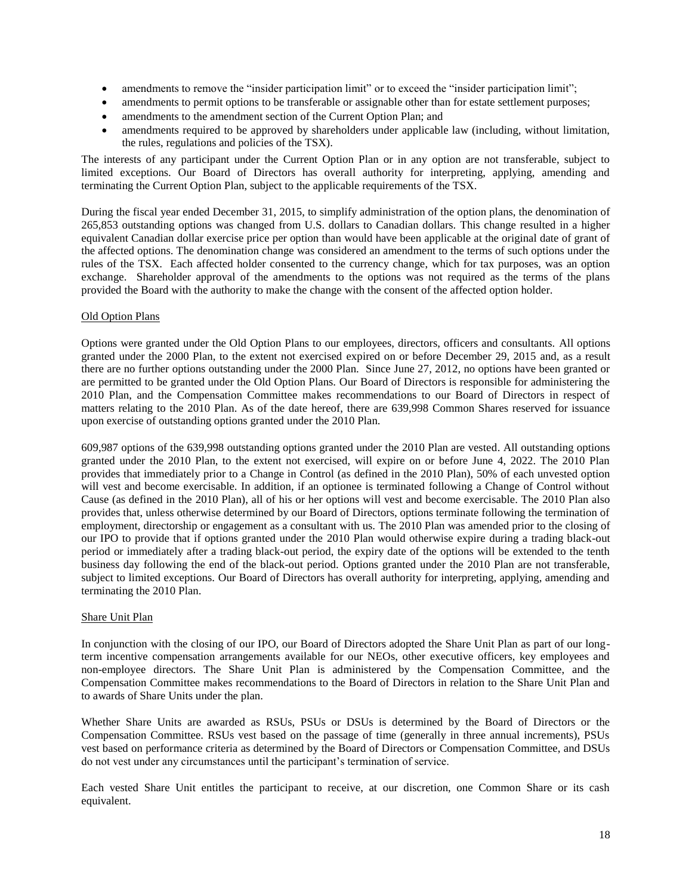- amendments to remove the "insider participation limit" or to exceed the "insider participation limit";
- amendments to permit options to be transferable or assignable other than for estate settlement purposes;
- amendments to the amendment section of the Current Option Plan; and
- amendments required to be approved by shareholders under applicable law (including, without limitation, the rules, regulations and policies of the TSX).

The interests of any participant under the Current Option Plan or in any option are not transferable, subject to limited exceptions. Our Board of Directors has overall authority for interpreting, applying, amending and terminating the Current Option Plan, subject to the applicable requirements of the TSX.

During the fiscal year ended December 31, 2015, to simplify administration of the option plans, the denomination of 265,853 outstanding options was changed from U.S. dollars to Canadian dollars. This change resulted in a higher equivalent Canadian dollar exercise price per option than would have been applicable at the original date of grant of the affected options. The denomination change was considered an amendment to the terms of such options under the rules of the TSX. Each affected holder consented to the currency change, which for tax purposes, was an option exchange. Shareholder approval of the amendments to the options was not required as the terms of the plans provided the Board with the authority to make the change with the consent of the affected option holder.

Old Option Plans

Options were granted under the Old Option Plans to our employees, directors, officers and consultants. All options granted under the 2000 Plan, to the extent not exercised expired on or before December 29, 2015 and, as a result there are no further options outstanding under the 2000 Plan. Since June 27, 2012, no options have been granted or are permitted to be granted under the Old Option Plans. Our Board of Directors is responsible for administering the 2010 Plan, and the Compensation Committee makes recommendations to our Board of Directors in respect of matters relating to the 2010 Plan. As of the date hereof, there are 639,998 Common Shares reserved for issuance upon exercise of outstanding options granted under the 2010 Plan.

609,987 options of the 639,998 outstanding options granted under the 2010 Plan are vested. All outstanding options granted under the 2010 Plan, to the extent not exercised, will expire on or before June 4, 2022. The 2010 Plan provides that immediately prior to a Change in Control (as defined in the 2010 Plan), 50% of each unvested option will vest and become exercisable. In addition, if an optionee is terminated following a Change of Control without Cause (as defined in the 2010 Plan), all of his or her options will vest and become exercisable. The 2010 Plan also provides that, unless otherwise determined by our Board of Directors, options terminate following the termination of employment, directorship or engagement as a consultant with us. The 2010 Plan was amended prior to the closing of our IPO to provide that if options granted under the 2010 Plan would otherwise expire during a trading black-out period or immediately after a trading black-out period, the expiry date of the options will be extended to the tenth business day following the end of the black-out period. Options granted under the 2010 Plan are not transferable, subject to limited exceptions. Our Board of Directors has overall authority for interpreting, applying, amending and terminating the 2010 Plan.

Share Unit Plan

In conjunction with the closing of our IPO, our Board of Directors adopted the Share Unit Plan as part of our long-term incentive compensation arrangements available for our NEOs, other executive officers, key employees and non-employee directors. The Share Unit Plan is administered by the Compensation Committee, and the Compensation Committee makes recommendations to the Board of Directors in relation to the Share Unit Plan and to awards of Share Units under the plan.

Whether Share Units are awarded as RSUs, PSUs or DSUs is determined by the Board of Directors or the Compensation Committee. RSUs vest based on the passage of time (generally in three annual increments), PSUs vest based on performance criteria as determined by the Board of Directors or Compensation Committee, and DSUs do not vest under any circumstances until the participant's termination of service.

Each vested Share Unit entitles the participant to receive, at our discretion, one Common Share or its cash equivalent.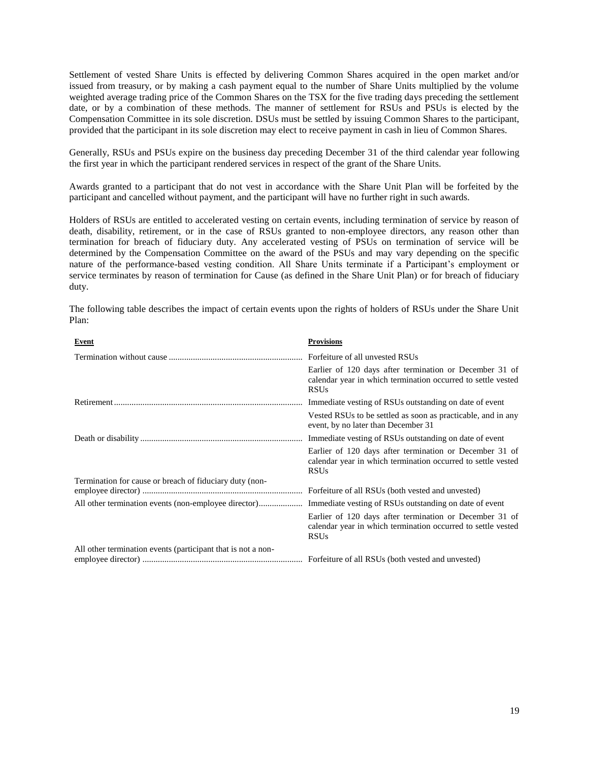Settlement of vested Share Units is effected by delivering Common Shares acquired in the open market and/or issued from treasury, or by making a cash payment equal to the number of Share Units multiplied by the volume weighted average trading price of the Common Shares on the TSX for the five trading days preceding the settlement date, or by a combination of these methods. The manner of settlement for RSUs and PSUs is elected by the Compensation Committee in its sole discretion. DSUs must be settled by issuing Common Shares to the participant, provided that the participant in its sole discretion may elect to receive payment in cash in lieu of Common Shares.

Generally, RSUs and PSUs expire on the business day preceding December 31 of the third calendar year following the first year in which the participant rendered services in respect of the grant of the Share Units.

Awards granted to a participant that do not vest in accordance with the Share Unit Plan will be forfeited by the participant and cancelled without payment, and the participant will have no further right in such awards.

Holders of RSUs are entitled to accelerated vesting on certain events, including termination of service by reason of death, disability, retirement, or in the case of RSUs granted to non-employee directors, any reason other than termination for breach of fiduciary duty. Any accelerated vesting of PSUs on termination of service will be determined by the Compensation Committee on the award of the PSUs and may vary depending on the specific nature of the performance-based vesting condition. All Share Units terminate if a Participant's employment or service terminates by reason of termination for Cause (as defined in the Share Unit Plan) or for breach of fiduciary duty.

The following table describes the impact of certain events upon the rights of holders of RSUs under the Share Unit Plan:

| **Event** | **Provisions** |
|---|---|
| Termination without cause | Forfeiture of all unvested RSUs |
| | Earlier of 120 days after termination or December 31 of calendar year in which termination occurred to settle vested RSUs |
| Retirement | Immediate vesting of RSUs outstanding on date of event |
| | Vested RSUs to be settled as soon as practicable, and in any event, by no later than December 31 |
| Death or disability | Immediate vesting of RSUs outstanding on date of event |
| | Earlier of 120 days after termination or December 31 of calendar year in which termination occurred to settle vested RSUs |
| Termination for cause or breach of fiduciary duty (non-employee director) | Forfeiture of all RSUs (both vested and unvested) |
| All other termination events (non-employee director) | Immediate vesting of RSUs outstanding on date of event |
| | Earlier of 120 days after termination or December 31 of calendar year in which termination occurred to settle vested RSUs |
| All other termination events (participant that is not a non-employee director) | Forfeiture of all RSUs (both vested and unvested) |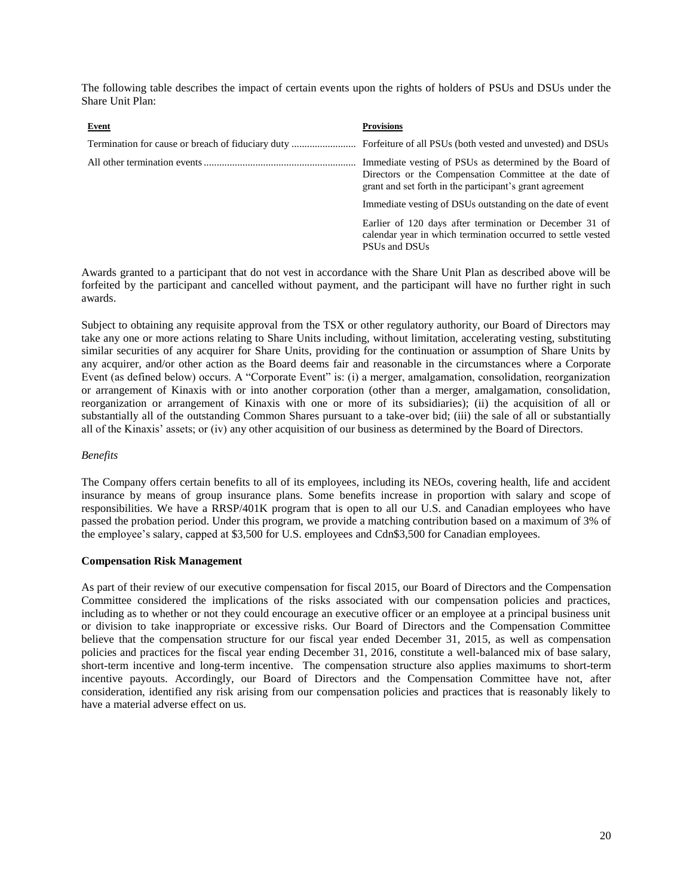The following table describes the impact of certain events upon the rights of holders of PSUs and DSUs under the Share Unit Plan:

| Event | Provisions |
|---|---|
| Termination for cause or breach of fiduciary duty | Forfeiture of all PSUs (both vested and unvested) and DSUs |
| All other termination events | Immediate vesting of PSUs as determined by the Board of Directors or the Compensation Committee at the date of grant and set forth in the participant's grant agreement |
| | Immediate vesting of DSUs outstanding on the date of event |
| | Earlier of 120 days after termination or December 31 of calendar year in which termination occurred to settle vested PSUs and DSUs |

Awards granted to a participant that do not vest in accordance with the Share Unit Plan as described above will be forfeited by the participant and cancelled without payment, and the participant will have no further right in such awards.

Subject to obtaining any requisite approval from the TSX or other regulatory authority, our Board of Directors may take any one or more actions relating to Share Units including, without limitation, accelerating vesting, substituting similar securities of any acquirer for Share Units, providing for the continuation or assumption of Share Units by any acquirer, and/or other action as the Board deems fair and reasonable in the circumstances where a Corporate Event (as defined below) occurs. A "Corporate Event" is: (i) a merger, amalgamation, consolidation, reorganization or arrangement of Kinaxis with or into another corporation (other than a merger, amalgamation, consolidation, reorganization or arrangement of Kinaxis with one or more of its subsidiaries); (ii) the acquisition of all or substantially all of the outstanding Common Shares pursuant to a take-over bid; (iii) the sale of all or substantially all of the Kinaxis' assets; or (iv) any other acquisition of our business as determined by the Board of Directors.

*Benefits*

The Company offers certain benefits to all of its employees, including its NEOs, covering health, life and accident insurance by means of group insurance plans. Some benefits increase in proportion with salary and scope of responsibilities. We have a RRSP/401K program that is open to all our U.S. and Canadian employees who have passed the probation period. Under this program, we provide a matching contribution based on a maximum of 3% of the employee's salary, capped at $3,500 for U.S. employees and Cdn$3,500 for Canadian employees.

**Compensation Risk Management**

As part of their review of our executive compensation for fiscal 2015, our Board of Directors and the Compensation Committee considered the implications of the risks associated with our compensation policies and practices, including as to whether or not they could encourage an executive officer or an employee at a principal business unit or division to take inappropriate or excessive risks. Our Board of Directors and the Compensation Committee believe that the compensation structure for our fiscal year ended December 31, 2015, as well as compensation policies and practices for the fiscal year ending December 31, 2016, constitute a well-balanced mix of base salary, short-term incentive and long-term incentive. The compensation structure also applies maximums to short-term incentive payouts. Accordingly, our Board of Directors and the Compensation Committee have not, after consideration, identified any risk arising from our compensation policies and practices that is reasonably likely to have a material adverse effect on us.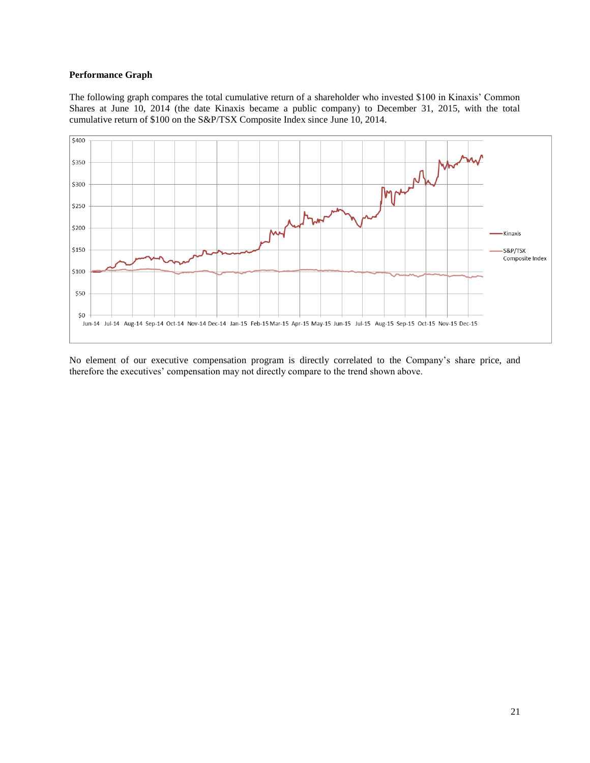### Performance Graph

The following graph compares the total cumulative return of a shareholder who invested $100 in Kinaxis' Common Shares at June 10, 2014 (the date Kinaxis became a public company) to December 31, 2015, with the total cumulative return of $100 on the S&P/TSX Composite Index since June 10, 2014.

No element of our executive compensation program is directly correlated to the Company's share price, and therefore the executives' compensation may not directly compare to the trend shown above.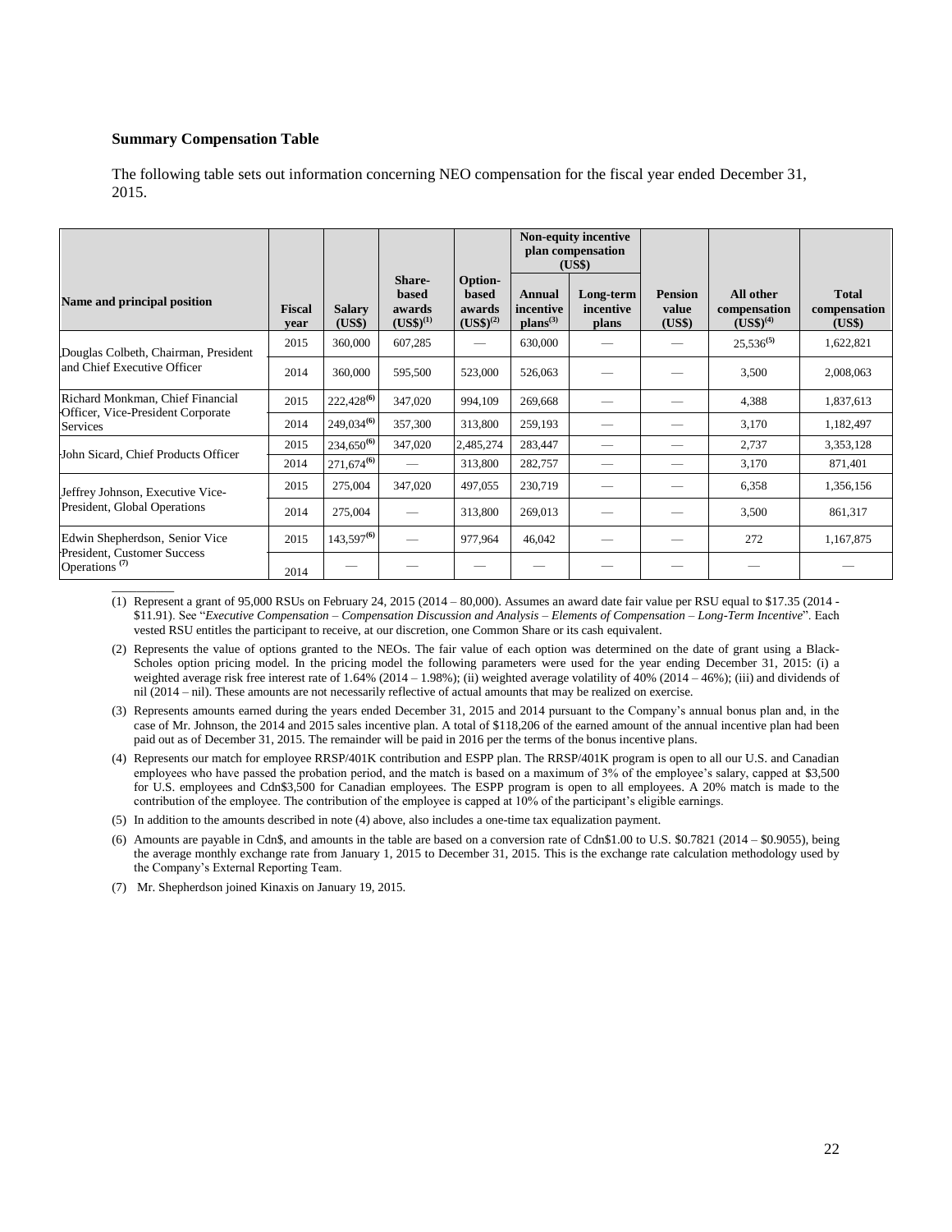**Summary Compensation Table**

The following table sets out information concerning NEO compensation for the fiscal year ended December 31, 2015.

| Name and principal position | Fiscal year | Salary (US$) | Share-based awards (US$)[1] | Option-based awards (US$)[2] | Non-equity incentive plan compensation (US$) | | Pension value (US$) | All other compensation (US$)[4] | Total compensation (US$) |
|---|---|---|---|---|---|---|---|---|---|
| | | | | | Annual incentive plans[3] | Long-term incentive plans | | | |
| Douglas Colbeth, Chairman, President and Chief Executive Officer | 2015 | 360,000 | 607,285 | — | 630,000 | — | — | 25,536[5] | 1,622,821 |
| | 2014 | 360,000 | 595,500 | 523,000 | 526,063 | — | — | 3,500 | 2,008,063 |
| Richard Monkman, Chief Financial Officer, Vice-President Corporate Services | 2015 | 222,428[6] | 347,020 | 994,109 | 269,668 | — | — | 4,388 | 1,837,613 |
| | 2014 | 249,034[6] | 357,300 | 313,800 | 259,193 | — | — | 3,170 | 1,182,497 |
| John Sicard, Chief Products Officer | 2015 | 234,650[6] | 347,020 | 2,485,274 | 283,447 | — | — | 2,737 | 3,353,128 |
| | 2014 | 271,674[6] | — | 313,800 | 282,757 | — | — | 3,170 | 871,401 |
| Jeffrey Johnson, Executive Vice-President, Global Operations | 2015 | 275,004 | 347,020 | 497,055 | 230,719 | — | — | 6,358 | 1,356,156 |
| | 2014 | 275,004 | — | 313,800 | 269,013 | — | — | 3,500 | 861,317 |
| Edwin Shepherdson, Senior Vice President, Customer Success Operations [7] | 2015 | 143,597[6] | — | 977,964 | 46,042 | — | — | 272 | 1,167,875 |
| | 2014 | — | — | — | — | — | — | — | — |

(1) Represent a grant of 95,000 RSUs on February 24, 2015 (2014 – 80,000). Assumes an award date fair value per RSU equal to $17.35 (2014 - $11.91). See "*Executive Compensation – Compensation Discussion and Analysis – Elements of Compensation – Long-Term Incentive*". Each vested RSU entitles the participant to receive, at our discretion, one Common Share or its cash equivalent.

(2) Represents the value of options granted to the NEOs. The fair value of each option was determined on the date of grant using a Black-Scholes option pricing model. In the pricing model the following parameters were used for the year ending December 31, 2015: (i) a weighted average risk free interest rate of 1.64% (2014 – 1.98%); (ii) weighted average volatility of 40% (2014 – 46%); (iii) and dividends of nil (2014 – nil). These amounts are not necessarily reflective of actual amounts that may be realized on exercise.

(3) Represents amounts earned during the years ended December 31, 2015 and 2014 pursuant to the Company's annual bonus plan and, in the case of Mr. Johnson, the 2014 and 2015 sales incentive plan. A total of $118,206 of the earned amount of the annual incentive plan had been paid out as of December 31, 2015. The remainder will be paid in 2016 per the terms of the bonus incentive plans.

(4) Represents our match for employee RRSP/401K contribution and ESPP plan. The RRSP/401K program is open to all our U.S. and Canadian employees who have passed the probation period, and the match is based on a maximum of 3% of the employee's salary, capped at $3,500 for U.S. employees and Cdn$3,500 for Canadian employees. The ESPP program is open to all employees. A 20% match is made to the contribution of the employee. The contribution of the employee is capped at 10% of the participant's eligible earnings.

(5) In addition to the amounts described in note (4) above, also includes a one-time tax equalization payment.

(6) Amounts are payable in Cdn$, and amounts in the table are based on a conversion rate of Cdn$1.00 to U.S. $0.7821 (2014 – $0.9055), being the average monthly exchange rate from January 1, 2015 to December 31, 2015. This is the exchange rate calculation methodology used by the Company's External Reporting Team.

(7) Mr. Shepherdson joined Kinaxis on January 19, 2015.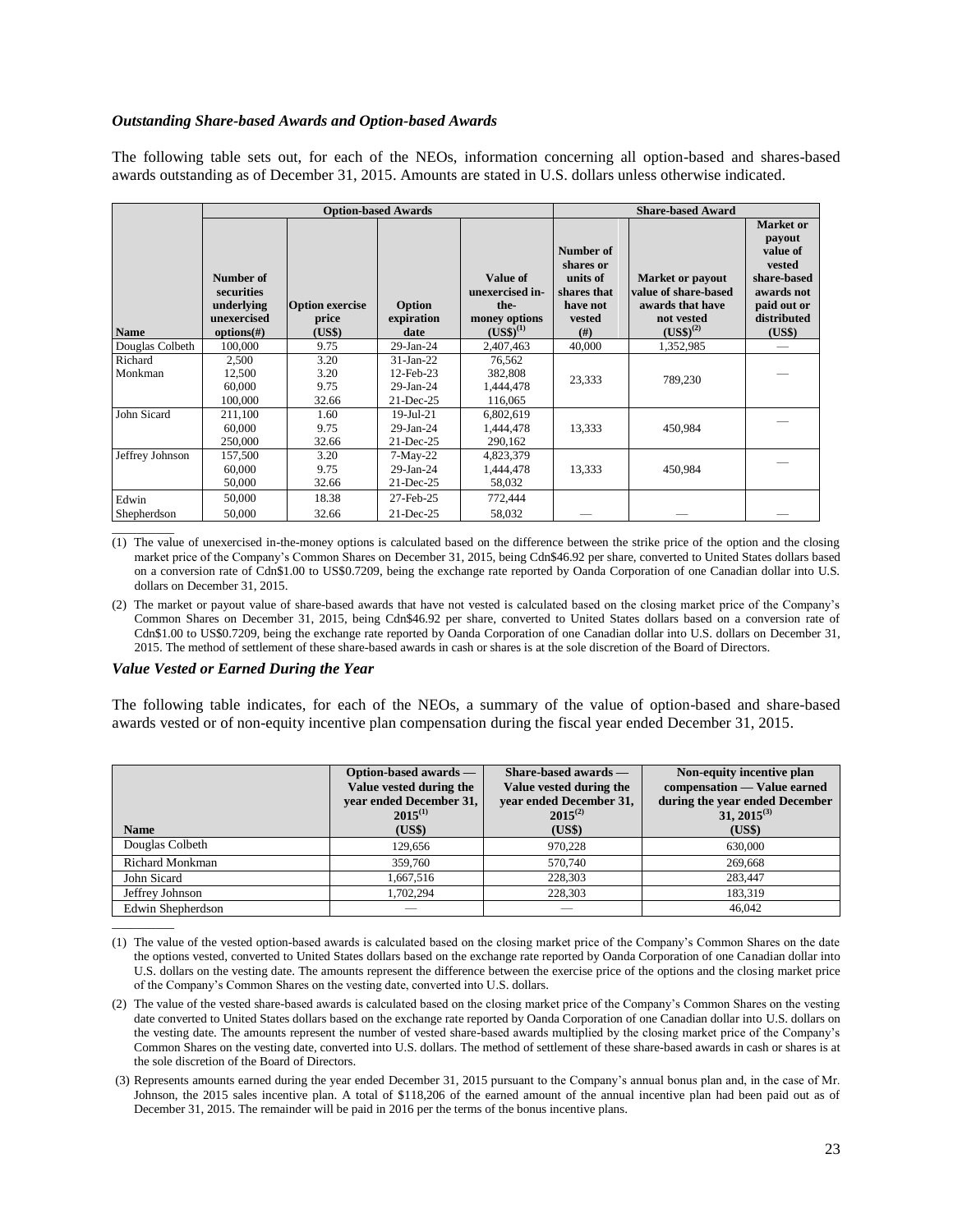### *Outstanding Share-based Awards and Option-based Awards*

The following table sets out, for each of the NEOs, information concerning all option-based and shares-based awards outstanding as of December 31, 2015. Amounts are stated in U.S. dollars unless otherwise indicated.

| | Option-based Awards | | | | Share-based Award | | |
|---|---|---|---|---|---|---|---|
| **Name** | **Number of securities underlying unexercised options(#)** | **Option exercise price (US$)** | **Option expiration date** | **Value of unexercised in-the-money options (US$)[(1)]** | **Number of shares or units of shares that have not vested (#)** | **Market or payout value of share-based awards that have not vested (US$)[(2)]** | **Market or payout value of vested share-based awards not paid out or distributed (US$)** |
| Douglas Colbeth | 100,000 | 9.75 | 29-Jan-24 | 2,407,463 | 40,000 | 1,352,985 | — |
| Richard Monkman | 2,500<br>12,500<br>60,000<br>100,000 | 3.20<br>3.20<br>9.75<br>32.66 | 31-Jan-22<br>12-Feb-23<br>29-Jan-24<br>21-Dec-25 | 76,562<br>382,808<br>1,444,478<br>116,065 | 23,333 | 789,230 | — |
| John Sicard | 211,100<br>60,000<br>250,000 | 1.60<br>9.75<br>32.66 | 19-Jul-21<br>29-Jan-24<br>21-Dec-25 | 6,802,619<br>1,444,478<br>290,162 | 13,333 | 450,984 | — |
| Jeffrey Johnson | 157,500<br>60,000<br>50,000 | 3.20<br>9.75<br>32.66 | 7-May-22<br>29-Jan-24<br>21-Dec-25 | 4,823,379<br>1,444,478<br>58,032 | 13,333 | 450,984 | — |
| Edwin Shepherdson | 50,000<br>50,000 | 18.38<br>32.66 | 27-Feb-25<br>21-Dec-25 | 772,444<br>58,032 | — | — | — |

(1) The value of unexercised in-the-money options is calculated based on the difference between the strike price of the option and the closing market price of the Company's Common Shares on December 31, 2015, being Cdn$46.92 per share, converted to United States dollars based on a conversion rate of Cdn$1.00 to US$0.7209, being the exchange rate reported by Oanda Corporation of one Canadian dollar into U.S. dollars on December 31, 2015.

(2) The market or payout value of share-based awards that have not vested is calculated based on the closing market price of the Company's Common Shares on December 31, 2015, being Cdn$46.92 per share, converted to United States dollars based on a conversion rate of Cdn$1.00 to US$0.7209, being the exchange rate reported by Oanda Corporation of one Canadian dollar into U.S. dollars on December 31, 2015. The method of settlement of these share-based awards in cash or shares is at the sole discretion of the Board of Directors.

### *Value Vested or Earned During the Year*

The following table indicates, for each of the NEOs, a summary of the value of option-based and share-based awards vested or of non-equity incentive plan compensation during the fiscal year ended December 31, 2015.

| Name | Option-based awards — Value vested during the year ended December 31, 2015[(1)] (US$) | Share-based awards — Value vested during the year ended December 31, 2015[(2)] (US$) | Non-equity incentive plan compensation — Value earned during the year ended December 31, 2015[(3)] (US$) |
|---|---|---|---|
| Douglas Colbeth | 129,656 | 970,228 | 630,000 |
| Richard Monkman | 359,760 | 570,740 | 269,668 |
| John Sicard | 1,667,516 | 228,303 | 283,447 |
| Jeffrey Johnson | 1,702,294 | 228,303 | 183,319 |
| Edwin Shepherdson | — | — | 46,042 |

(1) The value of the vested option-based awards is calculated based on the closing market price of the Company's Common Shares on the date the options vested, converted to United States dollars based on the exchange rate reported by Oanda Corporation of one Canadian dollar into U.S. dollars on the vesting date. The amounts represent the difference between the exercise price of the options and the closing market price of the Company's Common Shares on the vesting date, converted into U.S. dollars.

(2) The value of the vested share-based awards is calculated based on the closing market price of the Company's Common Shares on the vesting date converted to United States dollars based on the exchange rate reported by Oanda Corporation of one Canadian dollar into U.S. dollars on the vesting date. The amounts represent the number of vested share-based awards multiplied by the closing market price of the Company's Common Shares on the vesting date, converted into U.S. dollars. The method of settlement of these share-based awards in cash or shares is at the sole discretion of the Board of Directors.

(3) Represents amounts earned during the year ended December 31, 2015 pursuant to the Company's annual bonus plan and, in the case of Mr. Johnson, the 2015 sales incentive plan. A total of $118,206 of the earned amount of the annual incentive plan had been paid out as of December 31, 2015. The remainder will be paid in 2016 per the terms of the bonus incentive plans.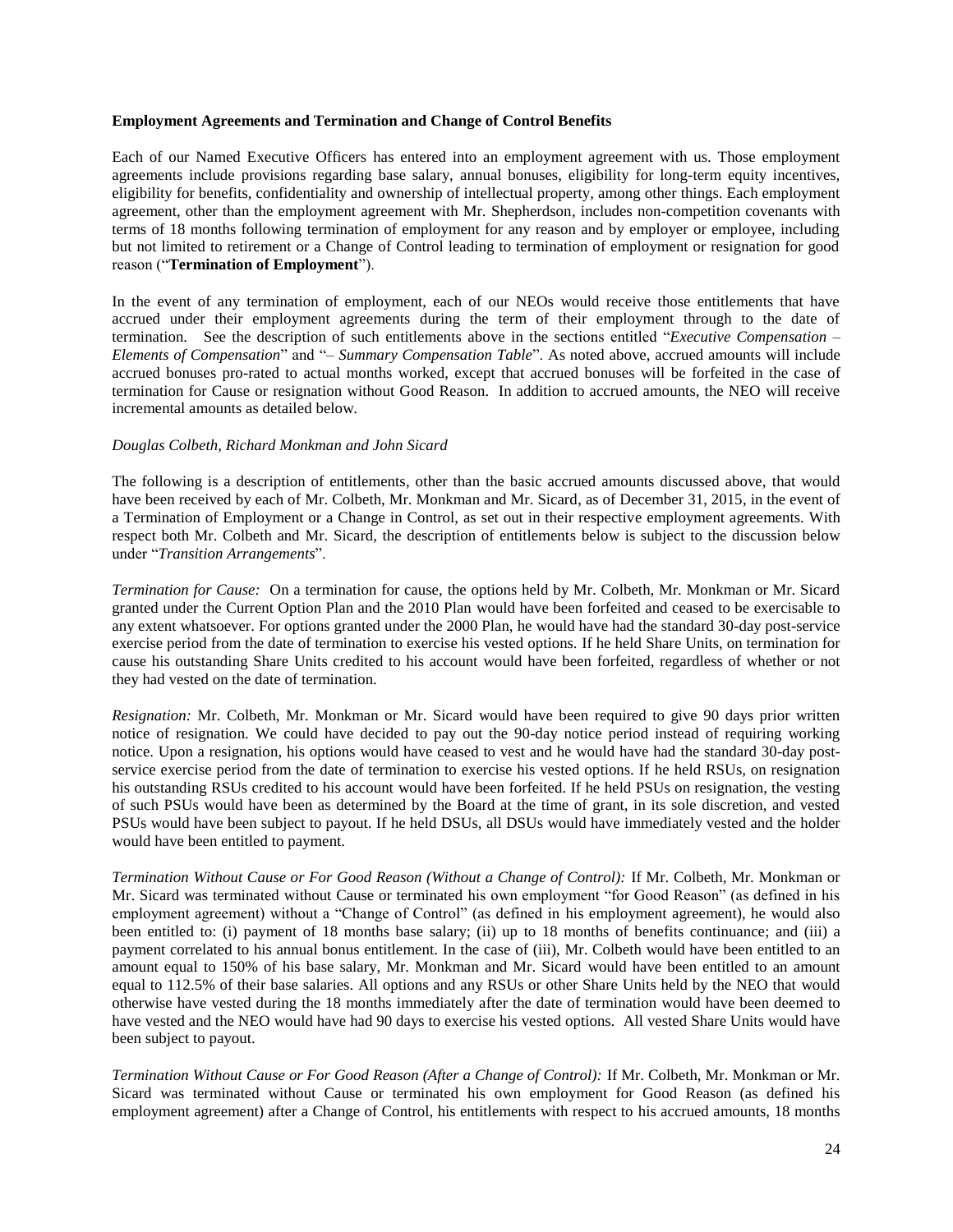**Employment Agreements and Termination and Change of Control Benefits**

Each of our Named Executive Officers has entered into an employment agreement with us. Those employment agreements include provisions regarding base salary, annual bonuses, eligibility for long-term equity incentives, eligibility for benefits, confidentiality and ownership of intellectual property, among other things. Each employment agreement, other than the employment agreement with Mr. Shepherdson, includes non-competition covenants with terms of 18 months following termination of employment for any reason and by employer or employee, including but not limited to retirement or a Change of Control leading to termination of employment or resignation for good reason ("**Termination of Employment**").

In the event of any termination of employment, each of our NEOs would receive those entitlements that have accrued under their employment agreements during the term of their employment through to the date of termination. See the description of such entitlements above in the sections entitled "*Executive Compensation – Elements of Compensation*" and "*– Summary Compensation Table*". As noted above, accrued amounts will include accrued bonuses pro-rated to actual months worked, except that accrued bonuses will be forfeited in the case of termination for Cause or resignation without Good Reason. In addition to accrued amounts, the NEO will receive incremental amounts as detailed below.

*Douglas Colbeth, Richard Monkman and John Sicard*

The following is a description of entitlements, other than the basic accrued amounts discussed above, that would have been received by each of Mr. Colbeth, Mr. Monkman and Mr. Sicard, as of December 31, 2015, in the event of a Termination of Employment or a Change in Control, as set out in their respective employment agreements. With respect both Mr. Colbeth and Mr. Sicard, the description of entitlements below is subject to the discussion below under "*Transition Arrangements*".

*Termination for Cause:* On a termination for cause, the options held by Mr. Colbeth, Mr. Monkman or Mr. Sicard granted under the Current Option Plan and the 2010 Plan would have been forfeited and ceased to be exercisable to any extent whatsoever. For options granted under the 2000 Plan, he would have had the standard 30-day post-service exercise period from the date of termination to exercise his vested options. If he held Share Units, on termination for cause his outstanding Share Units credited to his account would have been forfeited, regardless of whether or not they had vested on the date of termination.

*Resignation:* Mr. Colbeth, Mr. Monkman or Mr. Sicard would have been required to give 90 days prior written notice of resignation. We could have decided to pay out the 90-day notice period instead of requiring working notice. Upon a resignation, his options would have ceased to vest and he would have had the standard 30-day post-service exercise period from the date of termination to exercise his vested options. If he held RSUs, on resignation his outstanding RSUs credited to his account would have been forfeited. If he held PSUs on resignation, the vesting of such PSUs would have been as determined by the Board at the time of grant, in its sole discretion, and vested PSUs would have been subject to payout. If he held DSUs, all DSUs would have immediately vested and the holder would have been entitled to payment.

*Termination Without Cause or For Good Reason (Without a Change of Control):* If Mr. Colbeth, Mr. Monkman or Mr. Sicard was terminated without Cause or terminated his own employment "for Good Reason" (as defined in his employment agreement) without a "Change of Control" (as defined in his employment agreement), he would also been entitled to: (i) payment of 18 months base salary; (ii) up to 18 months of benefits continuance; and (iii) a payment correlated to his annual bonus entitlement. In the case of (iii), Mr. Colbeth would have been entitled to an amount equal to 150% of his base salary, Mr. Monkman and Mr. Sicard would have been entitled to an amount equal to 112.5% of their base salaries. All options and any RSUs or other Share Units held by the NEO that would otherwise have vested during the 18 months immediately after the date of termination would have been deemed to have vested and the NEO would have had 90 days to exercise his vested options. All vested Share Units would have been subject to payout.

*Termination Without Cause or For Good Reason (After a Change of Control):* If Mr. Colbeth, Mr. Monkman or Mr. Sicard was terminated without Cause or terminated his own employment for Good Reason (as defined his employment agreement) after a Change of Control, his entitlements with respect to his accrued amounts, 18 months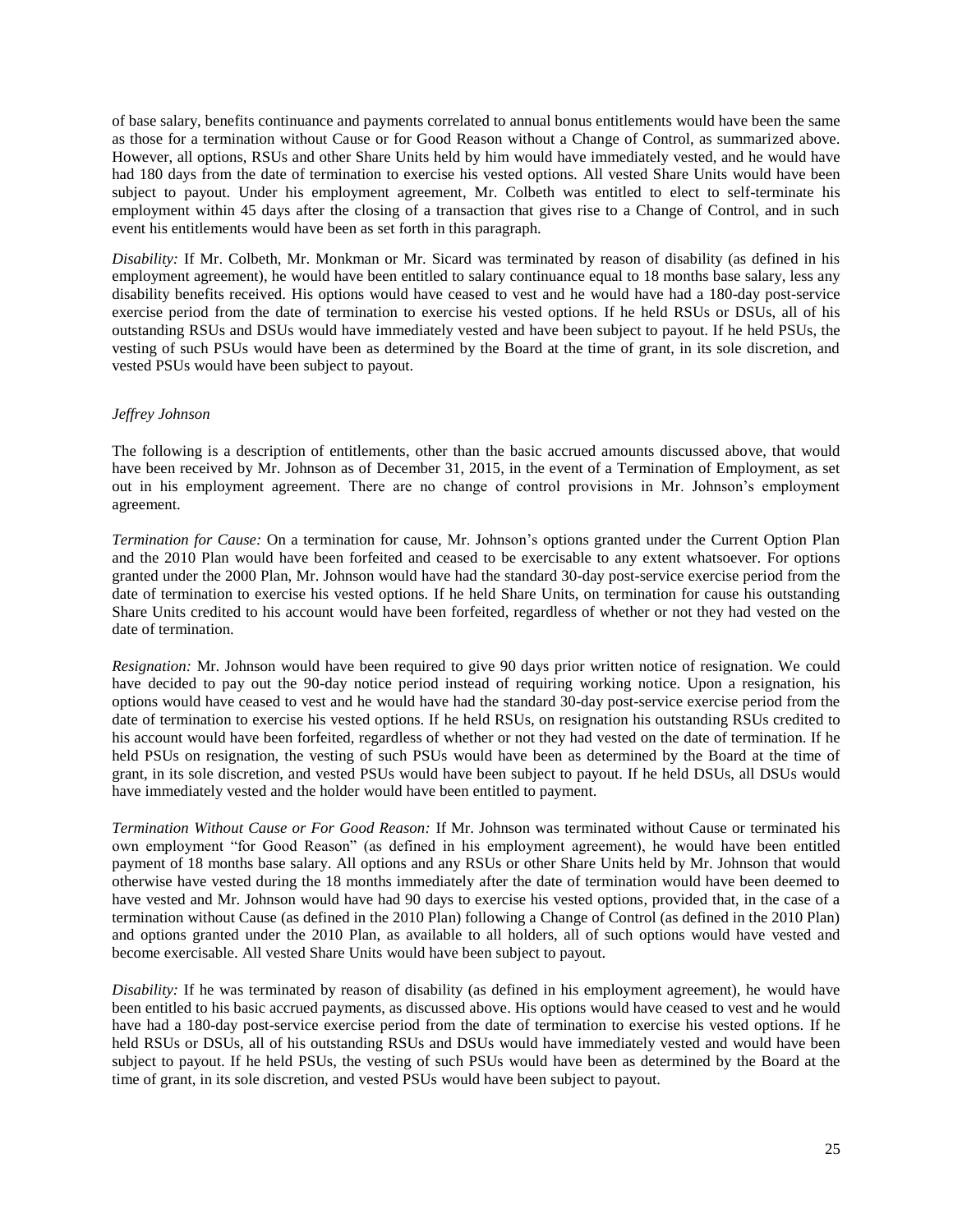of base salary, benefits continuance and payments correlated to annual bonus entitlements would have been the same as those for a termination without Cause or for Good Reason without a Change of Control, as summarized above. However, all options, RSUs and other Share Units held by him would have immediately vested, and he would have had 180 days from the date of termination to exercise his vested options. All vested Share Units would have been subject to payout. Under his employment agreement, Mr. Colbeth was entitled to elect to self-terminate his employment within 45 days after the closing of a transaction that gives rise to a Change of Control, and in such event his entitlements would have been as set forth in this paragraph.

*Disability:* If Mr. Colbeth, Mr. Monkman or Mr. Sicard was terminated by reason of disability (as defined in his employment agreement), he would have been entitled to salary continuance equal to 18 months base salary, less any disability benefits received. His options would have ceased to vest and he would have had a 180-day post-service exercise period from the date of termination to exercise his vested options. If he held RSUs or DSUs, all of his outstanding RSUs and DSUs would have immediately vested and have been subject to payout. If he held PSUs, the vesting of such PSUs would have been as determined by the Board at the time of grant, in its sole discretion, and vested PSUs would have been subject to payout.

*Jeffrey Johnson*

The following is a description of entitlements, other than the basic accrued amounts discussed above, that would have been received by Mr. Johnson as of December 31, 2015, in the event of a Termination of Employment, as set out in his employment agreement. There are no change of control provisions in Mr. Johnson's employment agreement.

*Termination for Cause:* On a termination for cause, Mr. Johnson's options granted under the Current Option Plan and the 2010 Plan would have been forfeited and ceased to be exercisable to any extent whatsoever. For options granted under the 2000 Plan, Mr. Johnson would have had the standard 30-day post-service exercise period from the date of termination to exercise his vested options. If he held Share Units, on termination for cause his outstanding Share Units credited to his account would have been forfeited, regardless of whether or not they had vested on the date of termination.

*Resignation:* Mr. Johnson would have been required to give 90 days prior written notice of resignation. We could have decided to pay out the 90-day notice period instead of requiring working notice. Upon a resignation, his options would have ceased to vest and he would have had the standard 30-day post-service exercise period from the date of termination to exercise his vested options. If he held RSUs, on resignation his outstanding RSUs credited to his account would have been forfeited, regardless of whether or not they had vested on the date of termination. If he held PSUs on resignation, the vesting of such PSUs would have been as determined by the Board at the time of grant, in its sole discretion, and vested PSUs would have been subject to payout. If he held DSUs, all DSUs would have immediately vested and the holder would have been entitled to payment.

*Termination Without Cause or For Good Reason:* If Mr. Johnson was terminated without Cause or terminated his own employment "for Good Reason" (as defined in his employment agreement), he would have been entitled payment of 18 months base salary. All options and any RSUs or other Share Units held by Mr. Johnson that would otherwise have vested during the 18 months immediately after the date of termination would have been deemed to have vested and Mr. Johnson would have had 90 days to exercise his vested options, provided that, in the case of a termination without Cause (as defined in the 2010 Plan) following a Change of Control (as defined in the 2010 Plan) and options granted under the 2010 Plan, as available to all holders, all of such options would have vested and become exercisable. All vested Share Units would have been subject to payout.

*Disability:* If he was terminated by reason of disability (as defined in his employment agreement), he would have been entitled to his basic accrued payments, as discussed above. His options would have ceased to vest and he would have had a 180-day post-service exercise period from the date of termination to exercise his vested options. If he held RSUs or DSUs, all of his outstanding RSUs and DSUs would have immediately vested and would have been subject to payout. If he held PSUs, the vesting of such PSUs would have been as determined by the Board at the time of grant, in its sole discretion, and vested PSUs would have been subject to payout.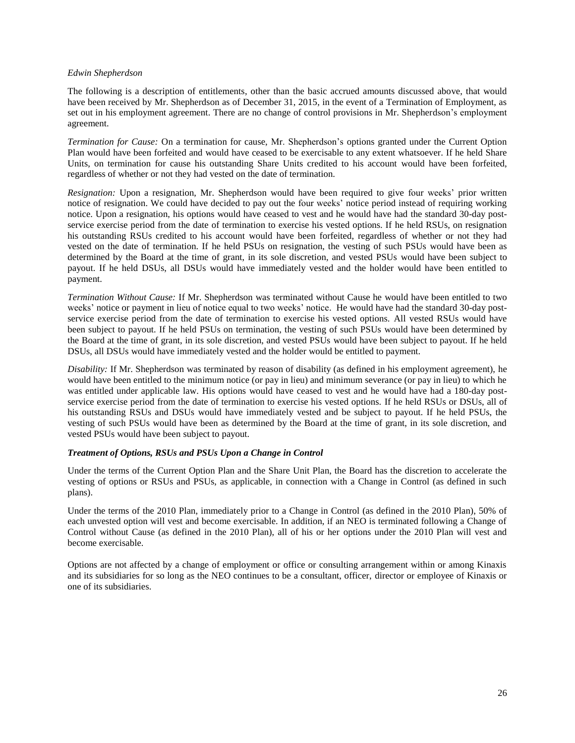*Edwin Shepherdson*

The following is a description of entitlements, other than the basic accrued amounts discussed above, that would have been received by Mr. Shepherdson as of December 31, 2015, in the event of a Termination of Employment, as set out in his employment agreement. There are no change of control provisions in Mr. Shepherdson's employment agreement.

*Termination for Cause:* On a termination for cause, Mr. Shepherdson's options granted under the Current Option Plan would have been forfeited and would have ceased to be exercisable to any extent whatsoever. If he held Share Units, on termination for cause his outstanding Share Units credited to his account would have been forfeited, regardless of whether or not they had vested on the date of termination.

*Resignation:* Upon a resignation, Mr. Shepherdson would have been required to give four weeks' prior written notice of resignation. We could have decided to pay out the four weeks' notice period instead of requiring working notice. Upon a resignation, his options would have ceased to vest and he would have had the standard 30-day post-service exercise period from the date of termination to exercise his vested options. If he held RSUs, on resignation his outstanding RSUs credited to his account would have been forfeited, regardless of whether or not they had vested on the date of termination. If he held PSUs on resignation, the vesting of such PSUs would have been as determined by the Board at the time of grant, in its sole discretion, and vested PSUs would have been subject to payout. If he held DSUs, all DSUs would have immediately vested and the holder would have been entitled to payment.

*Termination Without Cause:* If Mr. Shepherdson was terminated without Cause he would have been entitled to two weeks' notice or payment in lieu of notice equal to two weeks' notice. He would have had the standard 30-day post-service exercise period from the date of termination to exercise his vested options. All vested RSUs would have been subject to payout. If he held PSUs on termination, the vesting of such PSUs would have been determined by the Board at the time of grant, in its sole discretion, and vested PSUs would have been subject to payout. If he held DSUs, all DSUs would have immediately vested and the holder would be entitled to payment.

*Disability:* If Mr. Shepherdson was terminated by reason of disability (as defined in his employment agreement), he would have been entitled to the minimum notice (or pay in lieu) and minimum severance (or pay in lieu) to which he was entitled under applicable law. His options would have ceased to vest and he would have had a 180-day post-service exercise period from the date of termination to exercise his vested options. If he held RSUs or DSUs, all of his outstanding RSUs and DSUs would have immediately vested and be subject to payout. If he held PSUs, the vesting of such PSUs would have been as determined by the Board at the time of grant, in its sole discretion, and vested PSUs would have been subject to payout.

***Treatment of Options, RSUs and PSUs Upon a Change in Control***

Under the terms of the Current Option Plan and the Share Unit Plan, the Board has the discretion to accelerate the vesting of options or RSUs and PSUs, as applicable, in connection with a Change in Control (as defined in such plans).

Under the terms of the 2010 Plan, immediately prior to a Change in Control (as defined in the 2010 Plan), 50% of each unvested option will vest and become exercisable. In addition, if an NEO is terminated following a Change of Control without Cause (as defined in the 2010 Plan), all of his or her options under the 2010 Plan will vest and become exercisable.

Options are not affected by a change of employment or office or consulting arrangement within or among Kinaxis and its subsidiaries for so long as the NEO continues to be a consultant, officer, director or employee of Kinaxis or one of its subsidiaries.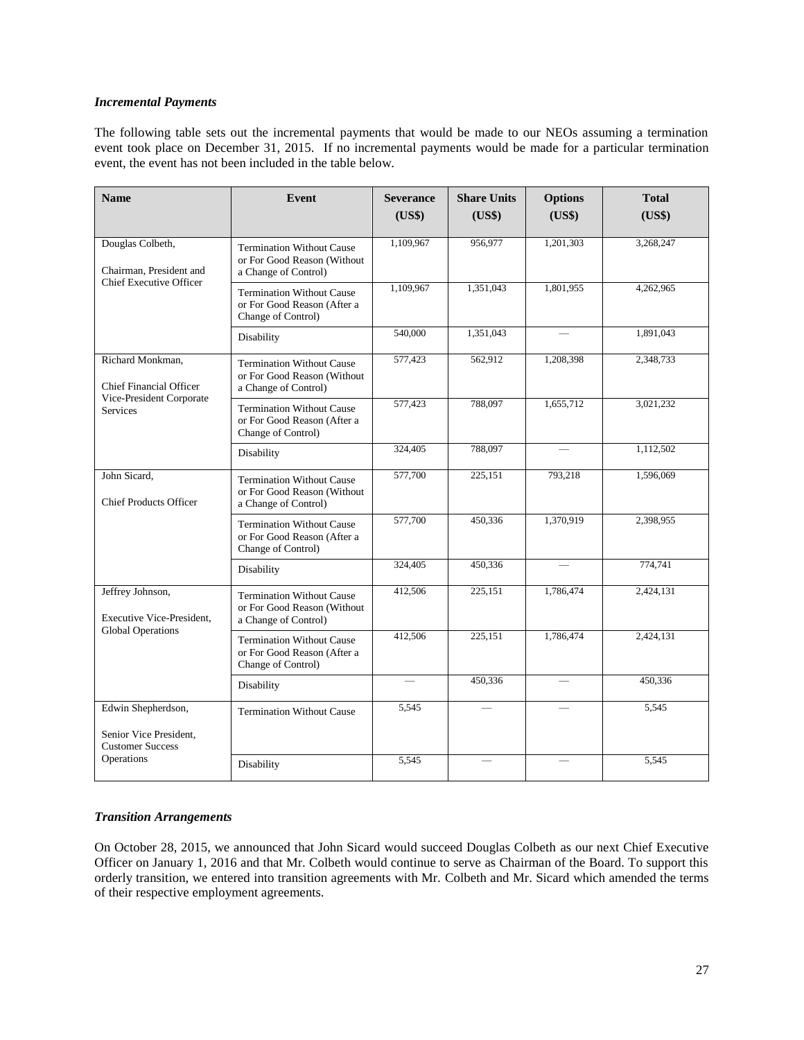### *Incremental Payments*

The following table sets out the incremental payments that would be made to our NEOs assuming a termination event took place on December 31, 2015. If no incremental payments would be made for a particular termination event, the event has not been included in the table below.

| Name | Event | Severance (US$) | Share Units (US$) | Options (US$) | Total (US$) |
|---|---|---|---|---|---|
| Douglas Colbeth, Chairman, President and Chief Executive Officer | Termination Without Cause or For Good Reason (Without a Change of Control) | 1,109,967 | 956,977 | 1,201,303 | 3,268,247 |
| | Termination Without Cause or For Good Reason (After a Change of Control) | 1,109,967 | 1,351,043 | 1,801,955 | 4,262,965 |
| | Disability | 540,000 | 1,351,043 | — | 1,891,043 |
| Richard Monkman, Chief Financial Officer Vice-President Corporate Services | Termination Without Cause or For Good Reason (Without a Change of Control) | 577,423 | 562,912 | 1,208,398 | 2,348,733 |
| | Termination Without Cause or For Good Reason (After a Change of Control) | 577,423 | 788,097 | 1,655,712 | 3,021,232 |
| | Disability | 324,405 | 788,097 | — | 1,112,502 |
| John Sicard, Chief Products Officer | Termination Without Cause or For Good Reason (Without a Change of Control) | 577,700 | 225,151 | 793,218 | 1,596,069 |
| | Termination Without Cause or For Good Reason (After a Change of Control) | 577,700 | 450,336 | 1,370,919 | 2,398,955 |
| | Disability | 324,405 | 450,336 | — | 774,741 |
| Jeffrey Johnson, Executive Vice-President, Global Operations | Termination Without Cause or For Good Reason (Without a Change of Control) | 412,506 | 225,151 | 1,786,474 | 2,424,131 |
| | Termination Without Cause or For Good Reason (After a Change of Control) | 412,506 | 225,151 | 1,786,474 | 2,424,131 |
| | Disability | — | 450,336 | — | 450,336 |
| Edwin Shepherdson, Senior Vice President, Customer Success Operations | Termination Without Cause | 5,545 | — | — | 5,545 |
| | Disability | 5,545 | — | — | 5,545 |

### *Transition Arrangements*

On October 28, 2015, we announced that John Sicard would succeed Douglas Colbeth as our next Chief Executive Officer on January 1, 2016 and that Mr. Colbeth would continue to serve as Chairman of the Board. To support this orderly transition, we entered into transition agreements with Mr. Colbeth and Mr. Sicard which amended the terms of their respective employment agreements.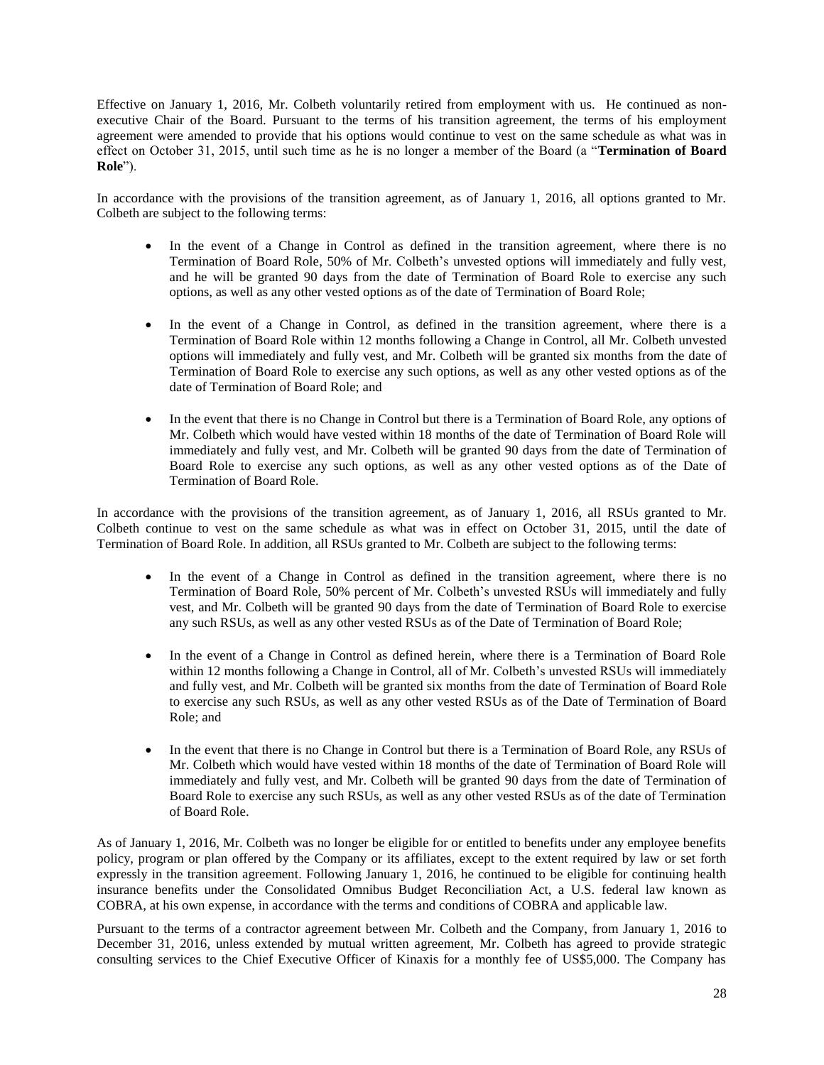Effective on January 1, 2016, Mr. Colbeth voluntarily retired from employment with us. He continued as non-executive Chair of the Board. Pursuant to the terms of his transition agreement, the terms of his employment agreement were amended to provide that his options would continue to vest on the same schedule as what was in effect on October 31, 2015, until such time as he is no longer a member of the Board (a "**Termination of Board Role**").

In accordance with the provisions of the transition agreement, as of January 1, 2016, all options granted to Mr. Colbeth are subject to the following terms:

- In the event of a Change in Control as defined in the transition agreement, where there is no Termination of Board Role, 50% of Mr. Colbeth's unvested options will immediately and fully vest, and he will be granted 90 days from the date of Termination of Board Role to exercise any such options, as well as any other vested options as of the date of Termination of Board Role;

- In the event of a Change in Control, as defined in the transition agreement, where there is a Termination of Board Role within 12 months following a Change in Control, all Mr. Colbeth unvested options will immediately and fully vest, and Mr. Colbeth will be granted six months from the date of Termination of Board Role to exercise any such options, as well as any other vested options as of the date of Termination of Board Role; and

- In the event that there is no Change in Control but there is a Termination of Board Role, any options of Mr. Colbeth which would have vested within 18 months of the date of Termination of Board Role will immediately and fully vest, and Mr. Colbeth will be granted 90 days from the date of Termination of Board Role to exercise any such options, as well as any other vested options as of the Date of Termination of Board Role.

In accordance with the provisions of the transition agreement, as of January 1, 2016, all RSUs granted to Mr. Colbeth continue to vest on the same schedule as what was in effect on October 31, 2015, until the date of Termination of Board Role. In addition, all RSUs granted to Mr. Colbeth are subject to the following terms:

- In the event of a Change in Control as defined in the transition agreement, where there is no Termination of Board Role, 50% percent of Mr. Colbeth's unvested RSUs will immediately and fully vest, and Mr. Colbeth will be granted 90 days from the date of Termination of Board Role to exercise any such RSUs, as well as any other vested RSUs as of the Date of Termination of Board Role;

- In the event of a Change in Control as defined herein, where there is a Termination of Board Role within 12 months following a Change in Control, all of Mr. Colbeth's unvested RSUs will immediately and fully vest, and Mr. Colbeth will be granted six months from the date of Termination of Board Role to exercise any such RSUs, as well as any other vested RSUs as of the Date of Termination of Board Role; and

- In the event that there is no Change in Control but there is a Termination of Board Role, any RSUs of Mr. Colbeth which would have vested within 18 months of the date of Termination of Board Role will immediately and fully vest, and Mr. Colbeth will be granted 90 days from the date of Termination of Board Role to exercise any such RSUs, as well as any other vested RSUs as of the date of Termination of Board Role.

As of January 1, 2016, Mr. Colbeth was no longer be eligible for or entitled to benefits under any employee benefits policy, program or plan offered by the Company or its affiliates, except to the extent required by law or set forth expressly in the transition agreement. Following January 1, 2016, he continued to be eligible for continuing health insurance benefits under the Consolidated Omnibus Budget Reconciliation Act, a U.S. federal law known as COBRA, at his own expense, in accordance with the terms and conditions of COBRA and applicable law.

Pursuant to the terms of a contractor agreement between Mr. Colbeth and the Company, from January 1, 2016 to December 31, 2016, unless extended by mutual written agreement, Mr. Colbeth has agreed to provide strategic consulting services to the Chief Executive Officer of Kinaxis for a monthly fee of US$5,000. The Company has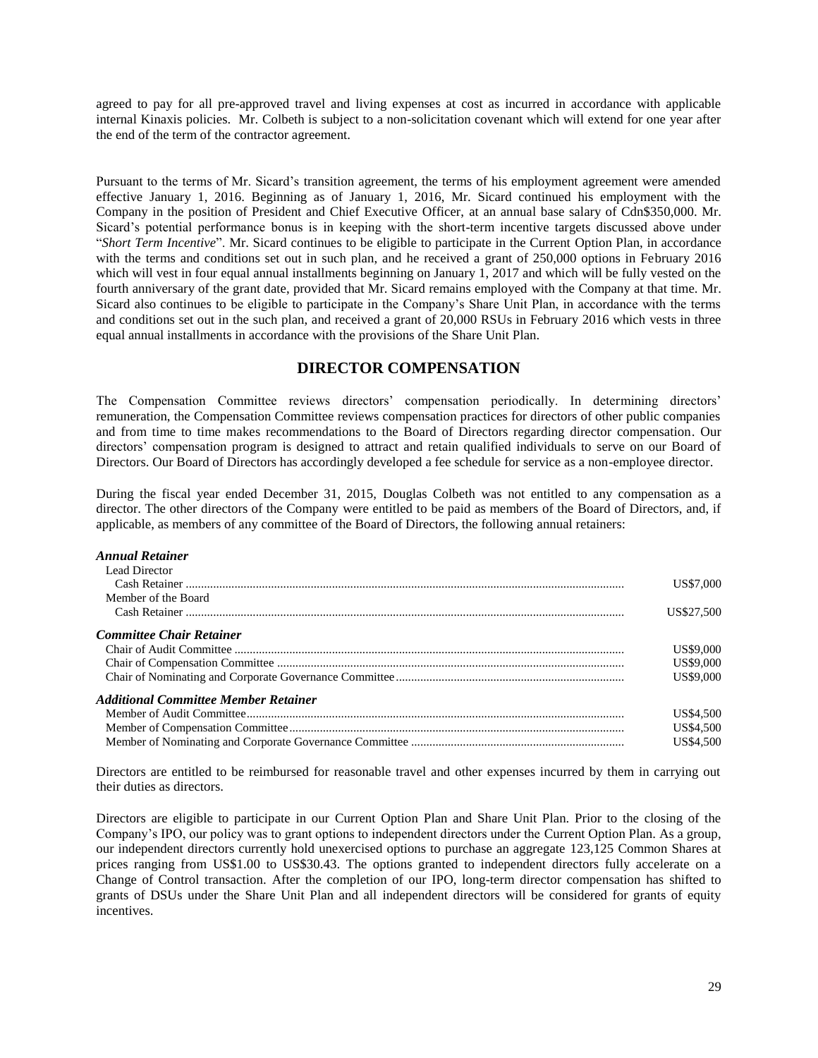agreed to pay for all pre-approved travel and living expenses at cost as incurred in accordance with applicable internal Kinaxis policies. Mr. Colbeth is subject to a non-solicitation covenant which will extend for one year after the end of the term of the contractor agreement.

Pursuant to the terms of Mr. Sicard's transition agreement, the terms of his employment agreement were amended effective January 1, 2016. Beginning as of January 1, 2016, Mr. Sicard continued his employment with the Company in the position of President and Chief Executive Officer, at an annual base salary of Cdn$350,000. Mr. Sicard's potential performance bonus is in keeping with the short-term incentive targets discussed above under "*Short Term Incentive*". Mr. Sicard continues to be eligible to participate in the Current Option Plan, in accordance with the terms and conditions set out in such plan, and he received a grant of 250,000 options in February 2016 which will vest in four equal annual installments beginning on January 1, 2017 and which will be fully vested on the fourth anniversary of the grant date, provided that Mr. Sicard remains employed with the Company at that time. Mr. Sicard also continues to be eligible to participate in the Company's Share Unit Plan, in accordance with the terms and conditions set out in the such plan, and received a grant of 20,000 RSUs in February 2016 which vests in three equal annual installments in accordance with the provisions of the Share Unit Plan.

## DIRECTOR COMPENSATION

The Compensation Committee reviews directors' compensation periodically. In determining directors' remuneration, the Compensation Committee reviews compensation practices for directors of other public companies and from time to time makes recommendations to the Board of Directors regarding director compensation. Our directors' compensation program is designed to attract and retain qualified individuals to serve on our Board of Directors. Our Board of Directors has accordingly developed a fee schedule for service as a non-employee director.

During the fiscal year ended December 31, 2015, Douglas Colbeth was not entitled to any compensation as a director. The other directors of the Company were entitled to be paid as members of the Board of Directors, and, if applicable, as members of any committee of the Board of Directors, the following annual retainers:

| | |
|---|---|
| ***Annual Retainer*** | |
| Lead Director | |
| Cash Retainer | US$7,000 |
| Member of the Board | |
| Cash Retainer | US$27,500 |
| ***Committee Chair Retainer*** | |
| Chair of Audit Committee | US$9,000 |
| Chair of Compensation Committee | US$9,000 |
| Chair of Nominating and Corporate Governance Committee | US$9,000 |
| ***Additional Committee Member Retainer*** | |
| Member of Audit Committee | US$4,500 |
| Member of Compensation Committee | US$4,500 |
| Member of Nominating and Corporate Governance Committee | US$4,500 |

Directors are entitled to be reimbursed for reasonable travel and other expenses incurred by them in carrying out their duties as directors.

Directors are eligible to participate in our Current Option Plan and Share Unit Plan. Prior to the closing of the Company's IPO, our policy was to grant options to independent directors under the Current Option Plan. As a group, our independent directors currently hold unexercised options to purchase an aggregate 123,125 Common Shares at prices ranging from US$1.00 to US$30.43. The options granted to independent directors fully accelerate on a Change of Control transaction. After the completion of our IPO, long-term director compensation has shifted to grants of DSUs under the Share Unit Plan and all independent directors will be considered for grants of equity incentives.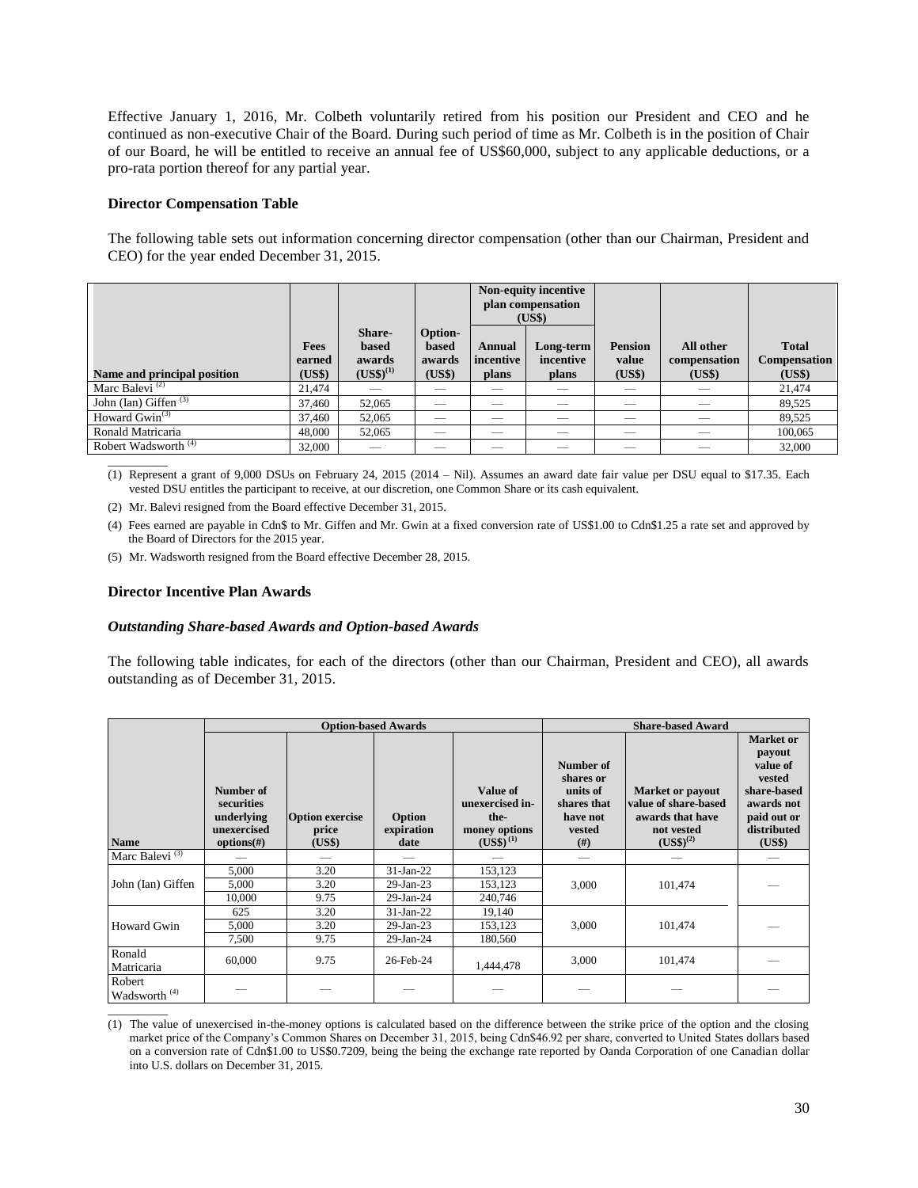Effective January 1, 2016, Mr. Colbeth voluntarily retired from his position our President and CEO and he continued as non-executive Chair of the Board. During such period of time as Mr. Colbeth is in the position of Chair of our Board, he will be entitled to receive an annual fee of US$60,000, subject to any applicable deductions, or a pro-rata portion thereof for any partial year.

**Director Compensation Table**

The following table sets out information concerning director compensation (other than our Chairman, President and CEO) for the year ended December 31, 2015.

| Name and principal position | Fees earned (US$) | Share-based awards (US$)(1) | Option-based awards (US$) | Non-equity incentive plan compensation (US$) | | Pension value (US$) | All other compensation (US$) | Total Compensation (US$) |
|---|---|---|---|---|---|---|---|---|
| | | | | Annual incentive plans | Long-term incentive plans | | | |
| Marc Balevi (2) | 21,474 | — | — | — | — | — | — | 21,474 |
| John (Ian) Giffen (3) | 37,460 | 52,065 | — | — | — | — | — | 89,525 |
| Howard Gwin(3) | 37,460 | 52,065 | — | — | — | — | — | 89,525 |
| Ronald Matricaria | 48,000 | 52,065 | — | — | — | — | — | 100,065 |
| Robert Wadsworth (4) | 32,000 | — | — | — | — | — | — | 32,000 |

(1) Represent a grant of 9,000 DSUs on February 24, 2015 (2014 – Nil). Assumes an award date fair value per DSU equal to $17.35. Each vested DSU entitles the participant to receive, at our discretion, one Common Share or its cash equivalent.

(2) Mr. Balevi resigned from the Board effective December 31, 2015.

(4) Fees earned are payable in Cdn$ to Mr. Giffen and Mr. Gwin at a fixed conversion rate of US$1.00 to Cdn$1.25 a rate set and approved by the Board of Directors for the 2015 year.

(5) Mr. Wadsworth resigned from the Board effective December 28, 2015.

**Director Incentive Plan Awards**

***Outstanding Share-based Awards and Option-based Awards***

The following table indicates, for each of the directors (other than our Chairman, President and CEO), all awards outstanding as of December 31, 2015.

| Name | Option-based Awards | | | | Share-based Award | | |
|---|---|---|---|---|---|---|---|
| | Number of securities underlying unexercised options(#) | Option exercise price (US$) | Option expiration date | Value of unexercised in-the-money options (US$) (1) | Number of shares or units of shares that have not vested (#) | Market or payout value of share-based awards that have not vested (US$)(2) | Market or payout value of vested share-based awards not paid out or distributed (US$) |
| Marc Balevi (3) | — | — | — | — | — | — | — |
| John (Ian) Giffen | 5,000 | 3.20 | 31-Jan-22 | 153,123 | 3,000 | 101,474 | — |
| | 5,000 | 3.20 | 29-Jan-23 | 153,123 | | | |
| | 10,000 | 9.75 | 29-Jan-24 | 240,746 | | | |
| Howard Gwin | 625 | 3.20 | 31-Jan-22 | 19,140 | 3,000 | 101,474 | — |
| | 5,000 | 3.20 | 29-Jan-23 | 153,123 | | | |
| | 7,500 | 9.75 | 29-Jan-24 | 180,560 | | | |
| Ronald Matricaria | 60,000 | 9.75 | 26-Feb-24 | 1,444,478 | 3,000 | 101,474 | — |
| Robert Wadsworth (4) | — | — | — | — | — | — | — |

(1) The value of unexercised in-the-money options is calculated based on the difference between the strike price of the option and the closing market price of the Company's Common Shares on December 31, 2015, being Cdn$46.92 per share, converted to United States dollars based on a conversion rate of Cdn$1.00 to US$0.7209, being the being the exchange rate reported by Oanda Corporation of one Canadian dollar into U.S. dollars on December 31, 2015.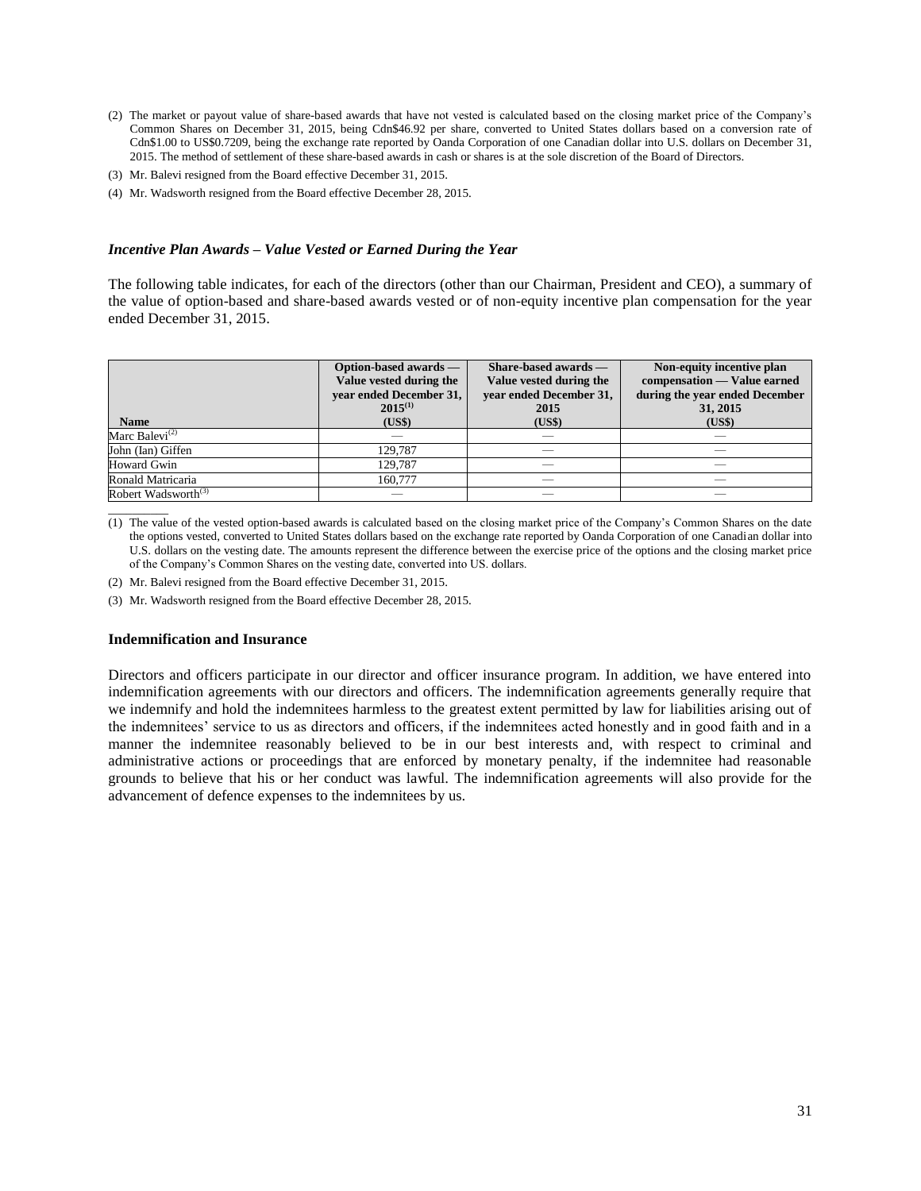(2) The market or payout value of share-based awards that have not vested is calculated based on the closing market price of the Company's Common Shares on December 31, 2015, being Cdn$46.92 per share, converted to United States dollars based on a conversion rate of Cdn$1.00 to US$0.7209, being the exchange rate reported by Oanda Corporation of one Canadian dollar into U.S. dollars on December 31, 2015. The method of settlement of these share-based awards in cash or shares is at the sole discretion of the Board of Directors.

(3) Mr. Balevi resigned from the Board effective December 31, 2015.

(4) Mr. Wadsworth resigned from the Board effective December 28, 2015.

### *Incentive Plan Awards – Value Vested or Earned During the Year*

The following table indicates, for each of the directors (other than our Chairman, President and CEO), a summary of the value of option-based and share-based awards vested or of non-equity incentive plan compensation for the year ended December 31, 2015.

| Name | Option-based awards — Value vested during the year ended December 31, 2015[(1)] (US$) | Share-based awards — Value vested during the year ended December 31, 2015 (US$) | Non-equity incentive plan compensation — Value earned during the year ended December 31, 2015 (US$) |
|---|---|---|---|
| Marc Balevi[(2)] | — | — | — |
| John (Ian) Giffen | 129,787 | — | — |
| Howard Gwin | 129,787 | — | — |
| Ronald Matricaria | 160,777 | — | — |
| Robert Wadsworth[(3)] | — | — | — |

(1) The value of the vested option-based awards is calculated based on the closing market price of the Company's Common Shares on the date the options vested, converted to United States dollars based on the exchange rate reported by Oanda Corporation of one Canadian dollar into U.S. dollars on the vesting date. The amounts represent the difference between the exercise price of the options and the closing market price of the Company's Common Shares on the vesting date, converted into US. dollars.

(2) Mr. Balevi resigned from the Board effective December 31, 2015.

(3) Mr. Wadsworth resigned from the Board effective December 28, 2015.

### **Indemnification and Insurance**

Directors and officers participate in our director and officer insurance program. In addition, we have entered into indemnification agreements with our directors and officers. The indemnification agreements generally require that we indemnify and hold the indemnitees harmless to the greatest extent permitted by law for liabilities arising out of the indemnitees' service to us as directors and officers, if the indemnitees acted honestly and in good faith and in a manner the indemnitee reasonably believed to be in our best interests and, with respect to criminal and administrative actions or proceedings that are enforced by monetary penalty, if the indemnitee had reasonable grounds to believe that his or her conduct was lawful. The indemnification agreements will also provide for the advancement of defence expenses to the indemnitees by us.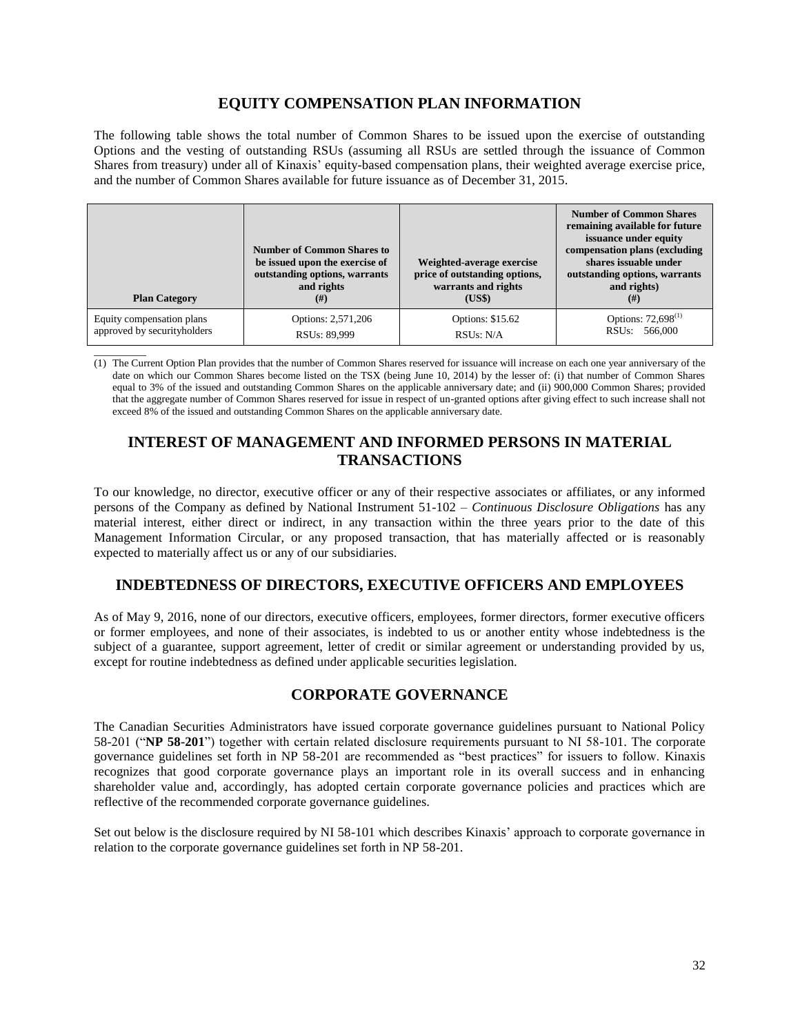## EQUITY COMPENSATION PLAN INFORMATION

The following table shows the total number of Common Shares to be issued upon the exercise of outstanding Options and the vesting of outstanding RSUs (assuming all RSUs are settled through the issuance of Common Shares from treasury) under all of Kinaxis' equity-based compensation plans, their weighted average exercise price, and the number of Common Shares available for future issuance as of December 31, 2015.

| Plan Category | Number of Common Shares to be issued upon the exercise of outstanding options, warrants and rights (#) | Weighted-average exercise price of outstanding options, warrants and rights (US$) | Number of Common Shares remaining available for future issuance under equity compensation plans (excluding shares issuable under outstanding options, warrants and rights) (#) |
|---|---|---|---|
| Equity compensation plans approved by securityholders | Options: 2,571,206<br>RSUs: 89,999 | Options: $15.62<br>RSUs: N/A | Options: 72,698[(1)]<br>RSUs: 566,000 |

(1) The Current Option Plan provides that the number of Common Shares reserved for issuance will increase on each one year anniversary of the date on which our Common Shares become listed on the TSX (being June 10, 2014) by the lesser of: (i) that number of Common Shares equal to 3% of the issued and outstanding Common Shares on the applicable anniversary date; and (ii) 900,000 Common Shares; provided that the aggregate number of Common Shares reserved for issue in respect of un-granted options after giving effect to such increase shall not exceed 8% of the issued and outstanding Common Shares on the applicable anniversary date.

## INTEREST OF MANAGEMENT AND INFORMED PERSONS IN MATERIAL TRANSACTIONS

To our knowledge, no director, executive officer or any of their respective associates or affiliates, or any informed persons of the Company as defined by National Instrument 51-102 – *Continuous Disclosure Obligations* has any material interest, either direct or indirect, in any transaction within the three years prior to the date of this Management Information Circular, or any proposed transaction, that has materially affected or is reasonably expected to materially affect us or any of our subsidiaries.

## INDEBTEDNESS OF DIRECTORS, EXECUTIVE OFFICERS AND EMPLOYEES

As of May 9, 2016, none of our directors, executive officers, employees, former directors, former executive officers or former employees, and none of their associates, is indebted to us or another entity whose indebtedness is the subject of a guarantee, support agreement, letter of credit or similar agreement or understanding provided by us, except for routine indebtedness as defined under applicable securities legislation.

## CORPORATE GOVERNANCE

The Canadian Securities Administrators have issued corporate governance guidelines pursuant to National Policy 58-201 ("**NP 58-201**") together with certain related disclosure requirements pursuant to NI 58-101. The corporate governance guidelines set forth in NP 58-201 are recommended as "best practices" for issuers to follow. Kinaxis recognizes that good corporate governance plays an important role in its overall success and in enhancing shareholder value and, accordingly, has adopted certain corporate governance policies and practices which are reflective of the recommended corporate governance guidelines.

Set out below is the disclosure required by NI 58-101 which describes Kinaxis' approach to corporate governance in relation to the corporate governance guidelines set forth in NP 58-201.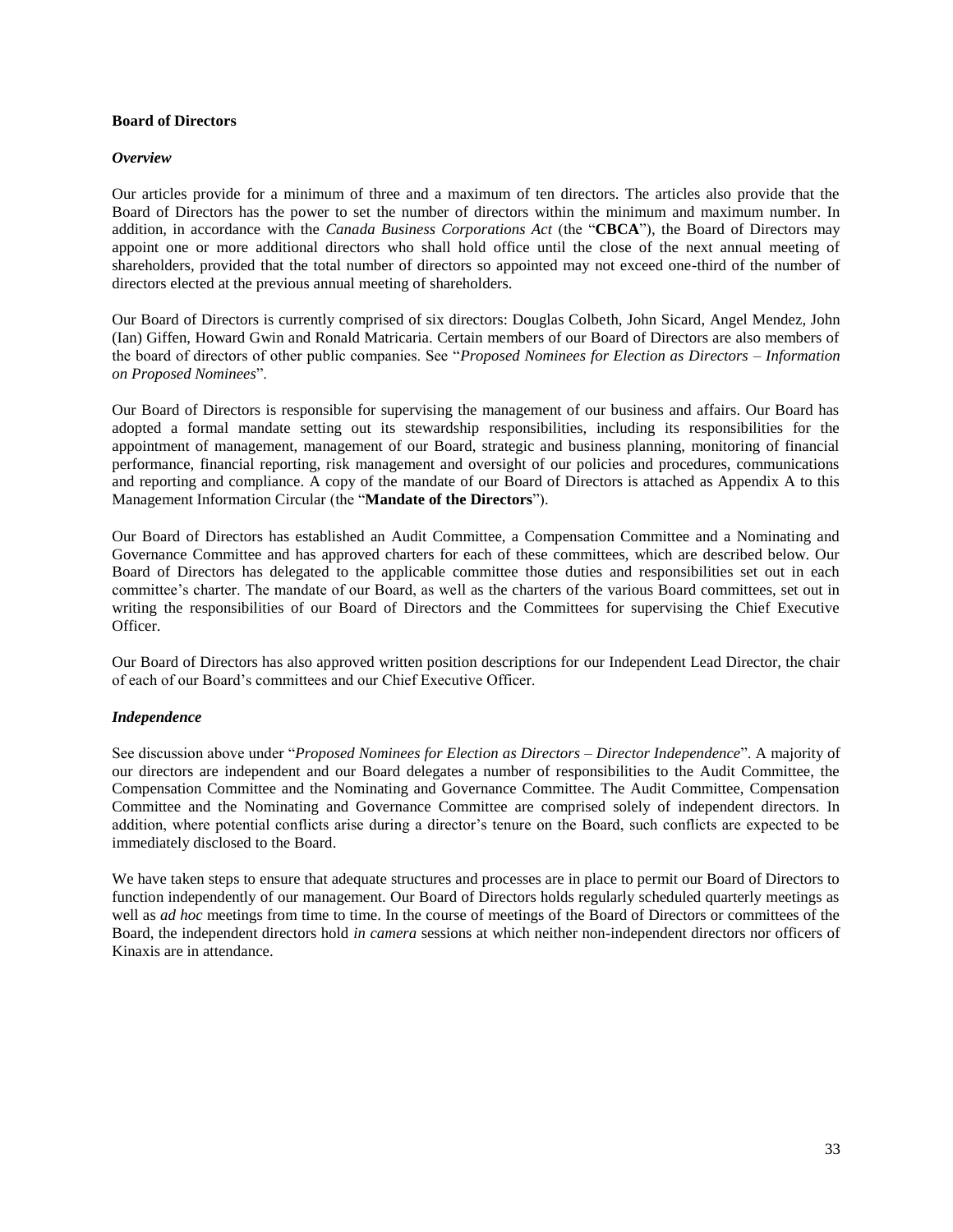**Board of Directors**

***Overview***

Our articles provide for a minimum of three and a maximum of ten directors. The articles also provide that the Board of Directors has the power to set the number of directors within the minimum and maximum number. In addition, in accordance with the *Canada Business Corporations Act* (the "**CBCA**"), the Board of Directors may appoint one or more additional directors who shall hold office until the close of the next annual meeting of shareholders, provided that the total number of directors so appointed may not exceed one-third of the number of directors elected at the previous annual meeting of shareholders.

Our Board of Directors is currently comprised of six directors: Douglas Colbeth, John Sicard, Angel Mendez, John (Ian) Giffen, Howard Gwin and Ronald Matricaria. Certain members of our Board of Directors are also members of the board of directors of other public companies. See "*Proposed Nominees for Election as Directors – Information on Proposed Nominees*".

Our Board of Directors is responsible for supervising the management of our business and affairs. Our Board has adopted a formal mandate setting out its stewardship responsibilities, including its responsibilities for the appointment of management, management of our Board, strategic and business planning, monitoring of financial performance, financial reporting, risk management and oversight of our policies and procedures, communications and reporting and compliance. A copy of the mandate of our Board of Directors is attached as Appendix A to this Management Information Circular (the "**Mandate of the Directors**").

Our Board of Directors has established an Audit Committee, a Compensation Committee and a Nominating and Governance Committee and has approved charters for each of these committees, which are described below. Our Board of Directors has delegated to the applicable committee those duties and responsibilities set out in each committee's charter. The mandate of our Board, as well as the charters of the various Board committees, set out in writing the responsibilities of our Board of Directors and the Committees for supervising the Chief Executive Officer.

Our Board of Directors has also approved written position descriptions for our Independent Lead Director, the chair of each of our Board's committees and our Chief Executive Officer.

***Independence***

See discussion above under "*Proposed Nominees for Election as Directors – Director Independence*". A majority of our directors are independent and our Board delegates a number of responsibilities to the Audit Committee, the Compensation Committee and the Nominating and Governance Committee. The Audit Committee, Compensation Committee and the Nominating and Governance Committee are comprised solely of independent directors. In addition, where potential conflicts arise during a director's tenure on the Board, such conflicts are expected to be immediately disclosed to the Board.

We have taken steps to ensure that adequate structures and processes are in place to permit our Board of Directors to function independently of our management. Our Board of Directors holds regularly scheduled quarterly meetings as well as *ad hoc* meetings from time to time. In the course of meetings of the Board of Directors or committees of the Board, the independent directors hold *in camera* sessions at which neither non-independent directors nor officers of Kinaxis are in attendance.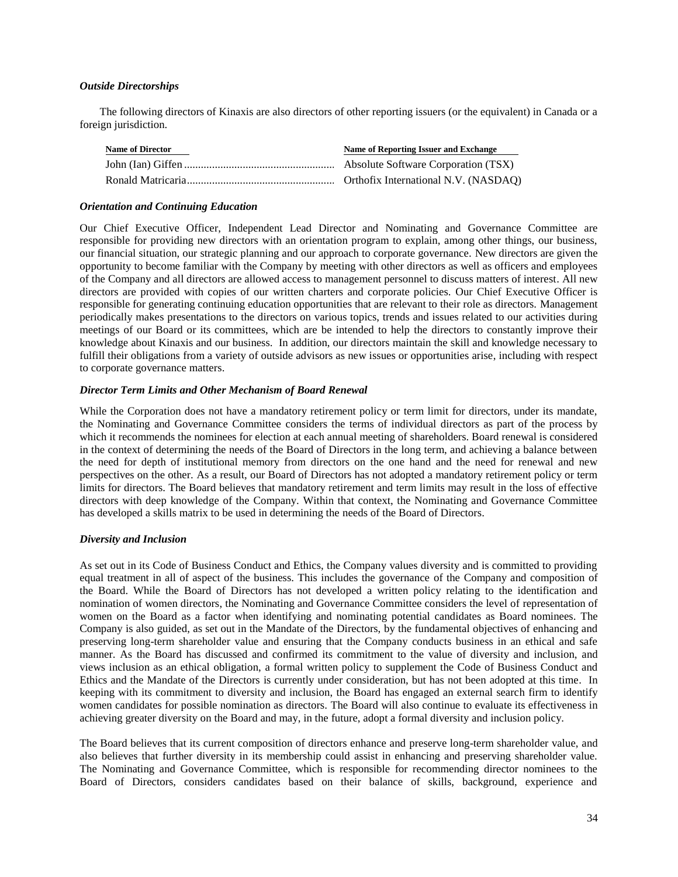***Outside Directorships***

The following directors of Kinaxis are also directors of other reporting issuers (or the equivalent) in Canada or a foreign jurisdiction.

| Name of Director | Name of Reporting Issuer and Exchange |
|---|---|
| John (Ian) Giffen | Absolute Software Corporation (TSX) |
| Ronald Matricaria | Orthofix International N.V. (NASDAQ) |

***Orientation and Continuing Education***

Our Chief Executive Officer, Independent Lead Director and Nominating and Governance Committee are responsible for providing new directors with an orientation program to explain, among other things, our business, our financial situation, our strategic planning and our approach to corporate governance. New directors are given the opportunity to become familiar with the Company by meeting with other directors as well as officers and employees of the Company and all directors are allowed access to management personnel to discuss matters of interest. All new directors are provided with copies of our written charters and corporate policies. Our Chief Executive Officer is responsible for generating continuing education opportunities that are relevant to their role as directors. Management periodically makes presentations to the directors on various topics, trends and issues related to our activities during meetings of our Board or its committees, which are be intended to help the directors to constantly improve their knowledge about Kinaxis and our business. In addition, our directors maintain the skill and knowledge necessary to fulfill their obligations from a variety of outside advisors as new issues or opportunities arise, including with respect to corporate governance matters.

***Director Term Limits and Other Mechanism of Board Renewal***

While the Corporation does not have a mandatory retirement policy or term limit for directors, under its mandate, the Nominating and Governance Committee considers the terms of individual directors as part of the process by which it recommends the nominees for election at each annual meeting of shareholders. Board renewal is considered in the context of determining the needs of the Board of Directors in the long term, and achieving a balance between the need for depth of institutional memory from directors on the one hand and the need for renewal and new perspectives on the other. As a result, our Board of Directors has not adopted a mandatory retirement policy or term limits for directors. The Board believes that mandatory retirement and term limits may result in the loss of effective directors with deep knowledge of the Company. Within that context, the Nominating and Governance Committee has developed a skills matrix to be used in determining the needs of the Board of Directors.

***Diversity and Inclusion***

As set out in its Code of Business Conduct and Ethics, the Company values diversity and is committed to providing equal treatment in all of aspect of the business. This includes the governance of the Company and composition of the Board. While the Board of Directors has not developed a written policy relating to the identification and nomination of women directors, the Nominating and Governance Committee considers the level of representation of women on the Board as a factor when identifying and nominating potential candidates as Board nominees. The Company is also guided, as set out in the Mandate of the Directors, by the fundamental objectives of enhancing and preserving long-term shareholder value and ensuring that the Company conducts business in an ethical and safe manner. As the Board has discussed and confirmed its commitment to the value of diversity and inclusion, and views inclusion as an ethical obligation, a formal written policy to supplement the Code of Business Conduct and Ethics and the Mandate of the Directors is currently under consideration, but has not been adopted at this time. In keeping with its commitment to diversity and inclusion, the Board has engaged an external search firm to identify women candidates for possible nomination as directors. The Board will also continue to evaluate its effectiveness in achieving greater diversity on the Board and may, in the future, adopt a formal diversity and inclusion policy.

The Board believes that its current composition of directors enhance and preserve long-term shareholder value, and also believes that further diversity in its membership could assist in enhancing and preserving shareholder value. The Nominating and Governance Committee, which is responsible for recommending director nominees to the Board of Directors, considers candidates based on their balance of skills, background, experience and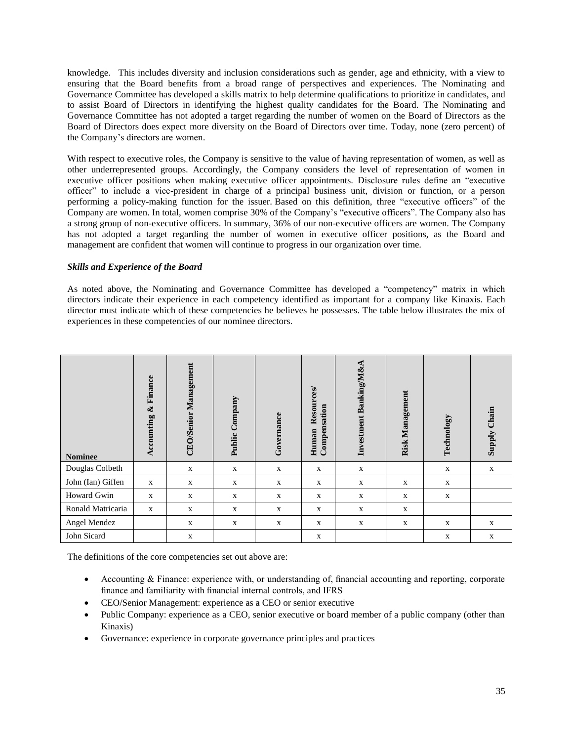knowledge. This includes diversity and inclusion considerations such as gender, age and ethnicity, with a view to ensuring that the Board benefits from a broad range of perspectives and experiences. The Nominating and Governance Committee has developed a skills matrix to help determine qualifications to prioritize in candidates, and to assist Board of Directors in identifying the highest quality candidates for the Board. The Nominating and Governance Committee has not adopted a target regarding the number of women on the Board of Directors as the Board of Directors does expect more diversity on the Board of Directors over time. Today, none (zero percent) of the Company's directors are women.

With respect to executive roles, the Company is sensitive to the value of having representation of women, as well as other underrepresented groups. Accordingly, the Company considers the level of representation of women in executive officer positions when making executive officer appointments. Disclosure rules define an "executive officer" to include a vice-president in charge of a principal business unit, division or function, or a person performing a policy-making function for the issuer. Based on this definition, three "executive officers" of the Company are women. In total, women comprise 30% of the Company's "executive officers". The Company also has a strong group of non-executive officers. In summary, 36% of our non-executive officers are women. The Company has not adopted a target regarding the number of women in executive officer positions, as the Board and management are confident that women will continue to progress in our organization over time.

***Skills and Experience of the Board***

As noted above, the Nominating and Governance Committee has developed a "competency" matrix in which directors indicate their experience in each competency identified as important for a company like Kinaxis. Each director must indicate which of these competencies he believes he possesses. The table below illustrates the mix of experiences in these competencies of our nominee directors.

| Nominee | Accounting & Finance | CEO/Senior Management | Public Company | Governance | Human Resources/ Compensation | Investment Banking/M&A | Risk Management | Technology | Supply Chain |
|---|---|---|---|---|---|---|---|---|---|
| Douglas Colbeth | | x | x | x | x | x | | x | x |
| John (Ian) Giffen | x | x | x | x | x | x | x | x | |
| Howard Gwin | x | x | x | x | x | x | x | x | |
| Ronald Matricaria | x | x | x | x | x | x | x | | |
| Angel Mendez | | x | x | x | x | x | x | x | x |
| John Sicard | | x | | | x | | | x | x |

The definitions of the core competencies set out above are:

- Accounting & Finance: experience with, or understanding of, financial accounting and reporting, corporate finance and familiarity with financial internal controls, and IFRS
- CEO/Senior Management: experience as a CEO or senior executive
- Public Company: experience as a CEO, senior executive or board member of a public company (other than Kinaxis)
- Governance: experience in corporate governance principles and practices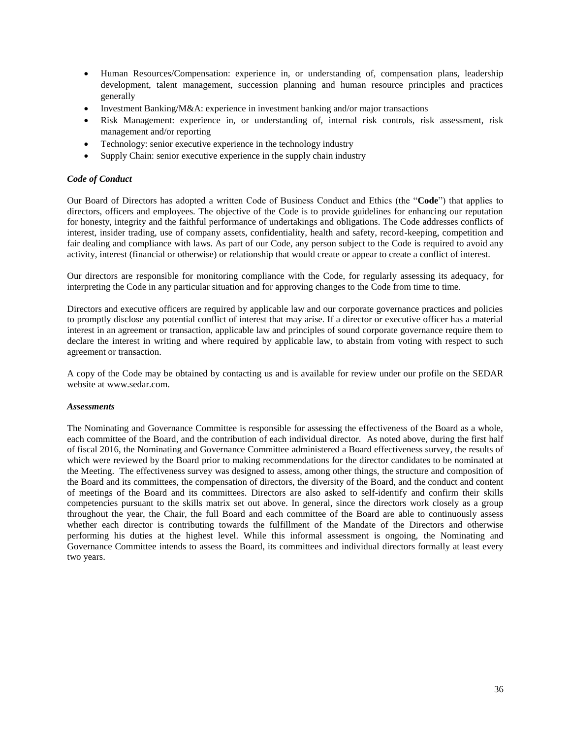- Human Resources/Compensation: experience in, or understanding of, compensation plans, leadership development, talent management, succession planning and human resource principles and practices generally
- Investment Banking/M&A: experience in investment banking and/or major transactions
- Risk Management: experience in, or understanding of, internal risk controls, risk assessment, risk management and/or reporting
- Technology: senior executive experience in the technology industry
- Supply Chain: senior executive experience in the supply chain industry

***Code of Conduct***

Our Board of Directors has adopted a written Code of Business Conduct and Ethics (the "**Code**") that applies to directors, officers and employees. The objective of the Code is to provide guidelines for enhancing our reputation for honesty, integrity and the faithful performance of undertakings and obligations. The Code addresses conflicts of interest, insider trading, use of company assets, confidentiality, health and safety, record-keeping, competition and fair dealing and compliance with laws. As part of our Code, any person subject to the Code is required to avoid any activity, interest (financial or otherwise) or relationship that would create or appear to create a conflict of interest.

Our directors are responsible for monitoring compliance with the Code, for regularly assessing its adequacy, for interpreting the Code in any particular situation and for approving changes to the Code from time to time.

Directors and executive officers are required by applicable law and our corporate governance practices and policies to promptly disclose any potential conflict of interest that may arise. If a director or executive officer has a material interest in an agreement or transaction, applicable law and principles of sound corporate governance require them to declare the interest in writing and where required by applicable law, to abstain from voting with respect to such agreement or transaction.

A copy of the Code may be obtained by contacting us and is available for review under our profile on the SEDAR website at www.sedar.com.

***Assessments***

The Nominating and Governance Committee is responsible for assessing the effectiveness of the Board as a whole, each committee of the Board, and the contribution of each individual director. As noted above, during the first half of fiscal 2016, the Nominating and Governance Committee administered a Board effectiveness survey, the results of which were reviewed by the Board prior to making recommendations for the director candidates to be nominated at the Meeting. The effectiveness survey was designed to assess, among other things, the structure and composition of the Board and its committees, the compensation of directors, the diversity of the Board, and the conduct and content of meetings of the Board and its committees. Directors are also asked to self-identify and confirm their skills competencies pursuant to the skills matrix set out above. In general, since the directors work closely as a group throughout the year, the Chair, the full Board and each committee of the Board are able to continuously assess whether each director is contributing towards the fulfillment of the Mandate of the Directors and otherwise performing his duties at the highest level. While this informal assessment is ongoing, the Nominating and Governance Committee intends to assess the Board, its committees and individual directors formally at least every two years.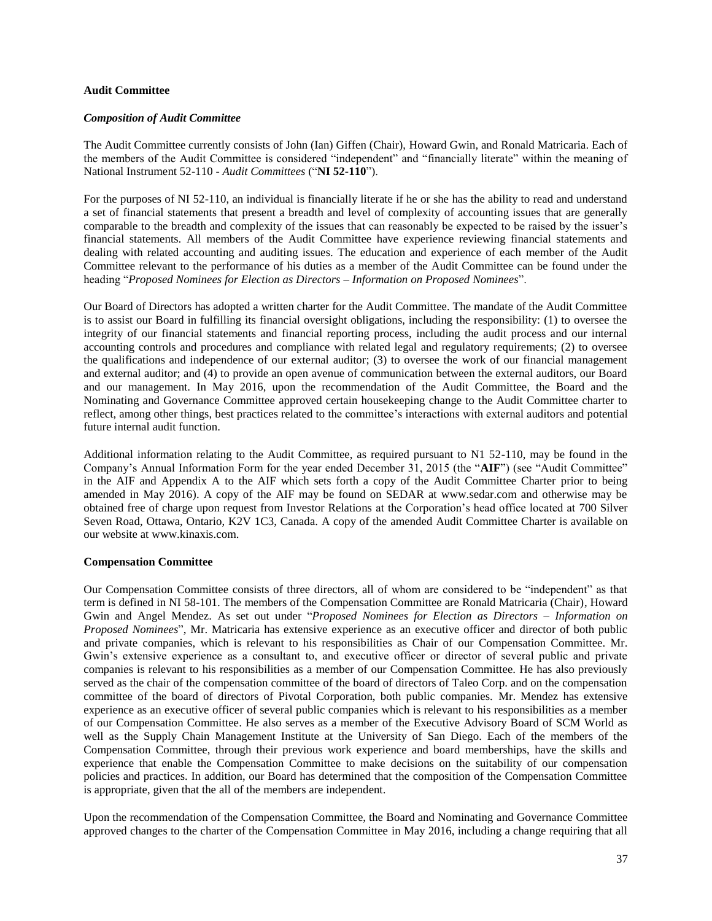**Audit Committee**

***Composition of Audit Committee***

The Audit Committee currently consists of John (Ian) Giffen (Chair), Howard Gwin, and Ronald Matricaria. Each of the members of the Audit Committee is considered "independent" and "financially literate" within the meaning of National Instrument 52-110 - *Audit Committees* ("**NI 52-110**").

For the purposes of NI 52-110, an individual is financially literate if he or she has the ability to read and understand a set of financial statements that present a breadth and level of complexity of accounting issues that are generally comparable to the breadth and complexity of the issues that can reasonably be expected to be raised by the issuer's financial statements. All members of the Audit Committee have experience reviewing financial statements and dealing with related accounting and auditing issues. The education and experience of each member of the Audit Committee relevant to the performance of his duties as a member of the Audit Committee can be found under the heading "*Proposed Nominees for Election as Directors – Information on Proposed Nominees*".

Our Board of Directors has adopted a written charter for the Audit Committee. The mandate of the Audit Committee is to assist our Board in fulfilling its financial oversight obligations, including the responsibility: (1) to oversee the integrity of our financial statements and financial reporting process, including the audit process and our internal accounting controls and procedures and compliance with related legal and regulatory requirements; (2) to oversee the qualifications and independence of our external auditor; (3) to oversee the work of our financial management and external auditor; and (4) to provide an open avenue of communication between the external auditors, our Board and our management. In May 2016, upon the recommendation of the Audit Committee, the Board and the Nominating and Governance Committee approved certain housekeeping change to the Audit Committee charter to reflect, among other things, best practices related to the committee's interactions with external auditors and potential future internal audit function.

Additional information relating to the Audit Committee, as required pursuant to N1 52-110, may be found in the Company's Annual Information Form for the year ended December 31, 2015 (the "**AIF**") (see "Audit Committee" in the AIF and Appendix A to the AIF which sets forth a copy of the Audit Committee Charter prior to being amended in May 2016). A copy of the AIF may be found on SEDAR at www.sedar.com and otherwise may be obtained free of charge upon request from Investor Relations at the Corporation's head office located at 700 Silver Seven Road, Ottawa, Ontario, K2V 1C3, Canada. A copy of the amended Audit Committee Charter is available on our website at www.kinaxis.com.

**Compensation Committee**

Our Compensation Committee consists of three directors, all of whom are considered to be "independent" as that term is defined in NI 58-101. The members of the Compensation Committee are Ronald Matricaria (Chair), Howard Gwin and Angel Mendez. As set out under "*Proposed Nominees for Election as Directors – Information on Proposed Nominees*", Mr. Matricaria has extensive experience as an executive officer and director of both public and private companies, which is relevant to his responsibilities as Chair of our Compensation Committee. Mr. Gwin's extensive experience as a consultant to, and executive officer or director of several public and private companies is relevant to his responsibilities as a member of our Compensation Committee. He has also previously served as the chair of the compensation committee of the board of directors of Taleo Corp. and on the compensation committee of the board of directors of Pivotal Corporation, both public companies. Mr. Mendez has extensive experience as an executive officer of several public companies which is relevant to his responsibilities as a member of our Compensation Committee. He also serves as a member of the Executive Advisory Board of SCM World as well as the Supply Chain Management Institute at the University of San Diego. Each of the members of the Compensation Committee, through their previous work experience and board memberships, have the skills and experience that enable the Compensation Committee to make decisions on the suitability of our compensation policies and practices. In addition, our Board has determined that the composition of the Compensation Committee is appropriate, given that the all of the members are independent.

Upon the recommendation of the Compensation Committee, the Board and Nominating and Governance Committee approved changes to the charter of the Compensation Committee in May 2016, including a change requiring that all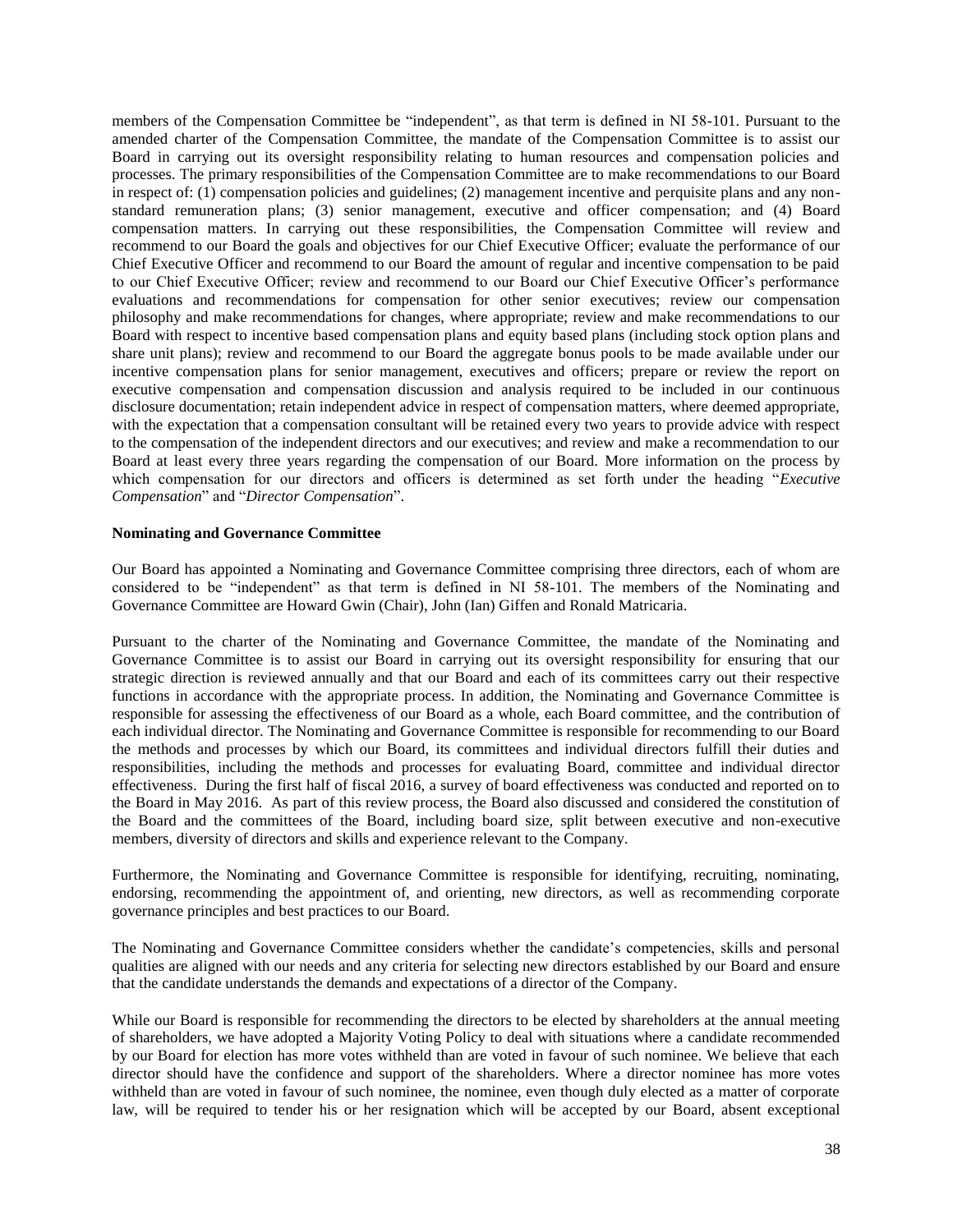members of the Compensation Committee be "independent", as that term is defined in NI 58-101. Pursuant to the amended charter of the Compensation Committee, the mandate of the Compensation Committee is to assist our Board in carrying out its oversight responsibility relating to human resources and compensation policies and processes. The primary responsibilities of the Compensation Committee are to make recommendations to our Board in respect of: (1) compensation policies and guidelines; (2) management incentive and perquisite plans and any non-standard remuneration plans; (3) senior management, executive and officer compensation; and (4) Board compensation matters. In carrying out these responsibilities, the Compensation Committee will review and recommend to our Board the goals and objectives for our Chief Executive Officer; evaluate the performance of our Chief Executive Officer and recommend to our Board the amount of regular and incentive compensation to be paid to our Chief Executive Officer; review and recommend to our Board our Chief Executive Officer's performance evaluations and recommendations for compensation for other senior executives; review our compensation philosophy and make recommendations for changes, where appropriate; review and make recommendations to our Board with respect to incentive based compensation plans and equity based plans (including stock option plans and share unit plans); review and recommend to our Board the aggregate bonus pools to be made available under our incentive compensation plans for senior management, executives and officers; prepare or review the report on executive compensation and compensation discussion and analysis required to be included in our continuous disclosure documentation; retain independent advice in respect of compensation matters, where deemed appropriate, with the expectation that a compensation consultant will be retained every two years to provide advice with respect to the compensation of the independent directors and our executives; and review and make a recommendation to our Board at least every three years regarding the compensation of our Board. More information on the process by which compensation for our directors and officers is determined as set forth under the heading "*Executive Compensation*" and "*Director Compensation*".

**Nominating and Governance Committee**

Our Board has appointed a Nominating and Governance Committee comprising three directors, each of whom are considered to be "independent" as that term is defined in NI 58-101. The members of the Nominating and Governance Committee are Howard Gwin (Chair), John (Ian) Giffen and Ronald Matricaria.

Pursuant to the charter of the Nominating and Governance Committee, the mandate of the Nominating and Governance Committee is to assist our Board in carrying out its oversight responsibility for ensuring that our strategic direction is reviewed annually and that our Board and each of its committees carry out their respective functions in accordance with the appropriate process. In addition, the Nominating and Governance Committee is responsible for assessing the effectiveness of our Board as a whole, each Board committee, and the contribution of each individual director. The Nominating and Governance Committee is responsible for recommending to our Board the methods and processes by which our Board, its committees and individual directors fulfill their duties and responsibilities, including the methods and processes for evaluating Board, committee and individual director effectiveness. During the first half of fiscal 2016, a survey of board effectiveness was conducted and reported on to the Board in May 2016. As part of this review process, the Board also discussed and considered the constitution of the Board and the committees of the Board, including board size, split between executive and non-executive members, diversity of directors and skills and experience relevant to the Company.

Furthermore, the Nominating and Governance Committee is responsible for identifying, recruiting, nominating, endorsing, recommending the appointment of, and orienting, new directors, as well as recommending corporate governance principles and best practices to our Board.

The Nominating and Governance Committee considers whether the candidate's competencies, skills and personal qualities are aligned with our needs and any criteria for selecting new directors established by our Board and ensure that the candidate understands the demands and expectations of a director of the Company.

While our Board is responsible for recommending the directors to be elected by shareholders at the annual meeting of shareholders, we have adopted a Majority Voting Policy to deal with situations where a candidate recommended by our Board for election has more votes withheld than are voted in favour of such nominee. We believe that each director should have the confidence and support of the shareholders. Where a director nominee has more votes withheld than are voted in favour of such nominee, the nominee, even though duly elected as a matter of corporate law, will be required to tender his or her resignation which will be accepted by our Board, absent exceptional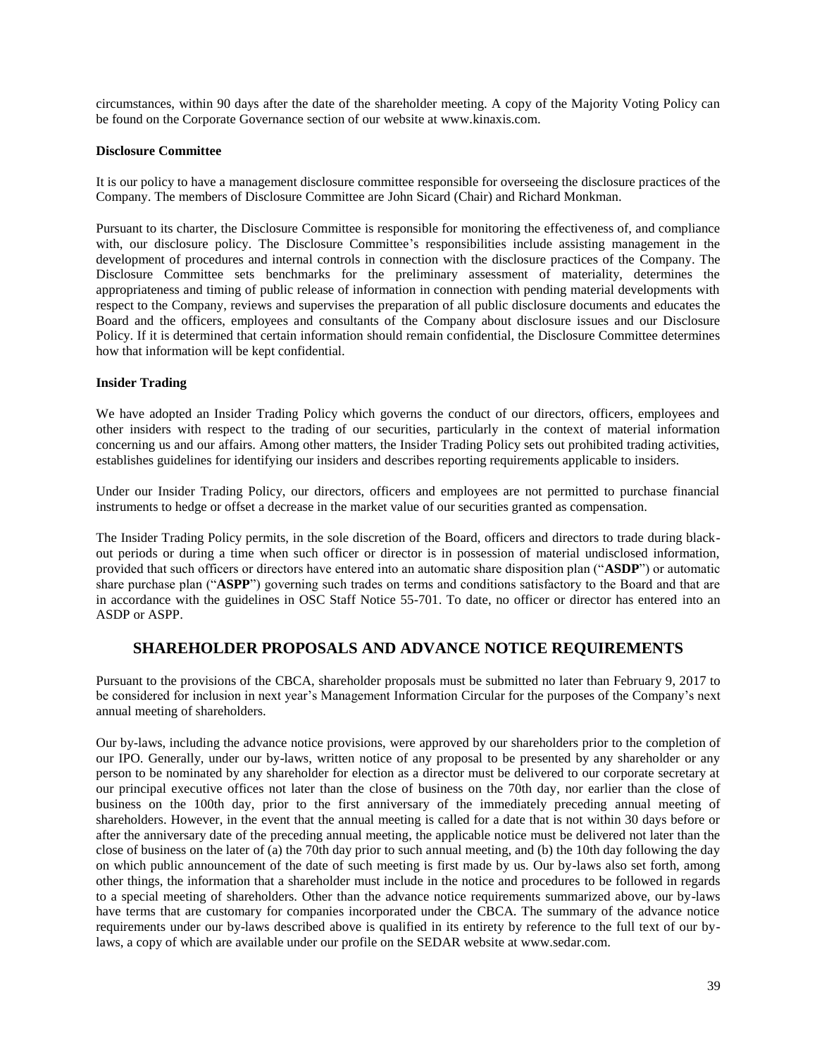circumstances, within 90 days after the date of the shareholder meeting. A copy of the Majority Voting Policy can be found on the Corporate Governance section of our website at www.kinaxis.com.

**Disclosure Committee**

It is our policy to have a management disclosure committee responsible for overseeing the disclosure practices of the Company. The members of Disclosure Committee are John Sicard (Chair) and Richard Monkman.

Pursuant to its charter, the Disclosure Committee is responsible for monitoring the effectiveness of, and compliance with, our disclosure policy. The Disclosure Committee's responsibilities include assisting management in the development of procedures and internal controls in connection with the disclosure practices of the Company. The Disclosure Committee sets benchmarks for the preliminary assessment of materiality, determines the appropriateness and timing of public release of information in connection with pending material developments with respect to the Company, reviews and supervises the preparation of all public disclosure documents and educates the Board and the officers, employees and consultants of the Company about disclosure issues and our Disclosure Policy. If it is determined that certain information should remain confidential, the Disclosure Committee determines how that information will be kept confidential.

**Insider Trading**

We have adopted an Insider Trading Policy which governs the conduct of our directors, officers, employees and other insiders with respect to the trading of our securities, particularly in the context of material information concerning us and our affairs. Among other matters, the Insider Trading Policy sets out prohibited trading activities, establishes guidelines for identifying our insiders and describes reporting requirements applicable to insiders.

Under our Insider Trading Policy, our directors, officers and employees are not permitted to purchase financial instruments to hedge or offset a decrease in the market value of our securities granted as compensation.

The Insider Trading Policy permits, in the sole discretion of the Board, officers and directors to trade during black-out periods or during a time when such officer or director is in possession of material undisclosed information, provided that such officers or directors have entered into an automatic share disposition plan ("**ASDP**") or automatic share purchase plan ("**ASPP**") governing such trades on terms and conditions satisfactory to the Board and that are in accordance with the guidelines in OSC Staff Notice 55-701. To date, no officer or director has entered into an ASDP or ASPP.

## SHAREHOLDER PROPOSALS AND ADVANCE NOTICE REQUIREMENTS

Pursuant to the provisions of the CBCA, shareholder proposals must be submitted no later than February 9, 2017 to be considered for inclusion in next year's Management Information Circular for the purposes of the Company's next annual meeting of shareholders.

Our by-laws, including the advance notice provisions, were approved by our shareholders prior to the completion of our IPO. Generally, under our by-laws, written notice of any proposal to be presented by any shareholder or any person to be nominated by any shareholder for election as a director must be delivered to our corporate secretary at our principal executive offices not later than the close of business on the 70th day, nor earlier than the close of business on the 100th day, prior to the first anniversary of the immediately preceding annual meeting of shareholders. However, in the event that the annual meeting is called for a date that is not within 30 days before or after the anniversary date of the preceding annual meeting, the applicable notice must be delivered not later than the close of business on the later of (a) the 70th day prior to such annual meeting, and (b) the 10th day following the day on which public announcement of the date of such meeting is first made by us. Our by-laws also set forth, among other things, the information that a shareholder must include in the notice and procedures to be followed in regards to a special meeting of shareholders. Other than the advance notice requirements summarized above, our by-laws have terms that are customary for companies incorporated under the CBCA. The summary of the advance notice requirements under our by-laws described above is qualified in its entirety by reference to the full text of our by-laws, a copy of which are available under our profile on the SEDAR website at www.sedar.com.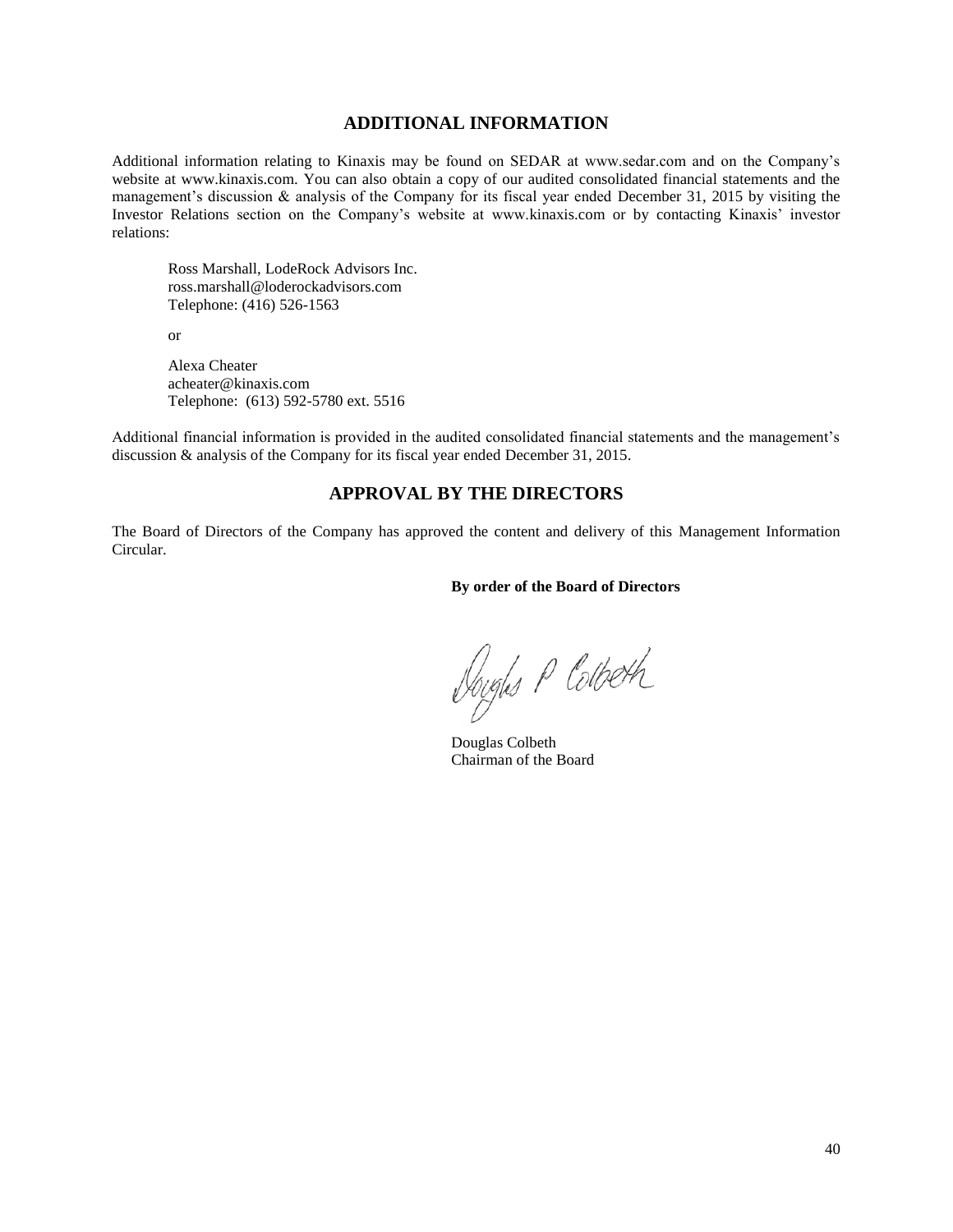## ADDITIONAL INFORMATION

Additional information relating to Kinaxis may be found on SEDAR at www.sedar.com and on the Company's website at www.kinaxis.com. You can also obtain a copy of our audited consolidated financial statements and the management's discussion & analysis of the Company for its fiscal year ended December 31, 2015 by visiting the Investor Relations section on the Company's website at www.kinaxis.com or by contacting Kinaxis' investor relations:

Ross Marshall, LodeRock Advisors Inc.
ross.marshall@loderockadvisors.com
Telephone: (416) 526-1563

or

Alexa Cheater
acheater@kinaxis.com
Telephone: (613) 592-5780 ext. 5516

Additional financial information is provided in the audited consolidated financial statements and the management's discussion & analysis of the Company for its fiscal year ended December 31, 2015.

## APPROVAL BY THE DIRECTORS

The Board of Directors of the Company has approved the content and delivery of this Management Information Circular.

**By order of the Board of Directors**

Douglas P Colbeth

Douglas Colbeth
Chairman of the Board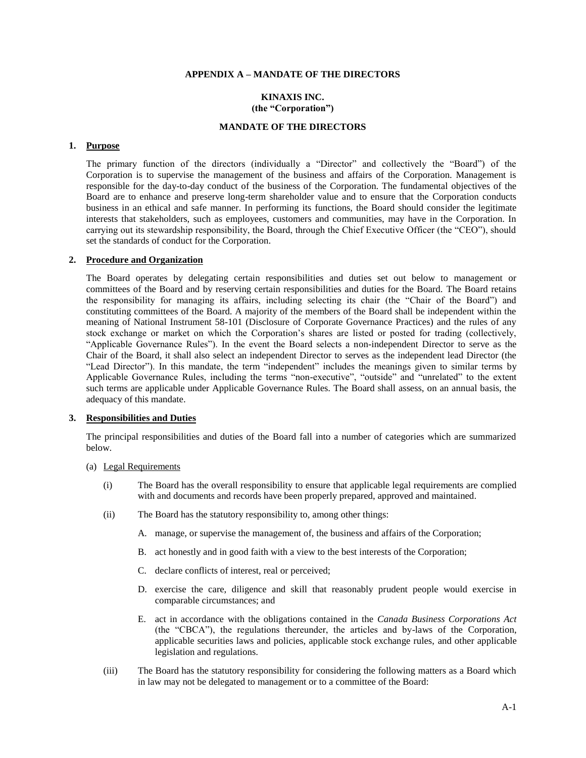**APPENDIX A – MANDATE OF THE DIRECTORS**

**KINAXIS INC.**
**(the "Corporation")**

**MANDATE OF THE DIRECTORS**

**1. Purpose**

The primary function of the directors (individually a "Director" and collectively the "Board") of the Corporation is to supervise the management of the business and affairs of the Corporation. Management is responsible for the day-to-day conduct of the business of the Corporation. The fundamental objectives of the Board are to enhance and preserve long-term shareholder value and to ensure that the Corporation conducts business in an ethical and safe manner. In performing its functions, the Board should consider the legitimate interests that stakeholders, such as employees, customers and communities, may have in the Corporation. In carrying out its stewardship responsibility, the Board, through the Chief Executive Officer (the "CEO"), should set the standards of conduct for the Corporation.

**2. Procedure and Organization**

The Board operates by delegating certain responsibilities and duties set out below to management or committees of the Board and by reserving certain responsibilities and duties for the Board. The Board retains the responsibility for managing its affairs, including selecting its chair (the "Chair of the Board") and constituting committees of the Board. A majority of the members of the Board shall be independent within the meaning of National Instrument 58-101 (Disclosure of Corporate Governance Practices) and the rules of any stock exchange or market on which the Corporation's shares are listed or posted for trading (collectively, "Applicable Governance Rules"). In the event the Board selects a non-independent Director to serve as the Chair of the Board, it shall also select an independent Director to serves as the independent lead Director (the "Lead Director"). In this mandate, the term "independent" includes the meanings given to similar terms by Applicable Governance Rules, including the terms "non-executive", "outside" and "unrelated" to the extent such terms are applicable under Applicable Governance Rules. The Board shall assess, on an annual basis, the adequacy of this mandate.

**3. Responsibilities and Duties**

The principal responsibilities and duties of the Board fall into a number of categories which are summarized below.

(a) Legal Requirements

(i) The Board has the overall responsibility to ensure that applicable legal requirements are complied with and documents and records have been properly prepared, approved and maintained.

(ii) The Board has the statutory responsibility to, among other things:

A. manage, or supervise the management of, the business and affairs of the Corporation;

B. act honestly and in good faith with a view to the best interests of the Corporation;

C. declare conflicts of interest, real or perceived;

D. exercise the care, diligence and skill that reasonably prudent people would exercise in comparable circumstances; and

E. act in accordance with the obligations contained in the *Canada Business Corporations Act* (the "CBCA"), the regulations thereunder, the articles and by-laws of the Corporation, applicable securities laws and policies, applicable stock exchange rules, and other applicable legislation and regulations.

(iii) The Board has the statutory responsibility for considering the following matters as a Board which in law may not be delegated to management or to a committee of the Board: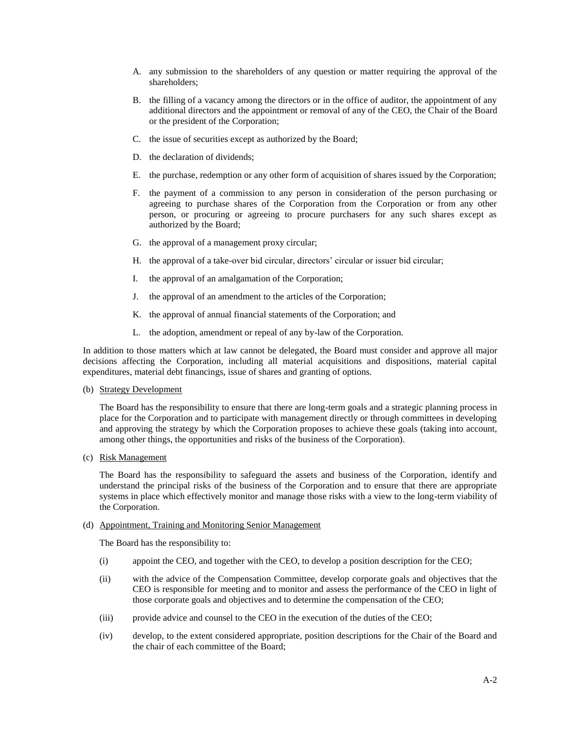A. any submission to the shareholders of any question or matter requiring the approval of the shareholders;

B. the filling of a vacancy among the directors or in the office of auditor, the appointment of any additional directors and the appointment or removal of any of the CEO, the Chair of the Board or the president of the Corporation;

C. the issue of securities except as authorized by the Board;

D. the declaration of dividends;

E. the purchase, redemption or any other form of acquisition of shares issued by the Corporation;

F. the payment of a commission to any person in consideration of the person purchasing or agreeing to purchase shares of the Corporation from the Corporation or from any other person, or procuring or agreeing to procure purchasers for any such shares except as authorized by the Board;

G. the approval of a management proxy circular;

H. the approval of a take-over bid circular, directors' circular or issuer bid circular;

I. the approval of an amalgamation of the Corporation;

J. the approval of an amendment to the articles of the Corporation;

K. the approval of annual financial statements of the Corporation; and

L. the adoption, amendment or repeal of any by-law of the Corporation.

In addition to those matters which at law cannot be delegated, the Board must consider and approve all major decisions affecting the Corporation, including all material acquisitions and dispositions, material capital expenditures, material debt financings, issue of shares and granting of options.

(b) Strategy Development

The Board has the responsibility to ensure that there are long-term goals and a strategic planning process in place for the Corporation and to participate with management directly or through committees in developing and approving the strategy by which the Corporation proposes to achieve these goals (taking into account, among other things, the opportunities and risks of the business of the Corporation).

(c) Risk Management

The Board has the responsibility to safeguard the assets and business of the Corporation, identify and understand the principal risks of the business of the Corporation and to ensure that there are appropriate systems in place which effectively monitor and manage those risks with a view to the long-term viability of the Corporation.

(d) Appointment, Training and Monitoring Senior Management

The Board has the responsibility to:

(i) appoint the CEO, and together with the CEO, to develop a position description for the CEO;

(ii) with the advice of the Compensation Committee, develop corporate goals and objectives that the CEO is responsible for meeting and to monitor and assess the performance of the CEO in light of those corporate goals and objectives and to determine the compensation of the CEO;

(iii) provide advice and counsel to the CEO in the execution of the duties of the CEO;

(iv) develop, to the extent considered appropriate, position descriptions for the Chair of the Board and the chair of each committee of the Board;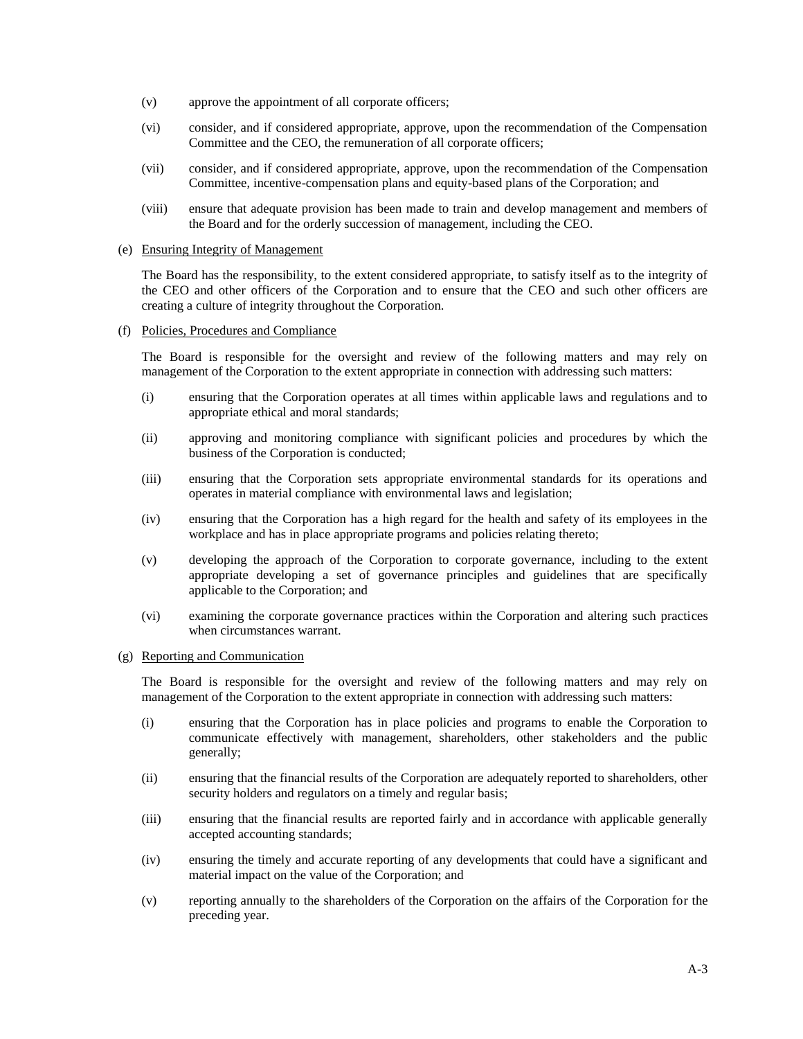(v) approve the appointment of all corporate officers;

(vi) consider, and if considered appropriate, approve, upon the recommendation of the Compensation Committee and the CEO, the remuneration of all corporate officers;

(vii) consider, and if considered appropriate, approve, upon the recommendation of the Compensation Committee, incentive-compensation plans and equity-based plans of the Corporation; and

(viii) ensure that adequate provision has been made to train and develop management and members of the Board and for the orderly succession of management, including the CEO.

(e) Ensuring Integrity of Management

The Board has the responsibility, to the extent considered appropriate, to satisfy itself as to the integrity of the CEO and other officers of the Corporation and to ensure that the CEO and such other officers are creating a culture of integrity throughout the Corporation.

(f) Policies, Procedures and Compliance

The Board is responsible for the oversight and review of the following matters and may rely on management of the Corporation to the extent appropriate in connection with addressing such matters:

(i) ensuring that the Corporation operates at all times within applicable laws and regulations and to appropriate ethical and moral standards;

(ii) approving and monitoring compliance with significant policies and procedures by which the business of the Corporation is conducted;

(iii) ensuring that the Corporation sets appropriate environmental standards for its operations and operates in material compliance with environmental laws and legislation;

(iv) ensuring that the Corporation has a high regard for the health and safety of its employees in the workplace and has in place appropriate programs and policies relating thereto;

(v) developing the approach of the Corporation to corporate governance, including to the extent appropriate developing a set of governance principles and guidelines that are specifically applicable to the Corporation; and

(vi) examining the corporate governance practices within the Corporation and altering such practices when circumstances warrant.

(g) Reporting and Communication

The Board is responsible for the oversight and review of the following matters and may rely on management of the Corporation to the extent appropriate in connection with addressing such matters:

(i) ensuring that the Corporation has in place policies and programs to enable the Corporation to communicate effectively with management, shareholders, other stakeholders and the public generally;

(ii) ensuring that the financial results of the Corporation are adequately reported to shareholders, other security holders and regulators on a timely and regular basis;

(iii) ensuring that the financial results are reported fairly and in accordance with applicable generally accepted accounting standards;

(iv) ensuring the timely and accurate reporting of any developments that could have a significant and material impact on the value of the Corporation; and

(v) reporting annually to the shareholders of the Corporation on the affairs of the Corporation for the preceding year.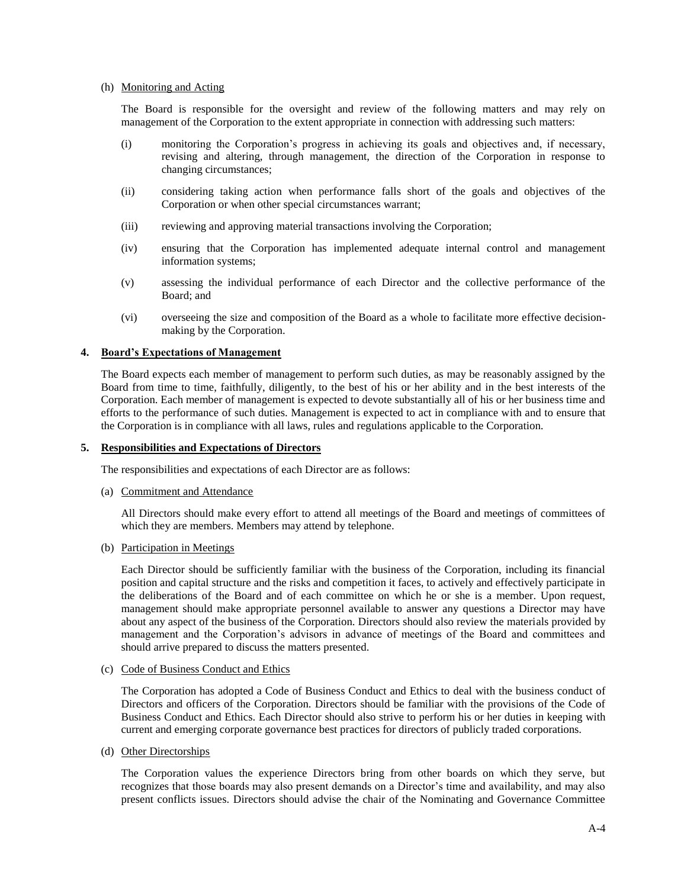(h) Monitoring and Acting

The Board is responsible for the oversight and review of the following matters and may rely on management of the Corporation to the extent appropriate in connection with addressing such matters:

(i) monitoring the Corporation's progress in achieving its goals and objectives and, if necessary, revising and altering, through management, the direction of the Corporation in response to changing circumstances;

(ii) considering taking action when performance falls short of the goals and objectives of the Corporation or when other special circumstances warrant;

(iii) reviewing and approving material transactions involving the Corporation;

(iv) ensuring that the Corporation has implemented adequate internal control and management information systems;

(v) assessing the individual performance of each Director and the collective performance of the Board; and

(vi) overseeing the size and composition of the Board as a whole to facilitate more effective decision-making by the Corporation.

## 4. Board's Expectations of Management

The Board expects each member of management to perform such duties, as may be reasonably assigned by the Board from time to time, faithfully, diligently, to the best of his or her ability and in the best interests of the Corporation. Each member of management is expected to devote substantially all of his or her business time and efforts to the performance of such duties. Management is expected to act in compliance with and to ensure that the Corporation is in compliance with all laws, rules and regulations applicable to the Corporation.

## 5. Responsibilities and Expectations of Directors

The responsibilities and expectations of each Director are as follows:

(a) Commitment and Attendance

All Directors should make every effort to attend all meetings of the Board and meetings of committees of which they are members. Members may attend by telephone.

(b) Participation in Meetings

Each Director should be sufficiently familiar with the business of the Corporation, including its financial position and capital structure and the risks and competition it faces, to actively and effectively participate in the deliberations of the Board and of each committee on which he or she is a member. Upon request, management should make appropriate personnel available to answer any questions a Director may have about any aspect of the business of the Corporation. Directors should also review the materials provided by management and the Corporation's advisors in advance of meetings of the Board and committees and should arrive prepared to discuss the matters presented.

(c) Code of Business Conduct and Ethics

The Corporation has adopted a Code of Business Conduct and Ethics to deal with the business conduct of Directors and officers of the Corporation. Directors should be familiar with the provisions of the Code of Business Conduct and Ethics. Each Director should also strive to perform his or her duties in keeping with current and emerging corporate governance best practices for directors of publicly traded corporations.

(d) Other Directorships

The Corporation values the experience Directors bring from other boards on which they serve, but recognizes that those boards may also present demands on a Director's time and availability, and may also present conflicts issues. Directors should advise the chair of the Nominating and Governance Committee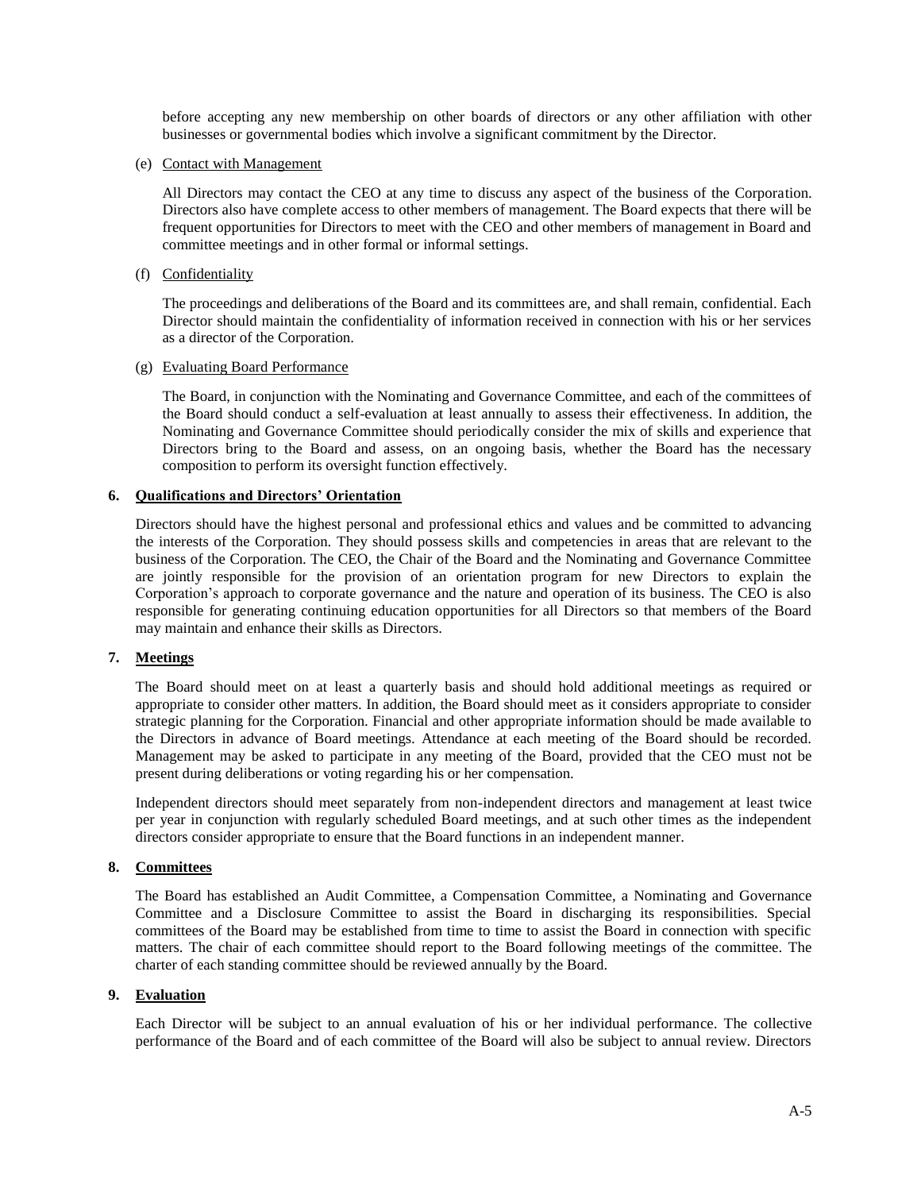before accepting any new membership on other boards of directors or any other affiliation with other businesses or governmental bodies which involve a significant commitment by the Director.

(e) Contact with Management

All Directors may contact the CEO at any time to discuss any aspect of the business of the Corporation. Directors also have complete access to other members of management. The Board expects that there will be frequent opportunities for Directors to meet with the CEO and other members of management in Board and committee meetings and in other formal or informal settings.

(f) Confidentiality

The proceedings and deliberations of the Board and its committees are, and shall remain, confidential. Each Director should maintain the confidentiality of information received in connection with his or her services as a director of the Corporation.

(g) Evaluating Board Performance

The Board, in conjunction with the Nominating and Governance Committee, and each of the committees of the Board should conduct a self-evaluation at least annually to assess their effectiveness. In addition, the Nominating and Governance Committee should periodically consider the mix of skills and experience that Directors bring to the Board and assess, on an ongoing basis, whether the Board has the necessary composition to perform its oversight function effectively.

## 6. Qualifications and Directors' Orientation

Directors should have the highest personal and professional ethics and values and be committed to advancing the interests of the Corporation. They should possess skills and competencies in areas that are relevant to the business of the Corporation. The CEO, the Chair of the Board and the Nominating and Governance Committee are jointly responsible for the provision of an orientation program for new Directors to explain the Corporation's approach to corporate governance and the nature and operation of its business. The CEO is also responsible for generating continuing education opportunities for all Directors so that members of the Board may maintain and enhance their skills as Directors.

## 7. Meetings

The Board should meet on at least a quarterly basis and should hold additional meetings as required or appropriate to consider other matters. In addition, the Board should meet as it considers appropriate to consider strategic planning for the Corporation. Financial and other appropriate information should be made available to the Directors in advance of Board meetings. Attendance at each meeting of the Board should be recorded. Management may be asked to participate in any meeting of the Board, provided that the CEO must not be present during deliberations or voting regarding his or her compensation.

Independent directors should meet separately from non-independent directors and management at least twice per year in conjunction with regularly scheduled Board meetings, and at such other times as the independent directors consider appropriate to ensure that the Board functions in an independent manner.

## 8. Committees

The Board has established an Audit Committee, a Compensation Committee, a Nominating and Governance Committee and a Disclosure Committee to assist the Board in discharging its responsibilities. Special committees of the Board may be established from time to time to assist the Board in connection with specific matters. The chair of each committee should report to the Board following meetings of the committee. The charter of each standing committee should be reviewed annually by the Board.

## 9. Evaluation

Each Director will be subject to an annual evaluation of his or her individual performance. The collective performance of the Board and of each committee of the Board will also be subject to annual review. Directors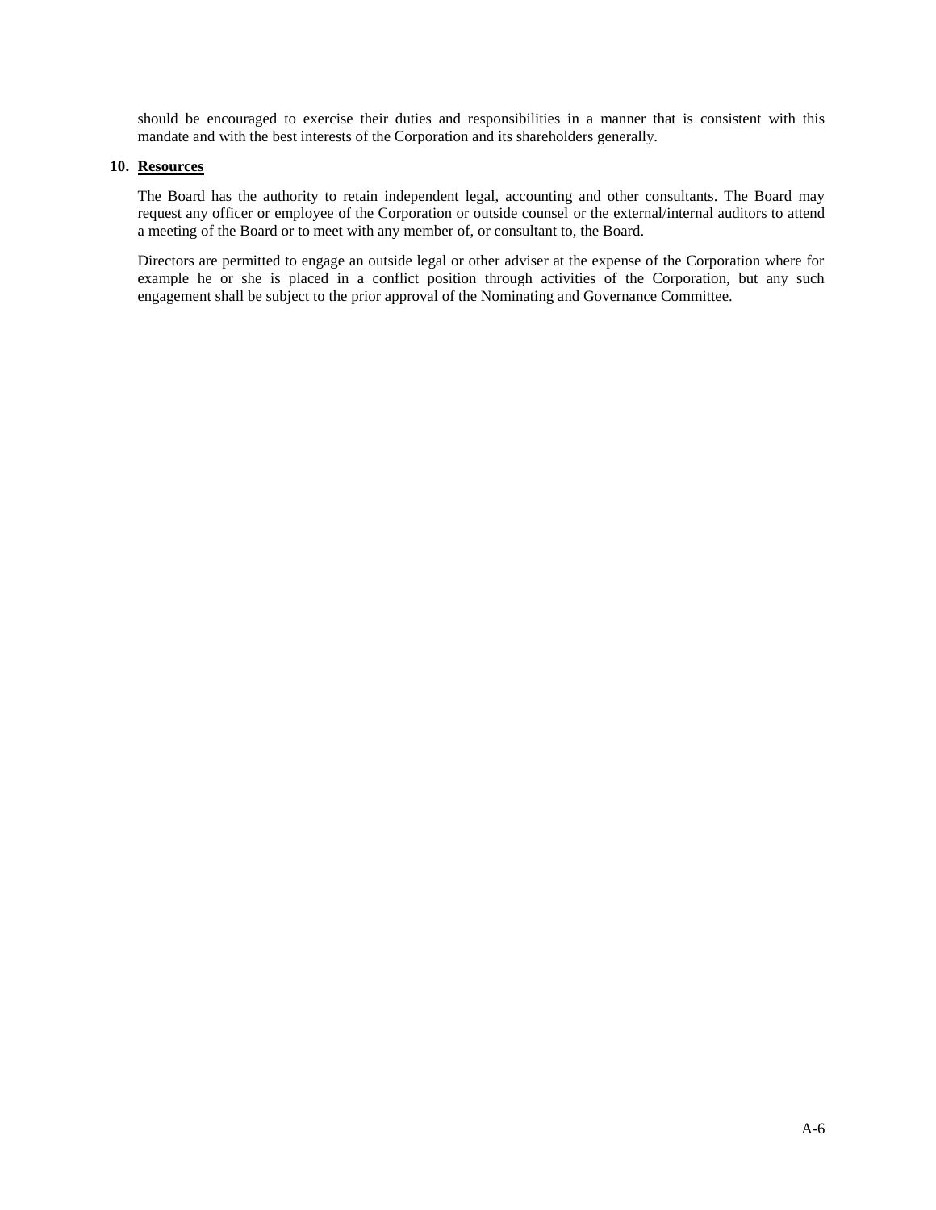should be encouraged to exercise their duties and responsibilities in a manner that is consistent with this mandate and with the best interests of the Corporation and its shareholders generally.

## 10. Resources

The Board has the authority to retain independent legal, accounting and other consultants. The Board may request any officer or employee of the Corporation or outside counsel or the external/internal auditors to attend a meeting of the Board or to meet with any member of, or consultant to, the Board.

Directors are permitted to engage an outside legal or other adviser at the expense of the Corporation where for example he or she is placed in a conflict position through activities of the Corporation, but any such engagement shall be subject to the prior approval of the Nominating and Governance Committee.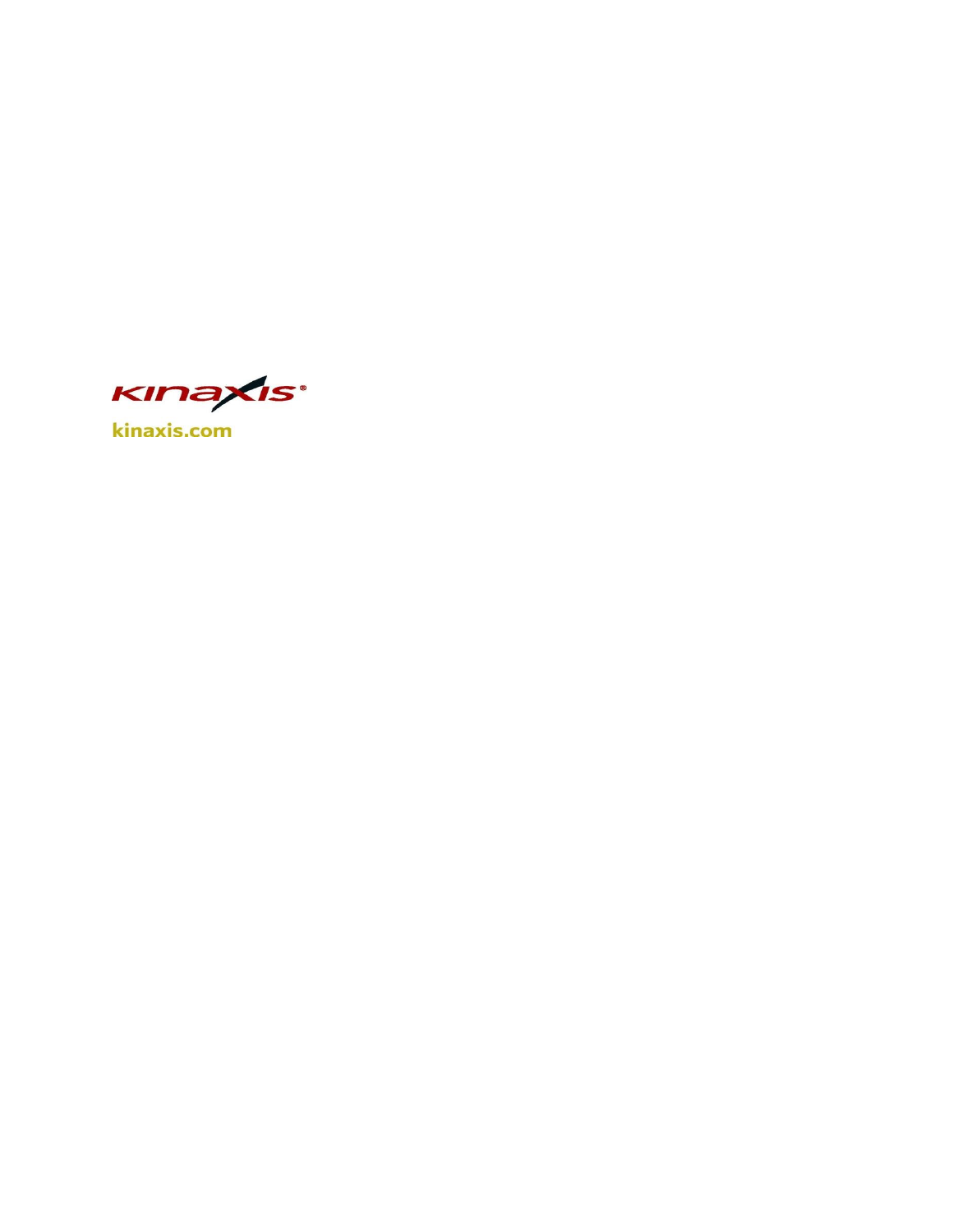KINAXIS®

kinaxis.com